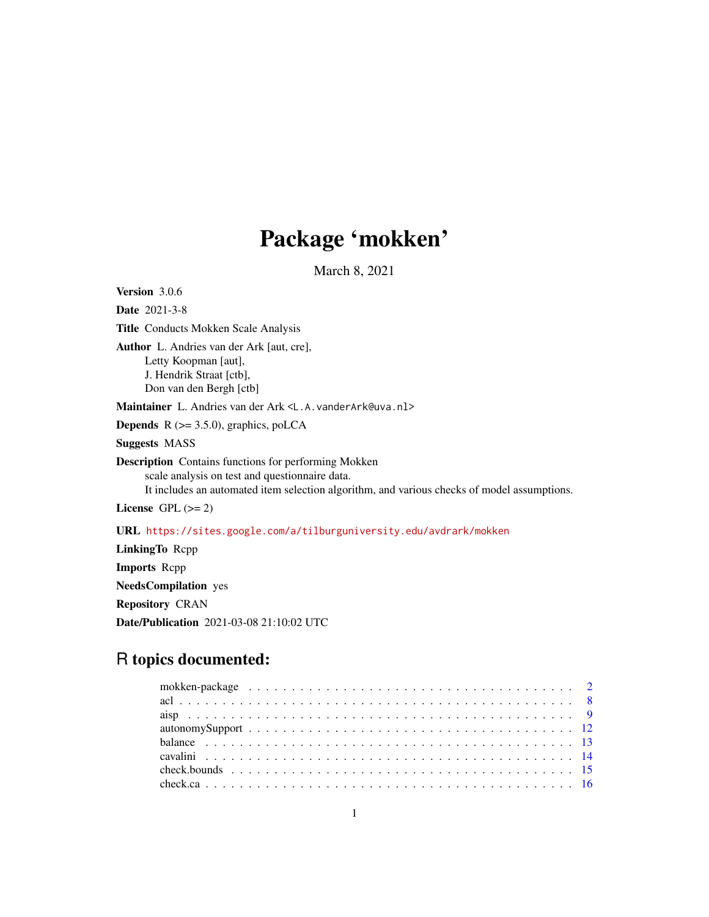# Package 'mokken'

March 8, 2021

**Version** 3.0.6

**Date** 2021-3-8

**Title** Conducts Mokken Scale Analysis

**Author** L. Andries van der Ark [aut, cre],
Letty Koopman [aut],
J. Hendrik Straat [ctb],
Don van den Bergh [ctb]

**Maintainer** L. Andries van der Ark <L.A.vanderArk@uva.nl>

**Depends** R (>= 3.5.0), graphics, poLCA

**Suggests** MASS

**Description** Contains functions for performing Mokken scale analysis on test and questionnaire data.
It includes an automated item selection algorithm, and various checks of model assumptions.

**License** GPL (>= 2)

**URL** https://sites.google.com/a/tilburguniversity.edu/avdrark/mokken

**LinkingTo** Rcpp

**Imports** Rcpp

**NeedsCompilation** yes

**Repository** CRAN

**Date/Publication** 2021-03-08 21:10:02 UTC

## R topics documented:

| | |
|---|---|
| mokken-package | 2 |
| acl | 8 |
| aisp | 9 |
| autonomySupport | 12 |
| balance | 13 |
| cavalini | 14 |
| check.bounds | 15 |
| check.ca | 16 |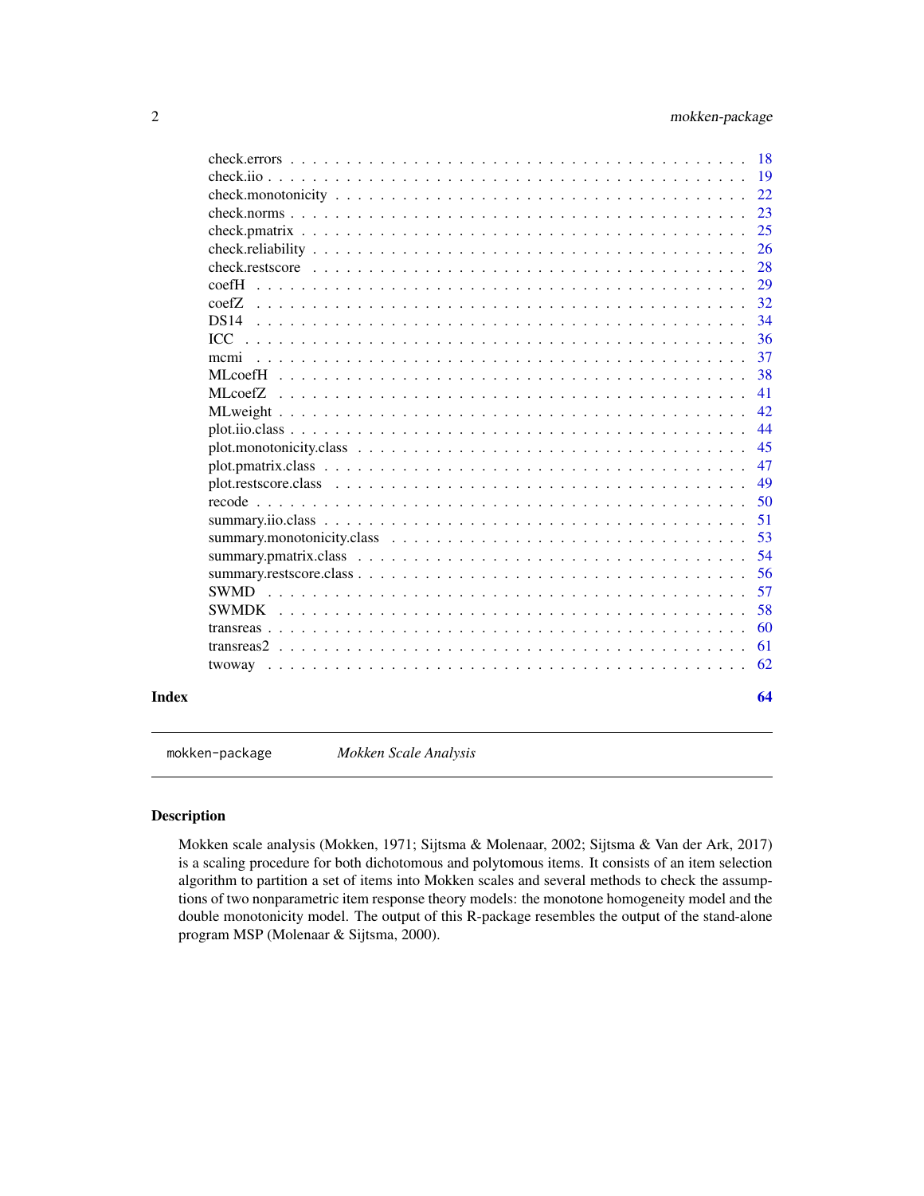| | |
|---|---|
| check.errors | 18 |
| check.iio | 19 |
| check.monotonicity | 22 |
| check.norms | 23 |
| check.pmatrix | 25 |
| check.reliability | 26 |
| check.restscore | 28 |
| coefH | 29 |
| coefZ | 32 |
| DS14 | 34 |
| ICC | 36 |
| mcmi | 37 |
| MLcoefH | 38 |
| MLcoefZ | 41 |
| MLweight | 42 |
| plot.iio.class | 44 |
| plot.monotonicity.class | 45 |
| plot.pmatrix.class | 47 |
| plot.restscore.class | 49 |
| recode | 50 |
| summary.iio.class | 51 |
| summary.monotonicity.class | 53 |
| summary.pmatrix.class | 54 |
| summary.restscore.class | 56 |
| SWMD | 57 |
| SWMDK | 58 |
| transreas | 60 |
| transreas2 | 61 |
| twoway | 62 |

**Index** **64**

---

`mokken-package` *Mokken Scale Analysis*

---

## Description

Mokken scale analysis (Mokken, 1971; Sijtsma & Molenaar, 2002; Sijtsma & Van der Ark, 2017) is a scaling procedure for both dichotomous and polytomous items. It consists of an item selection algorithm to partition a set of items into Mokken scales and several methods to check the assumptions of two nonparametric item response theory models: the monotone homogeneity model and the double monotonicity model. The output of this R-package resembles the output of the stand-alone program MSP (Molenaar & Sijtsma, 2000).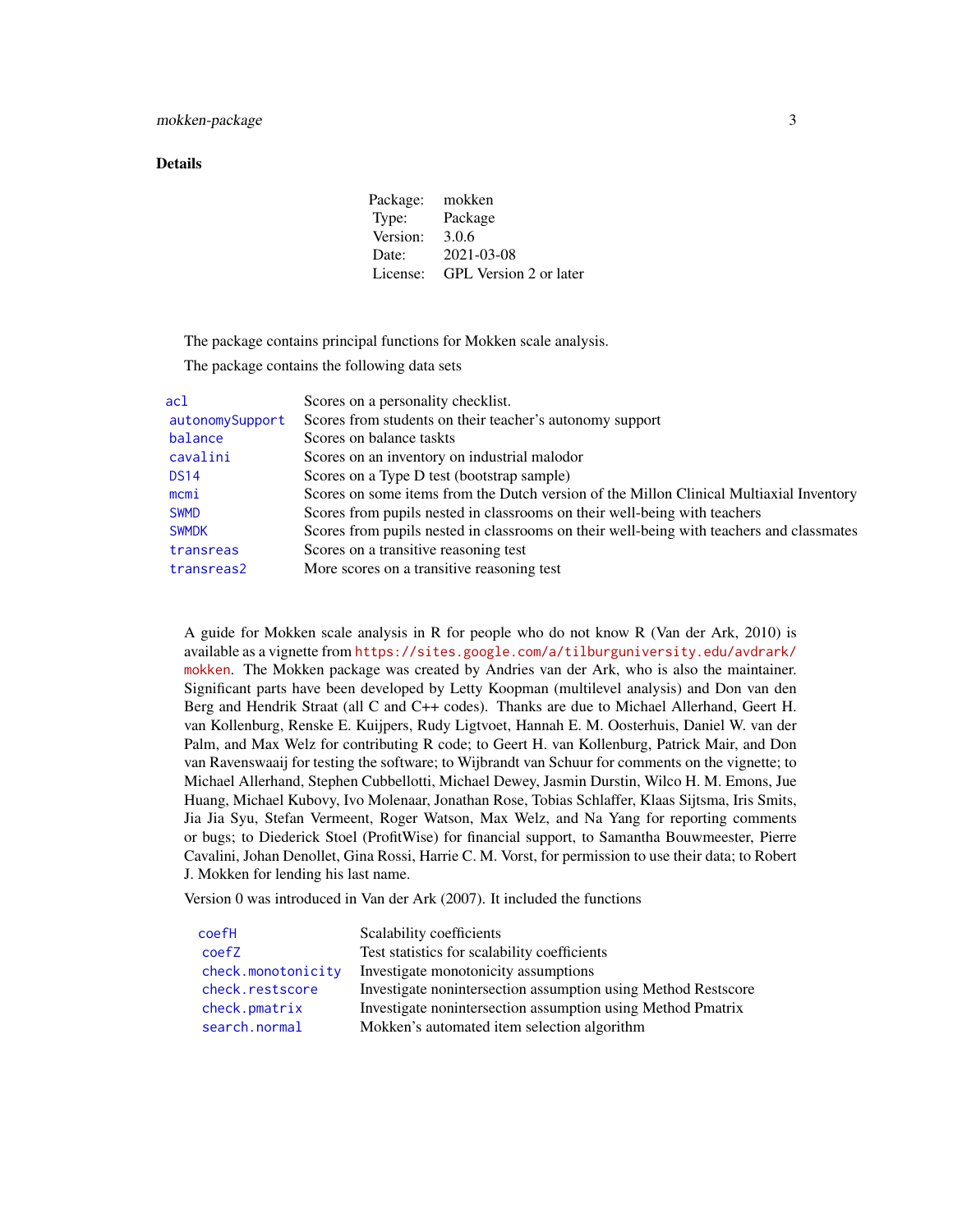## Details

| | |
|---|---|
| Package: | mokken |
| Type: | Package |
| Version: | 3.0.6 |
| Date: | 2021-03-08 |
| License: | GPL Version 2 or later |

The package contains principal functions for Mokken scale analysis.

The package contains the following data sets

| | |
|---|---|
| `acl` | Scores on a personality checklist. |
| `autonomySupport` | Scores from students on their teacher's autonomy support |
| `balance` | Scores on balance tasktts |
| `cavalini` | Scores on an inventory on industrial malodor |
| `DS14` | Scores on a Type D test (bootstrap sample) |
| `mcmi` | Scores on some items from the Dutch version of the Millon Clinical Multiaxial Inventory |
| `SWMD` | Scores from pupils nested in classrooms on their well-being with teachers |
| `SWMDK` | Scores from pupils nested in classrooms on their well-being with teachers and classmates |
| `transreas` | Scores on a transitive reasoning test |
| `transreas2` | More scores on a transitive reasoning test |

A guide for Mokken scale analysis in R for people who do not know R (Van der Ark, 2010) is available as a vignette from https://sites.google.com/a/tilburguniversity.edu/avdrark/mokken. The Mokken package was created by Andries van der Ark, who is also the maintainer. Significant parts have been developed by Letty Koopman (multilevel analysis) and Don van den Berg and Hendrik Straat (all C and C++ codes). Thanks are due to Michael Allerhand, Geert H. van Kollenburg, Renske E. Kuijpers, Rudy Ligtvoet, Hannah E. M. Oosterhuis, Daniel W. van der Palm, and Max Welz for contributing R code; to Geert H. van Kollenburg, Patrick Mair, and Don van Ravenswaaij for testing the software; to Wijbrandt van Schuur for comments on the vignette; to Michael Allerhand, Stephen Cubbellotti, Michael Dewey, Jasmin Durstin, Wilco H. M. Emons, Jue Huang, Michael Kubovy, Ivo Molenaar, Jonathan Rose, Tobias Schlaffer, Klaas Sijtsma, Iris Smits, Jia Jia Syu, Stefan Vermeent, Roger Watson, Max Welz, and Na Yang for reporting comments or bugs; to Diederick Stoel (ProfitWise) for financial support, to Samantha Bouwmeester, Pierre Cavalini, Johan Denollet, Gina Rossi, Harrie C. M. Vorst, for permission to use their data; to Robert J. Mokken for lending his last name.

Version 0 was introduced in Van der Ark (2007). It included the functions

| | |
|---|---|
| `coefH` | Scalability coefficients |
| `coefZ` | Test statistics for scalability coefficients |
| `check.monotonicity` | Investigate monotonicity assumptions |
| `check.restscore` | Investigate nonintersection assumption using Method Restscore |
| `check.pmatrix` | Investigate nonintersection assumption using Method Pmatrix |
| `search.normal` | Mokken's automated item selection algorithm |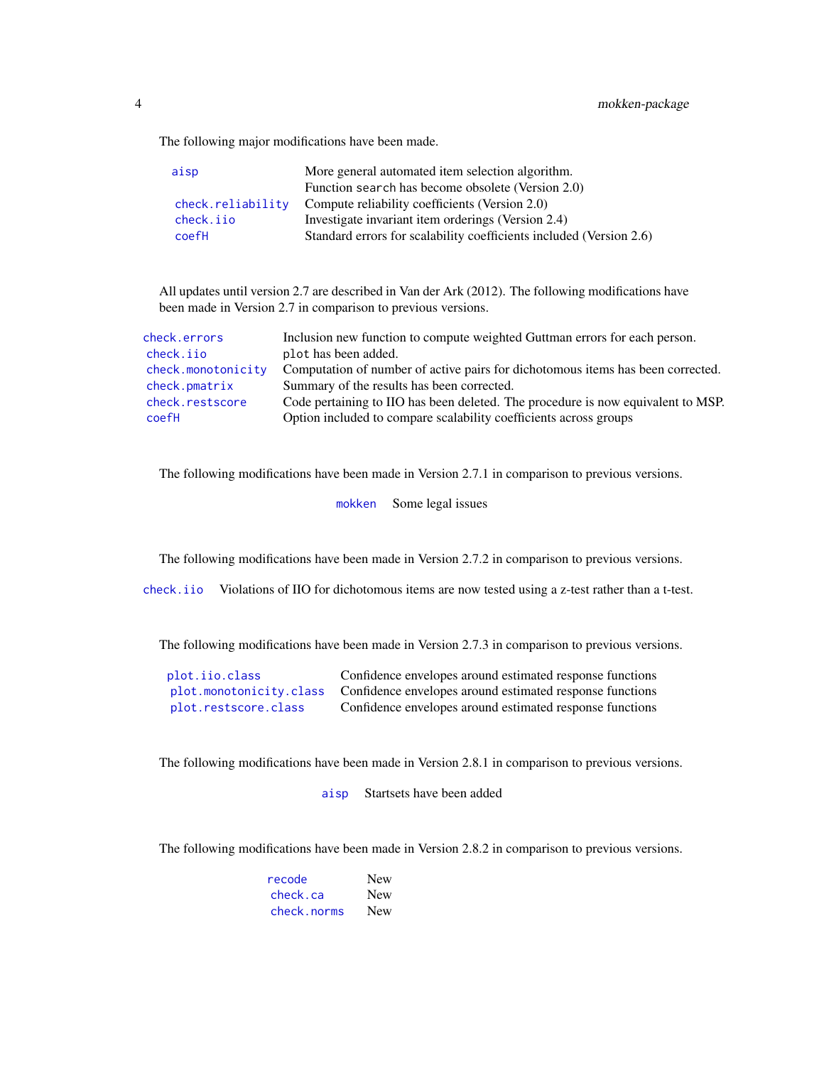The following major modifications have been made.

| | |
|---|---|
| `aisp` | More general automated item selection algorithm. Function `search` has become obsolete (Version 2.0) |
| `check.reliability` | Compute reliability coefficients (Version 2.0) |
| `check.iio` | Investigate invariant item orderings (Version 2.4) |
| `coefH` | Standard errors for scalability coefficients included (Version 2.6) |

All updates until version 2.7 are described in Van der Ark (2012). The following modifications have been made in Version 2.7 in comparison to previous versions.

| | |
|---|---|
| `check.errors` | Inclusion new function to compute weighted Guttman errors for each person. |
| `check.iio` | `plot` has been added. |
| `check.monotonicity` | Computation of number of active pairs for dichotomous items has been corrected. |
| `check.pmatrix` | Summary of the results has been corrected. |
| `check.restscore` | Code pertaining to IIO has been deleted. The procedure is now equivalent to MSP. |
| `coefH` | Option included to compare scalability coefficients across groups |

The following modifications have been made in Version 2.7.1 in comparison to previous versions.

| | |
|---|---|
| `mokken` | Some legal issues |

The following modifications have been made in Version 2.7.2 in comparison to previous versions.

| | |
|---|---|
| `check.iio` | Violations of IIO for dichotomous items are now tested using a z-test rather than a t-test. |

The following modifications have been made in Version 2.7.3 in comparison to previous versions.

| | |
|---|---|
| `plot.iio.class` | Confidence envelopes around estimated response functions |
| `plot.monotonicity.class` | Confidence envelopes around estimated response functions |
| `plot.restscore.class` | Confidence envelopes around estimated response functions |

The following modifications have been made in Version 2.8.1 in comparison to previous versions.

| | |
|---|---|
| `aisp` | Startsets have been added |

The following modifications have been made in Version 2.8.2 in comparison to previous versions.

| | |
|---|---|
| `recode` | New |
| `check.ca` | New |
| `check.norms` | New |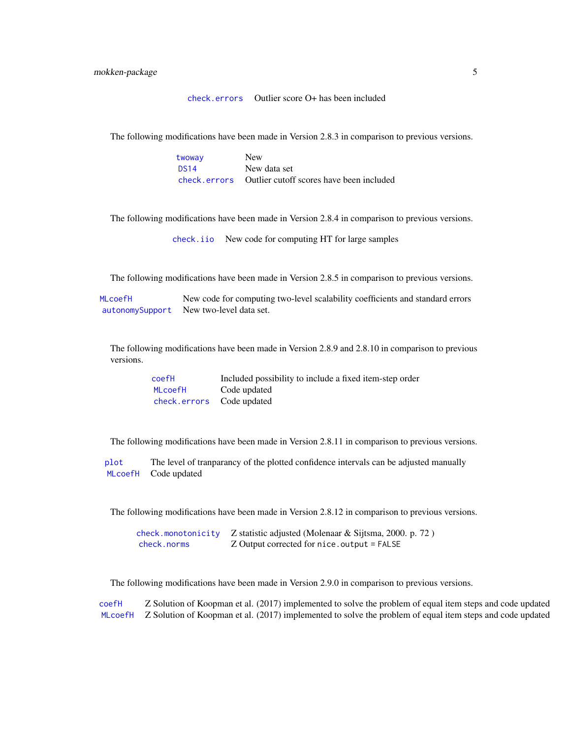| | |
|---|---|
| check.errors | Outlier score O+ has been included |

The following modifications have been made in Version 2.8.3 in comparison to previous versions.

| | |
|---|---|
| twoway | New |
| DS14 | New data set |
| check.errors | Outlier cutoff scores have been included |

The following modifications have been made in Version 2.8.4 in comparison to previous versions.

| | |
|---|---|
| check.iio | New code for computing HT for large samples |

The following modifications have been made in Version 2.8.5 in comparison to previous versions.

| | |
|---|---|
| MLcoefH | New code for computing two-level scalability coefficients and standard errors |
| autonomySupport | New two-level data set. |

The following modifications have been made in Version 2.8.9 and 2.8.10 in comparison to previous versions.

| | |
|---|---|
| coefH | Included possibility to include a fixed item-step order |
| MLcoefH | Code updated |
| check.errors | Code updated |

The following modifications have been made in Version 2.8.11 in comparison to previous versions.

| | |
|---|---|
| plot | The level of tranparancy of the plotted confidence intervals can be adjusted manually |
| MLcoefH | Code updated |

The following modifications have been made in Version 2.8.12 in comparison to previous versions.

| | |
|---|---|
| check.monotonicity | Z statistic adjusted (Molenaar & Sijtsma, 2000. p. 72 ) |
| check.norms | Z Output corrected for `nice.output = FALSE` |

The following modifications have been made in Version 2.9.0 in comparison to previous versions.

| | |
|---|---|
| coefH | Z Solution of Koopman et al. (2017) implemented to solve the problem of equal item steps and code updated |
| MLcoefH | Z Solution of Koopman et al. (2017) implemented to solve the problem of equal item steps and code updated |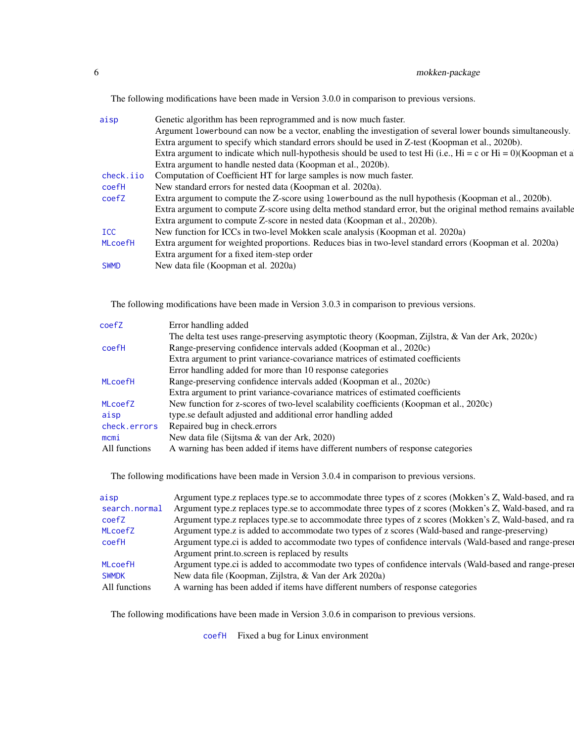The following modifications have been made in Version 3.0.0 in comparison to previous versions.

| | |
|---|---|
| aisp | Genetic algorithm has been reprogrammed and is now much faster. |
| | Argument lowerbound can now be a vector, enabling the investigation of several lower bounds simultaneously. |
| | Extra argument to specify which standard errors should be used in Z-test (Koopman et al., 2020b). |
| | Extra argument to indicate which null-hypothesis should be used to test Hi (i.e., Hi = c or Hi = 0)(Koopman et a |
| | Extra argument to handle nested data (Koopman et al., 2020b). |
| check.iio | Computation of Coefficient HT for large samples is now much faster. |
| coefH | New standard errors for nested data (Koopman et al. 2020a). |
| coefZ | Extra argument to compute the Z-score using lowerbound as the null hypothesis (Koopman et al., 2020b). |
| | Extra argument to compute Z-score using delta method standard error, but the original method remains available |
| | Extra argument to compute Z-score in nested data (Koopman et al., 2020b). |
| ICC | New function for ICCs in two-level Mokken scale analysis (Koopman et al. 2020a) |
| MLcoefH | Extra argument for weighted proportions. Reduces bias in two-level standard errors (Koopman et al. 2020a) |
| | Extra argument for a fixed item-step order |
| SWMD | New data file (Koopman et al. 2020a) |

The following modifications have been made in Version 3.0.3 in comparison to previous versions.

| | |
|---|---|
| coefZ | Error handling added |
| | The delta test uses range-preserving asymptotic theory (Koopman, Zijlstra, & Van der Ark, 2020c) |
| coefH | Range-preserving confidence intervals added (Koopman et al., 2020c) |
| | Extra argument to print variance-covariance matrices of estimated coefficients |
| | Error handling added for more than 10 response categories |
| MLcoefH | Range-preserving confidence intervals added (Koopman et al., 2020c) |
| | Extra argument to print variance-covariance matrices of estimated coefficients |
| MLcoefZ | New function for z-scores of two-level scalability coefficients (Koopman et al., 2020c) |
| aisp | type.se default adjusted and additional error handling added |
| check.errors | Repaired bug in check.errors |
| mcmi | New data file (Sijtsma & van der Ark, 2020) |
| All functions | A warning has been added if items have different numbers of response categories |

The following modifications have been made in Version 3.0.4 in comparison to previous versions.

| | |
|---|---|
| aisp | Argument type.z replaces type.se to accommodate three types of z scores (Mokken's Z, Wald-based, and ra |
| search.normal | Argument type.z replaces type.se to accommodate three types of z scores (Mokken's Z, Wald-based, and ra |
| coefZ | Argument type.z replaces type.se to accommodate three types of z scores (Mokken's Z, Wald-based, and ra |
| MLcoefZ | Argument type.z is added to accommodate two types of z scores (Wald-based and range-preserving) |
| coefH | Argument type.ci is added to accommodate two types of confidence intervals (Wald-based and range-preser |
| | Argument print.to.screen is replaced by results |
| MLcoefH | Argument type.ci is added to accommodate two types of confidence intervals (Wald-based and range-preser |
| SWMDK | New data file (Koopman, Zijlstra, & Van der Ark 2020a) |
| All functions | A warning has been added if items have different numbers of response categories |

The following modifications have been made in Version 3.0.6 in comparison to previous versions.

| | |
|---|---|
| coefH | Fixed a bug for Linux environment |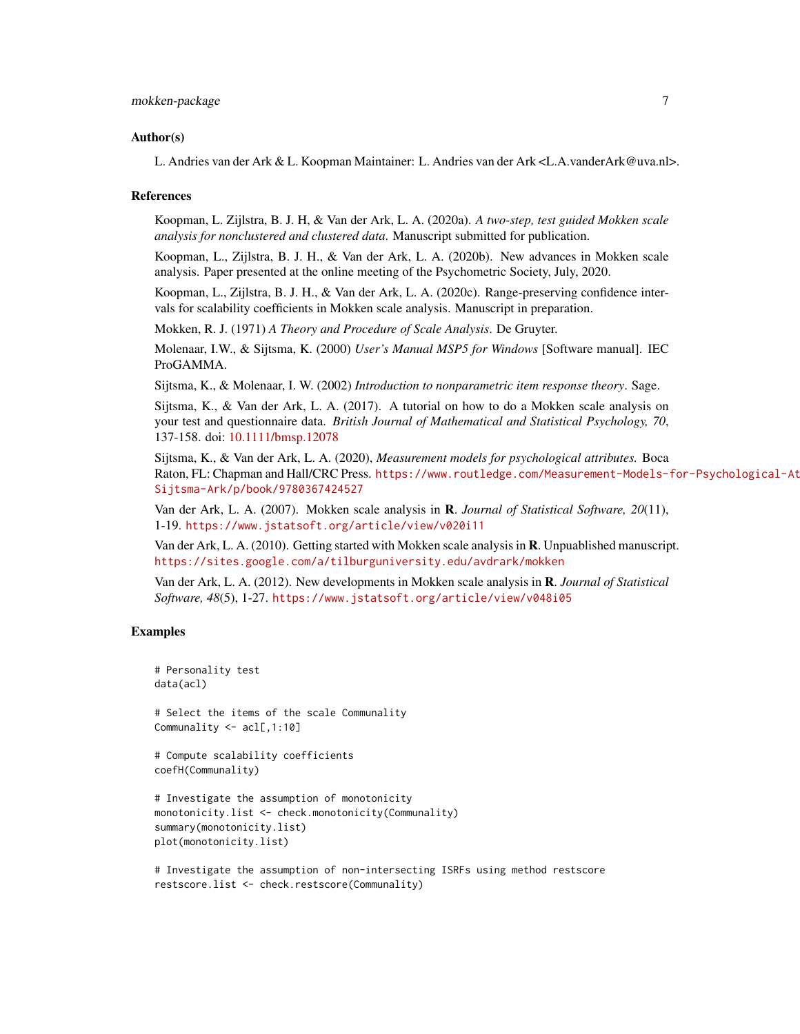## Author(s)

L. Andries van der Ark & L. Koopman Maintainer: L. Andries van der Ark <L.A.vanderArk@uva.nl>.

## References

Koopman, L. Zijlstra, B. J. H, & Van der Ark, L. A. (2020a). *A two-step, test guided Mokken scale analysis for nonclustered and clustered data*. Manuscript submitted for publication.

Koopman, L., Zijlstra, B. J. H., & Van der Ark, L. A. (2020b). New advances in Mokken scale analysis. Paper presented at the online meeting of the Psychometric Society, July, 2020.

Koopman, L., Zijlstra, B. J. H., & Van der Ark, L. A. (2020c). Range-preserving confidence intervals for scalability coefficients in Mokken scale analysis. Manuscript in preparation.

Mokken, R. J. (1971) *A Theory and Procedure of Scale Analysis*. De Gruyter.

Molenaar, I.W., & Sijtsma, K. (2000) *User's Manual MSP5 for Windows* [Software manual]. IEC ProGAMMA.

Sijtsma, K., & Molenaar, I. W. (2002) *Introduction to nonparametric item response theory*. Sage.

Sijtsma, K., & Van der Ark, L. A. (2017). A tutorial on how to do a Mokken scale analysis on your test and questionnaire data. *British Journal of Mathematical and Statistical Psychology, 70*, 137-158. doi: 10.1111/bmsp.12078

Sijtsma, K., & Van der Ark, L. A. (2020), *Measurement models for psychological attributes.* Boca Raton, FL: Chapman and Hall/CRC Press. https://www.routledge.com/Measurement-Models-for-Psychological-At Sijtsma-Ark/p/book/9780367424527

Van der Ark, L. A. (2007). Mokken scale analysis in **R**. *Journal of Statistical Software, 20*(11), 1-19. https://www.jstatsoft.org/article/view/v020i11

Van der Ark, L. A. (2010). Getting started with Mokken scale analysis in **R**. Unpuablished manuscript. https://sites.google.com/a/tilburguniversity.edu/avdrark/mokken

Van der Ark, L. A. (2012). New developments in Mokken scale analysis in **R**. *Journal of Statistical Software, 48*(5), 1-27. https://www.jstatsoft.org/article/view/v048i05

## Examples

```
# Personality test
data(acl)

# Select the items of the scale Communality
Communality <- acl[,1:10]

# Compute scalability coefficients
coefH(Communality)

# Investigate the assumption of monotonicity
monotonicity.list <- check.monotonicity(Communality)
summary(monotonicity.list)
plot(monotonicity.list)

# Investigate the assumption of non-intersecting ISRFs using method restscore
restscore.list <- check.restscore(Communality)
```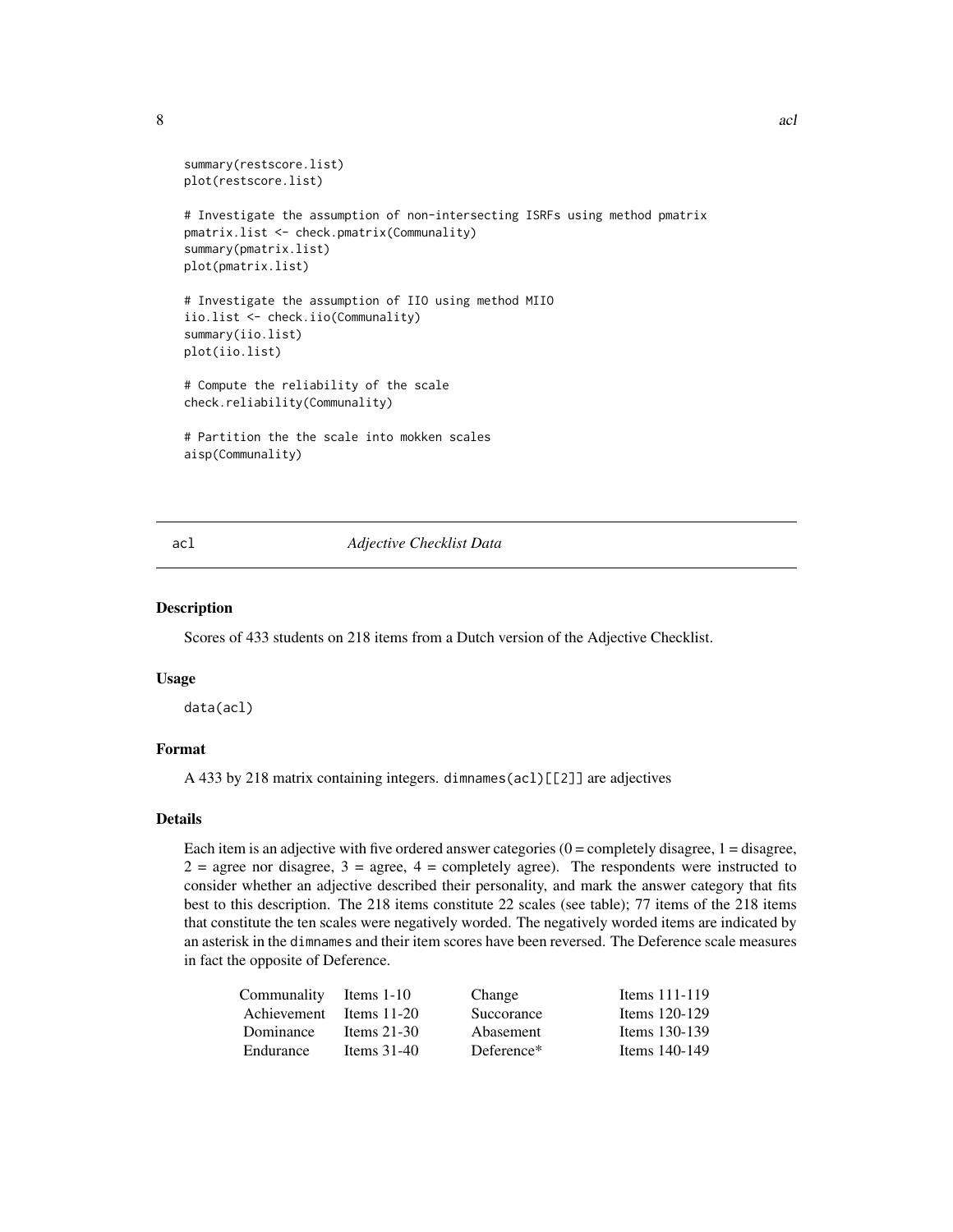```
summary(restscore.list)
plot(restscore.list)

# Investigate the assumption of non-intersecting ISRFs using method pmatrix
pmatrix.list <- check.pmatrix(Communality)
summary(pmatrix.list)
plot(pmatrix.list)

# Investigate the assumption of IIO using method MIIO
iio.list <- check.iio(Communality)
summary(iio.list)
plot(iio.list)

# Compute the reliability of the scale
check.reliability(Communality)

# Partition the the scale into mokken scales
aisp(Communality)
```

---

## acl *Adjective Checklist Data*

### Description

Scores of 433 students on 218 items from a Dutch version of the Adjective Checklist.

### Usage

```
data(acl)
```

### Format

A 433 by 218 matrix containing integers. `dimnames(acl)[[2]]` are adjectives

### Details

Each item is an adjective with five ordered answer categories (0 = completely disagree, 1 = disagree, 2 = agree nor disagree, 3 = agree, 4 = completely agree). The respondents were instructed to consider whether an adjective described their personality, and mark the answer category that fits best to this description. The 218 items constitute 22 scales (see table); 77 items of the 218 items that constitute the ten scales were negatively worded. The negatively worded items are indicated by an asterisk in the `dimnames` and their item scores have been reversed. The Deference scale measures in fact the opposite of Deference.

| | | | |
|---|---|---|---|
| Communality | Items 1-10 | Change | Items 111-119 |
| Achievement | Items 11-20 | Succorance | Items 120-129 |
| Dominance | Items 21-30 | Abasement | Items 130-139 |
| Endurance | Items 31-40 | Deference* | Items 140-149 |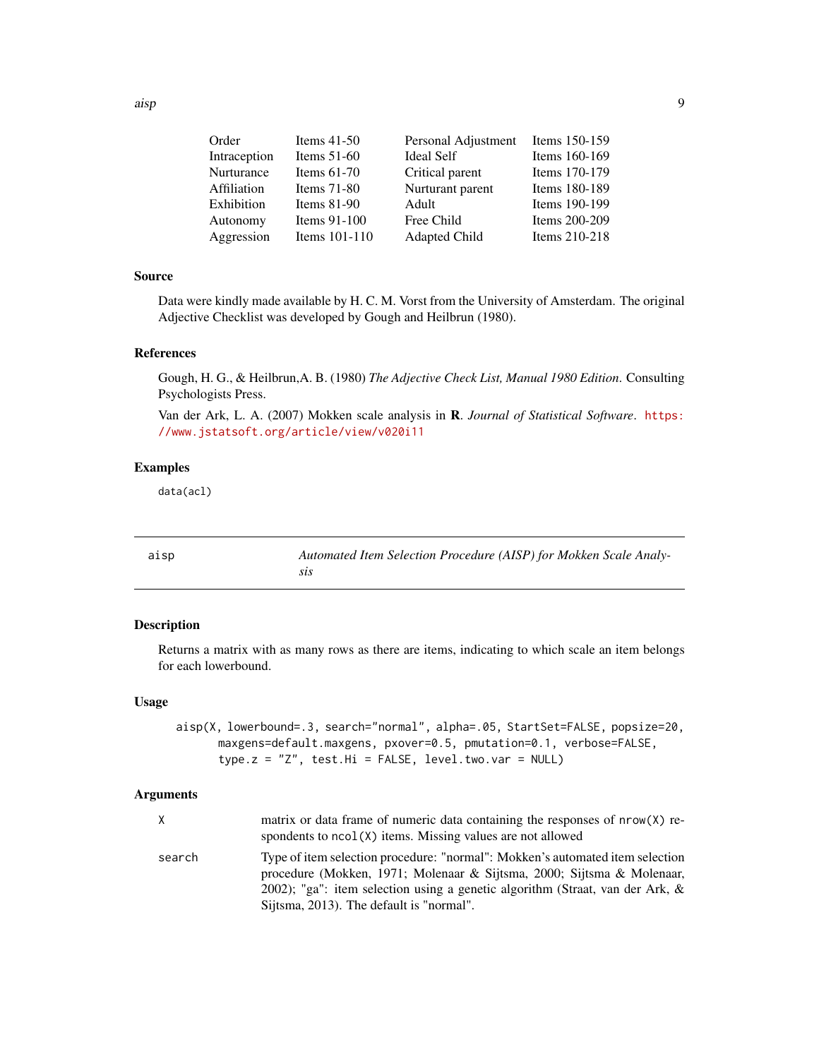| | | | |
|---|---|---|---|
| Order | Items 41-50 | Personal Adjustment | Items 150-159 |
| Intraception | Items 51-60 | Ideal Self | Items 160-169 |
| Nurturance | Items 61-70 | Critical parent | Items 170-179 |
| Affiliation | Items 71-80 | Nurturant parent | Items 180-189 |
| Exhibition | Items 81-90 | Adult | Items 190-199 |
| Autonomy | Items 91-100 | Free Child | Items 200-209 |
| Aggression | Items 101-110 | Adapted Child | Items 210-218 |

## Source

Data were kindly made available by H. C. M. Vorst from the University of Amsterdam. The original Adjective Checklist was developed by Gough and Heilbrun (1980).

## References

Gough, H. G., & Heilbrun,A. B. (1980) *The Adjective Check List, Manual 1980 Edition*. Consulting Psychologists Press.

Van der Ark, L. A. (2007) Mokken scale analysis in **R**. *Journal of Statistical Software*. https://www.jstatsoft.org/article/view/v020i11

## Examples

```
data(acl)
```

---

# aisp — *Automated Item Selection Procedure (AISP) for Mokken Scale Analysis*

## Description

Returns a matrix with as many rows as there are items, indicating to which scale an item belongs for each lowerbound.

## Usage

```
aisp(X, lowerbound=.3, search="normal", alpha=.05, StartSet=FALSE, popsize=20,
     maxgens=default.maxgens, pxover=0.5, pmutation=0.1, verbose=FALSE,
     type.z = "Z", test.Hi = FALSE, level.two.var = NULL)
```

## Arguments

| | |
|---|---|
| `X` | matrix or data frame of numeric data containing the responses of `nrow(X)` respondents to `ncol(X)` items. Missing values are not allowed |
| `search` | Type of item selection procedure: "normal": Mokken's automated item selection procedure (Mokken, 1971; Molenaar & Sijtsma, 2000; Sijtsma & Molenaar, 2002); "ga": item selection using a genetic algorithm (Straat, van der Ark, & Sijtsma, 2013). The default is "normal". |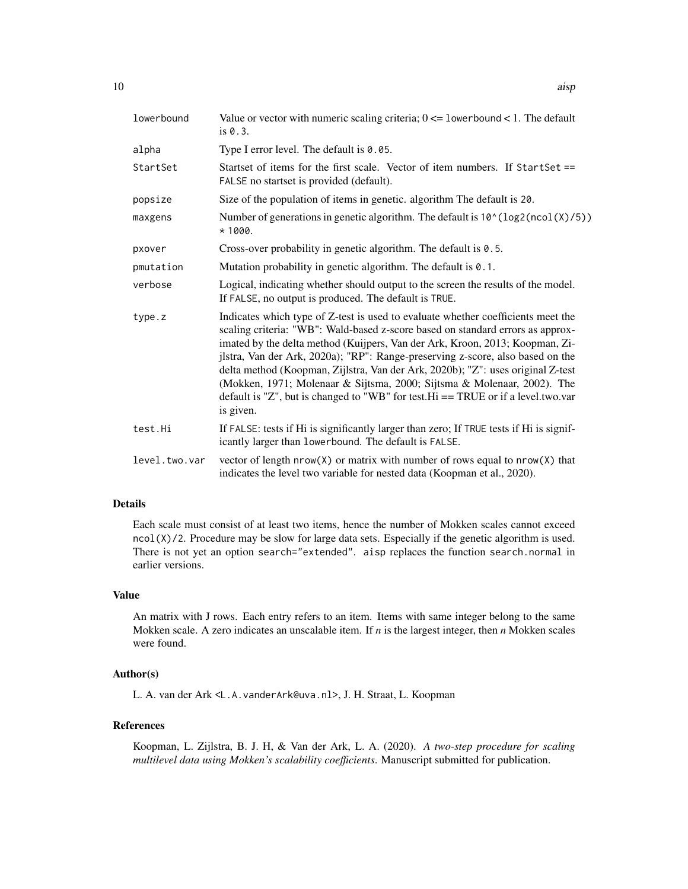| | |
|---|---|
| lowerbound | Value or vector with numeric scaling criteria; 0 <= lowerbound < 1. The default is 0.3. |
| alpha | Type I error level. The default is 0.05. |
| StartSet | Startset of items for the first scale. Vector of item numbers. If StartSet == FALSE no startset is provided (default). |
| popsize | Size of the population of items in genetic. algorithm The default is 20. |
| maxgens | Number of generations in genetic algorithm. The default is 10^(log2(ncol(X)/5)) * 1000. |
| pxover | Cross-over probability in genetic algorithm. The default is 0.5. |
| pmutation | Mutation probability in genetic algorithm. The default is 0.1. |
| verbose | Logical, indicating whether should output to the screen the results of the model. If FALSE, no output is produced. The default is TRUE. |
| type.z | Indicates which type of Z-test is used to evaluate whether coefficients meet the scaling criteria: "WB": Wald-based z-score based on standard errors as approximated by the delta method (Kuijpers, Van der Ark, Kroon, 2013; Koopman, Zijlstra, Van der Ark, 2020a); "RP": Range-preserving z-score, also based on the delta method (Koopman, Zijlstra, Van der Ark, 2020b); "Z": uses original Z-test (Mokken, 1971; Molenaar & Sijtsma, 2000; Sijtsma & Molenaar, 2002). The default is "Z", but is changed to "WB" for test.Hi == TRUE or if a level.two.var is given. |
| test.Hi | If FALSE: tests if Hi is significantly larger than zero; If TRUE tests if Hi is significantly larger than lowerbound. The default is FALSE. |
| level.two.var | vector of length nrow(X) or matrix with number of rows equal to nrow(X) that indicates the level two variable for nested data (Koopman et al., 2020). |

## Details

Each scale must consist of at least two items, hence the number of Mokken scales cannot exceed ncol(X)/2. Procedure may be slow for large data sets. Especially if the genetic algorithm is used. There is not yet an option search="extended". aisp replaces the function search.normal in earlier versions.

## Value

An matrix with J rows. Each entry refers to an item. Items with same integer belong to the same Mokken scale. A zero indicates an unscalable item. If *n* is the largest integer, then *n* Mokken scales were found.

## Author(s)

L. A. van der Ark <L.A.vanderArk@uva.nl>, J. H. Straat, L. Koopman

## References

Koopman, L. Zijlstra, B. J. H, & Van der Ark, L. A. (2020). *A two-step procedure for scaling multilevel data using Mokken's scalability coefficients*. Manuscript submitted for publication.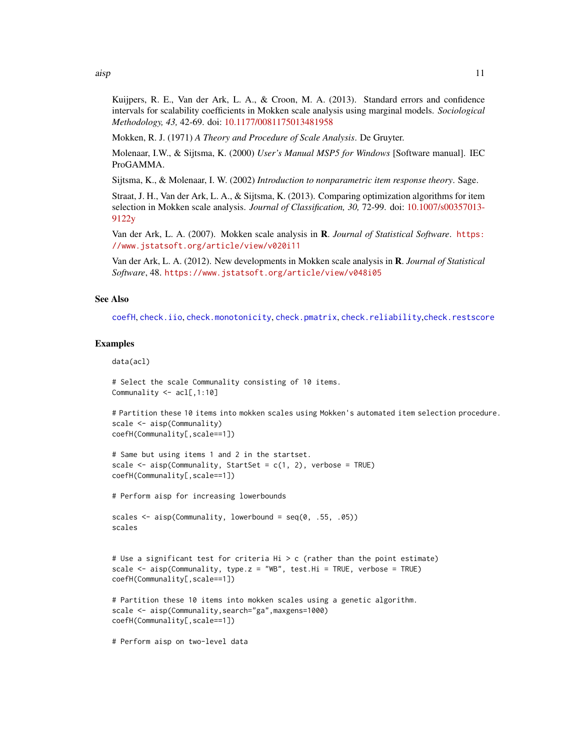Kuijpers, R. E., Van der Ark, L. A., & Croon, M. A. (2013). Standard errors and confidence intervals for scalability coefficients in Mokken scale analysis using marginal models. *Sociological Methodology, 43,* 42-69. doi: 10.1177/0081175013481958

Mokken, R. J. (1971) *A Theory and Procedure of Scale Analysis*. De Gruyter.

Molenaar, I.W., & Sijtsma, K. (2000) *User's Manual MSP5 for Windows* [Software manual]. IEC ProGAMMA.

Sijtsma, K., & Molenaar, I. W. (2002) *Introduction to nonparametric item response theory*. Sage.

Straat, J. H., Van der Ark, L. A., & Sijtsma, K. (2013). Comparing optimization algorithms for item selection in Mokken scale analysis. *Journal of Classification, 30,* 72-99. doi: 10.1007/s00357013-9122y

Van der Ark, L. A. (2007). Mokken scale analysis in **R**. *Journal of Statistical Software*. https://www.jstatsoft.org/article/view/v020i11

Van der Ark, L. A. (2012). New developments in Mokken scale analysis in **R**. *Journal of Statistical Software*, 48. https://www.jstatsoft.org/article/view/v048i05

## See Also

coefH, check.iio, check.monotonicity, check.pmatrix, check.reliability,check.restscore

## Examples

```
data(acl)

# Select the scale Communality consisting of 10 items.
Communality <- acl[,1:10]

# Partition these 10 items into mokken scales using Mokken's automated item selection procedure.
scale <- aisp(Communality)
coefH(Communality[,scale==1])

# Same but using items 1 and 2 in the startset.
scale <- aisp(Communality, StartSet = c(1, 2), verbose = TRUE)
coefH(Communality[,scale==1])

# Perform aisp for increasing lowerbounds

scales <- aisp(Communality, lowerbound = seq(0, .55, .05))
scales


# Use a significant test for criteria Hi > c (rather than the point estimate)
scale <- aisp(Communality, type.z = "WB", test.Hi = TRUE, verbose = TRUE)
coefH(Communality[,scale==1])

# Partition these 10 items into mokken scales using a genetic algorithm.
scale <- aisp(Communality,search="ga",maxgens=1000)
coefH(Communality[,scale==1])

# Perform aisp on two-level data
```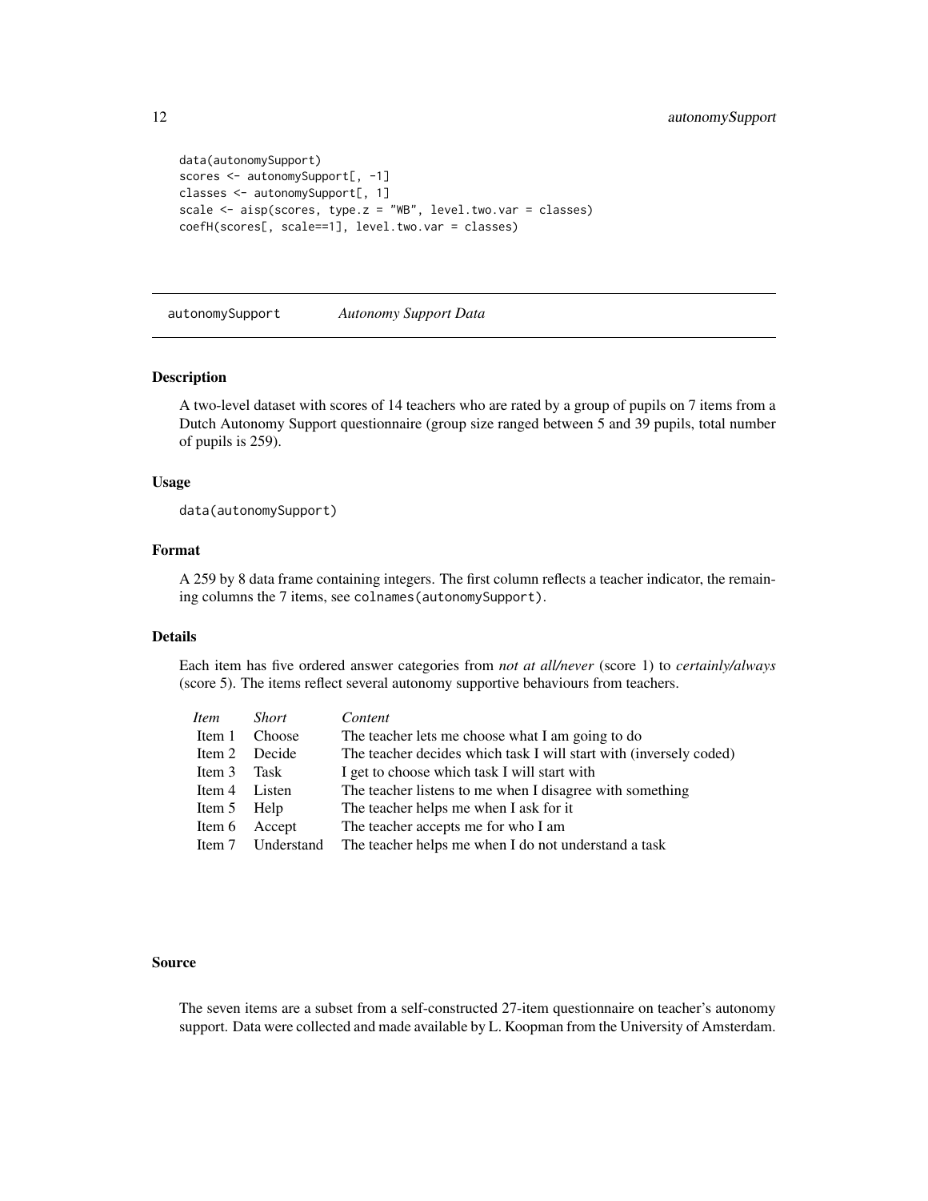```
data(autonomySupport)
scores <- autonomySupport[, -1]
classes <- autonomySupport[, 1]
scale <- aisp(scores, type.z = "WB", level.two.var = classes)
coefH(scores[, scale==1], level.two.var = classes)
```

---

autonomySupport *Autonomy Support Data*

---

### Description

A two-level dataset with scores of 14 teachers who are rated by a group of pupils on 7 items from a Dutch Autonomy Support questionnaire (group size ranged between 5 and 39 pupils, total number of pupils is 259).

### Usage

```
data(autonomySupport)
```

### Format

A 259 by 8 data frame containing integers. The first column reflects a teacher indicator, the remaining columns the 7 items, see `colnames(autonomySupport)`.

### Details

Each item has five ordered answer categories from *not at all/never* (score 1) to *certainly/always* (score 5). The items reflect several autonomy supportive behaviours from teachers.

| *Item* | *Short* | *Content* |
|---|---|---|
| Item 1 | Choose | The teacher lets me choose what I am going to do |
| Item 2 | Decide | The teacher decides which task I will start with (inversely coded) |
| Item 3 | Task | I get to choose which task I will start with |
| Item 4 | Listen | The teacher listens to me when I disagree with something |
| Item 5 | Help | The teacher helps me when I ask for it |
| Item 6 | Accept | The teacher accepts me for who I am |
| Item 7 | Understand | The teacher helps me when I do not understand a task |

### Source

The seven items are a subset from a self-constructed 27-item questionnaire on teacher's autonomy support. Data were collected and made available by L. Koopman from the University of Amsterdam.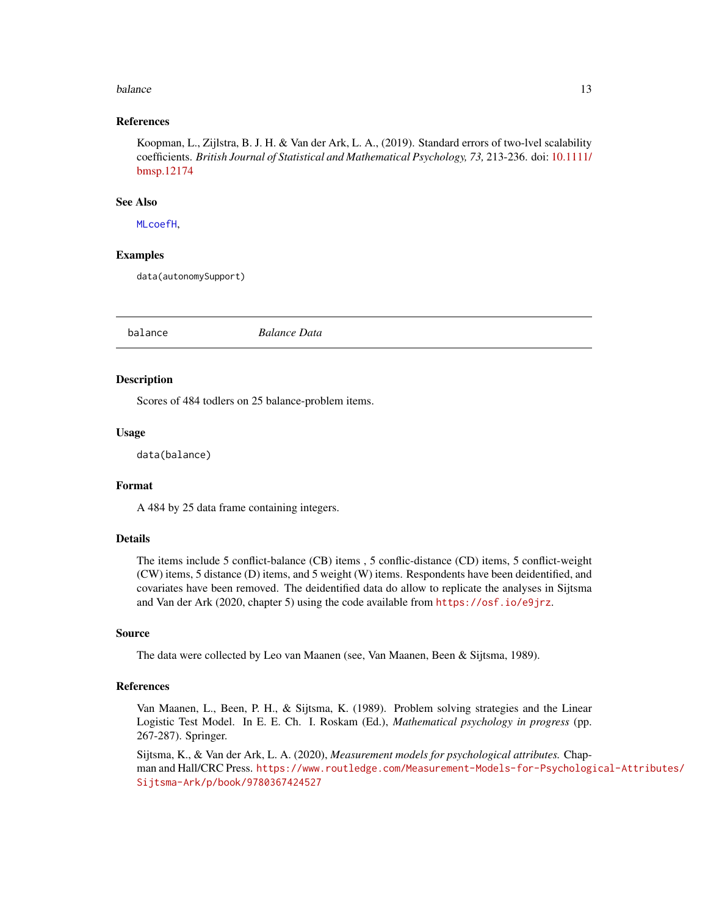### References

Koopman, L., Zijlstra, B. J. H. & Van der Ark, L. A., (2019). Standard errors of two-lvel scalability coefficients. *British Journal of Statistical and Mathematical Psychology, 73,* 213-236. doi: 10.1111/bmsp.12174

### See Also

MLcoefH,

### Examples

```
data(autonomySupport)
```

---

## balance — *Balance Data*

---

### Description

Scores of 484 todlers on 25 balance-problem items.

### Usage

```
data(balance)
```

### Format

A 484 by 25 data frame containing integers.

### Details

The items include 5 conflict-balance (CB) items , 5 conflic-distance (CD) items, 5 conflict-weight (CW) items, 5 distance (D) items, and 5 weight (W) items. Respondents have been deidentified, and covariates have been removed. The deidentified data do allow to replicate the analyses in Sijtsma and Van der Ark (2020, chapter 5) using the code available from https://osf.io/e9jrz.

### Source

The data were collected by Leo van Maanen (see, Van Maanen, Been & Sijtsma, 1989).

### References

Van Maanen, L., Been, P. H., & Sijtsma, K. (1989). Problem solving strategies and the Linear Logistic Test Model. In E. E. Ch. I. Roskam (Ed.), *Mathematical psychology in progress* (pp. 267-287). Springer.

Sijtsma, K., & Van der Ark, L. A. (2020), *Measurement models for psychological attributes.* Chapman and Hall/CRC Press. https://www.routledge.com/Measurement-Models-for-Psychological-Attributes/Sijtsma-Ark/p/book/9780367424527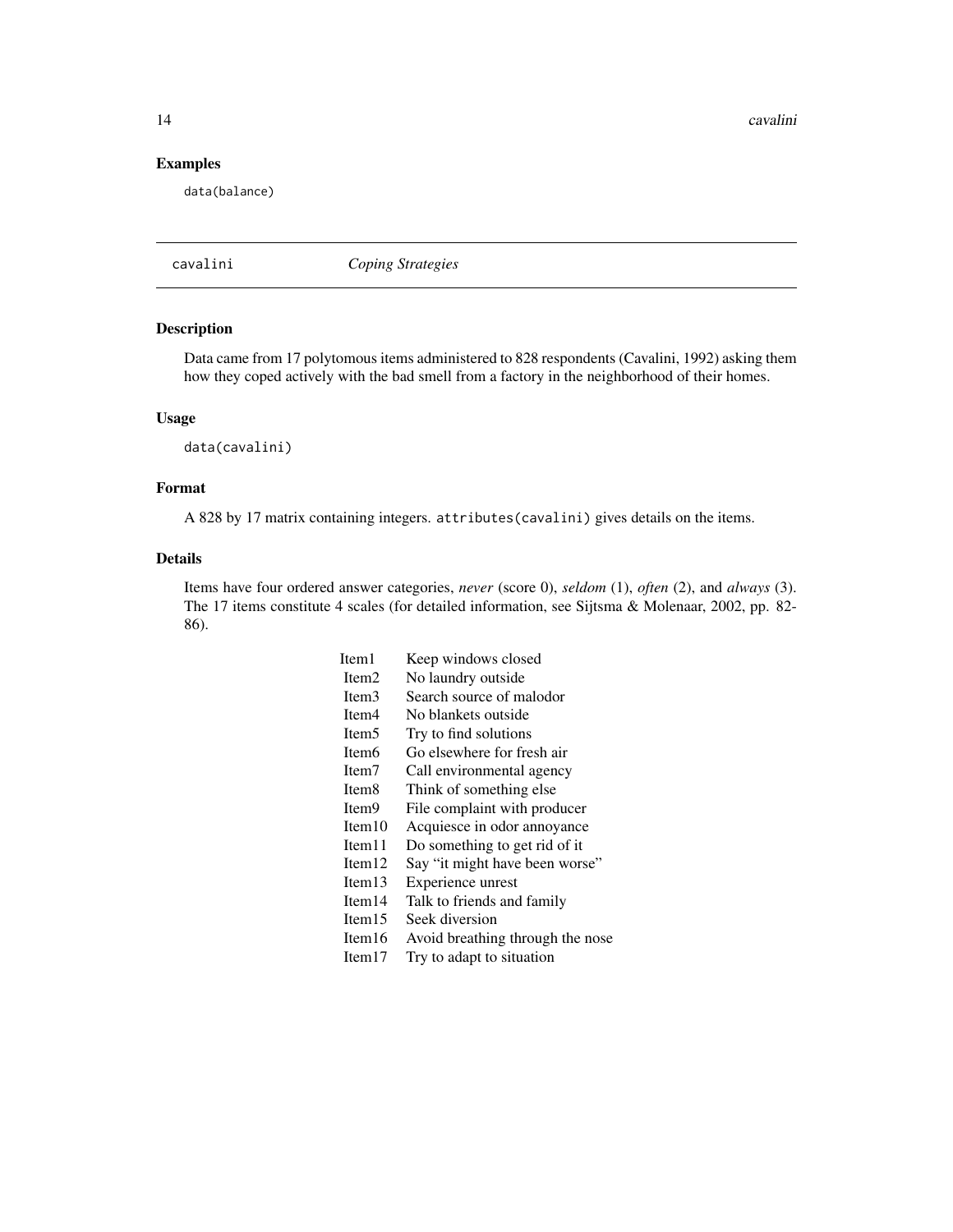### Examples

```
data(balance)
```

## cavalini *Coping Strategies*

### Description

Data came from 17 polytomous items administered to 828 respondents (Cavalini, 1992) asking them how they coped actively with the bad smell from a factory in the neighborhood of their homes.

### Usage

```
data(cavalini)
```

### Format

A 828 by 17 matrix containing integers. `attributes(cavalini)` gives details on the items.

### Details

Items have four ordered answer categories, *never* (score 0), *seldom* (1), *often* (2), and *always* (3). The 17 items constitute 4 scales (for detailed information, see Sijtsma & Molenaar, 2002, pp. 82-86).

| | |
|---|---|
| Item1 | Keep windows closed |
| Item2 | No laundry outside |
| Item3 | Search source of malodor |
| Item4 | No blankets outside |
| Item5 | Try to find solutions |
| Item6 | Go elsewhere for fresh air |
| Item7 | Call environmental agency |
| Item8 | Think of something else |
| Item9 | File complaint with producer |
| Item10 | Acquiesce in odor annoyance |
| Item11 | Do something to get rid of it |
| Item12 | Say "it might have been worse" |
| Item13 | Experience unrest |
| Item14 | Talk to friends and family |
| Item15 | Seek diversion |
| Item16 | Avoid breathing through the nose |
| Item17 | Try to adapt to situation |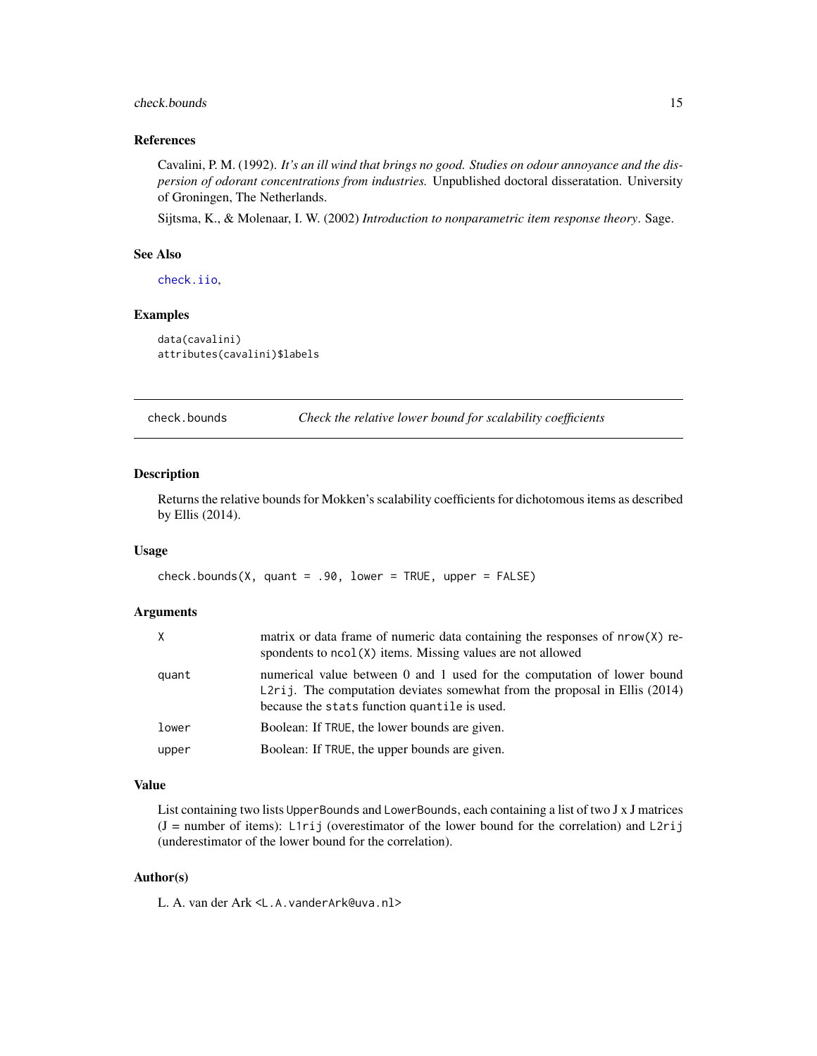### References

Cavalini, P. M. (1992). *It's an ill wind that brings no good. Studies on odour annoyance and the dispersion of odorant concentrations from industries.* Unpublished doctoral disseratation. University of Groningen, The Netherlands.

Sijtsma, K., & Molenaar, I. W. (2002) *Introduction to nonparametric item response theory*. Sage.

### See Also

`check.iio`,

### Examples

```
data(cavalini)
attributes(cavalini)$labels
```

---

## check.bounds — *Check the relative lower bound for scalability coefficients*

### Description

Returns the relative bounds for Mokken's scalability coefficients for dichotomous items as described by Ellis (2014).

### Usage

```
check.bounds(X, quant = .90, lower = TRUE, upper = FALSE)
```

### Arguments

| | |
|---|---|
| `X` | matrix or data frame of numeric data containing the responses of `nrow(X)` respondents to `ncol(X)` items. Missing values are not allowed |
| `quant` | numerical value between 0 and 1 used for the computation of lower bound `L2rij`. The computation deviates somewhat from the proposal in Ellis (2014) because the `stats` function `quantile` is used. |
| `lower` | Boolean: If `TRUE`, the lower bounds are given. |
| `upper` | Boolean: If `TRUE`, the upper bounds are given. |

### Value

List containing two lists `UpperBounds` and `LowerBounds`, each containing a list of two J x J matrices (J = number of items): `L1rij` (overestimator of the lower bound for the correlation) and `L2rij` (underestimator of the lower bound for the correlation).

### Author(s)

L. A. van der Ark <`L.A.vanderArk@uva.nl`>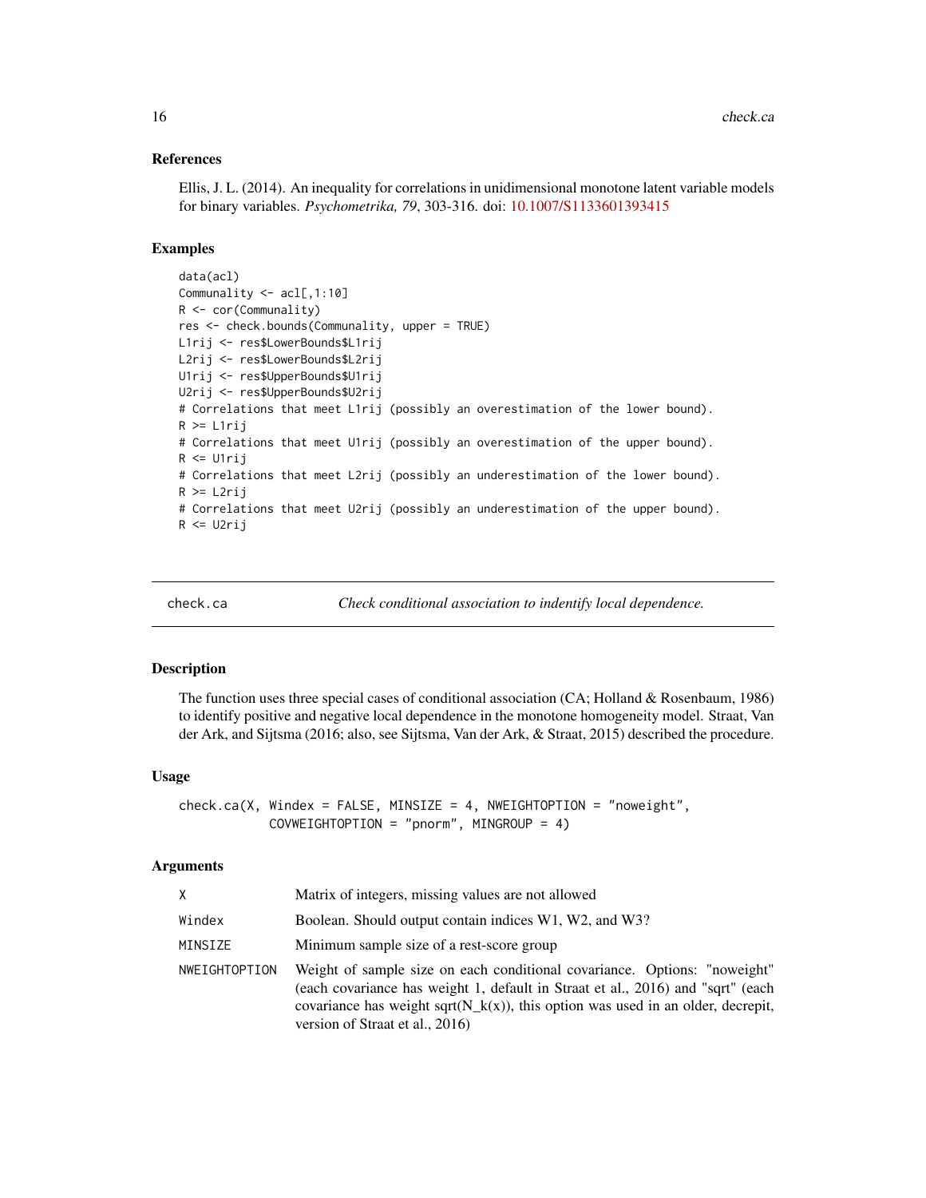### References

Ellis, J. L. (2014). An inequality for correlations in unidimensional monotone latent variable models for binary variables. *Psychometrika, 79*, 303-316. doi: 10.1007/S1133601393415

### Examples

```
data(acl)
Communality <- acl[,1:10]
R <- cor(Communality)
res <- check.bounds(Communality, upper = TRUE)
L1rij <- res$LowerBounds$L1rij
L2rij <- res$LowerBounds$L2rij
U1rij <- res$UpperBounds$U1rij
U2rij <- res$UpperBounds$U2rij
# Correlations that meet L1rij (possibly an overestimation of the lower bound).
R >= L1rij
# Correlations that meet U1rij (possibly an overestimation of the upper bound).
R <= U1rij
# Correlations that meet L2rij (possibly an underestimation of the lower bound).
R >= L2rij
# Correlations that meet U2rij (possibly an underestimation of the upper bound).
R <= U2rij
```

---

## check.ca — *Check conditional association to indentify local dependence.*

### Description

The function uses three special cases of conditional association (CA; Holland & Rosenbaum, 1986) to identify positive and negative local dependence in the monotone homogeneity model. Straat, Van der Ark, and Sijtsma (2016; also, see Sijtsma, Van der Ark, & Straat, 2015) described the procedure.

### Usage

```
check.ca(X, Windex = FALSE, MINSIZE = 4, NWEIGHTOPTION = "noweight",
           COVWEIGHTOPTION = "pnorm", MINGROUP = 4)
```

### Arguments

| | |
|---|---|
| X | Matrix of integers, missing values are not allowed |
| Windex | Boolean. Should output contain indices W1, W2, and W3? |
| MINSIZE | Minimum sample size of a rest-score group |
| NWEIGHTOPTION | Weight of sample size on each conditional covariance. Options: "noweight" (each covariance has weight 1, default in Straat et al., 2016) and "sqrt" (each covariance has weight sqrt(N_k(x)), this option was used in an older, decrepit, version of Straat et al., 2016) |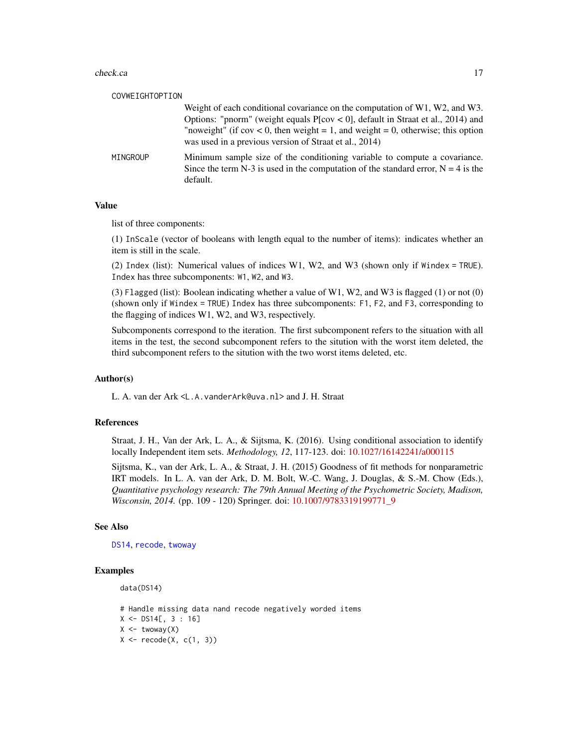COVWEIGHTOPTION

Weight of each conditional covariance on the computation of W1, W2, and W3. Options: "pnorm" (weight equals P[cov < 0], default in Straat et al., 2014) and "noweight" (if cov < 0, then weight = 1, and weight = 0, otherwise; this option was used in a previous version of Straat et al., 2014)

MINGROUP

Minimum sample size of the conditioning variable to compute a covariance. Since the term N-3 is used in the computation of the standard error, N = 4 is the default.

### Value

list of three components:

(1) `InScale` (vector of booleans with length equal to the number of items): indicates whether an item is still in the scale.

(2) `Index` (list): Numerical values of indices W1, W2, and W3 (shown only if `Windex = TRUE`). `Index` has three subcomponents: `W1`, `W2`, and `W3`.

(3) `Flagged` (list): Boolean indicating whether a value of W1, W2, and W3 is flagged (1) or not (0) (shown only if `Windex = TRUE`) `Index` has three subcomponents: `F1`, `F2`, and `F3`, corresponding to the flagging of indices W1, W2, and W3, respectively.

Subcomponents correspond to the iteration. The first subcomponent refers to the situation with all items in the test, the second subcomponent refers to the sitution with the worst item deleted, the third subcomponent refers to the sitution with the two worst items deleted, etc.

### Author(s)

L. A. van der Ark <L.A.vanderArk@uva.nl> and J. H. Straat

### References

Straat, J. H., Van der Ark, L. A., & Sijtsma, K. (2016). Using conditional association to identify locally Independent item sets. *Methodology, 12*, 117-123. doi: 10.1027/16142241/a000115

Sijtsma, K., van der Ark, L. A., & Straat, J. H. (2015) Goodness of fit methods for nonparametric IRT models. In L. A. van der Ark, D. M. Bolt, W.-C. Wang, J. Douglas, & S.-M. Chow (Eds.), *Quantitative psychology research: The 79th Annual Meeting of the Psychometric Society, Madison, Wisconsin, 2014.* (pp. 109 - 120) Springer. doi: 10.1007/9783319199771_9

### See Also

DS14, recode, twoway

### Examples

```
data(DS14)

# Handle missing data nand recode negatively worded items
X <- DS14[, 3 : 16]
X <- twoway(X)
X <- recode(X, c(1, 3))
```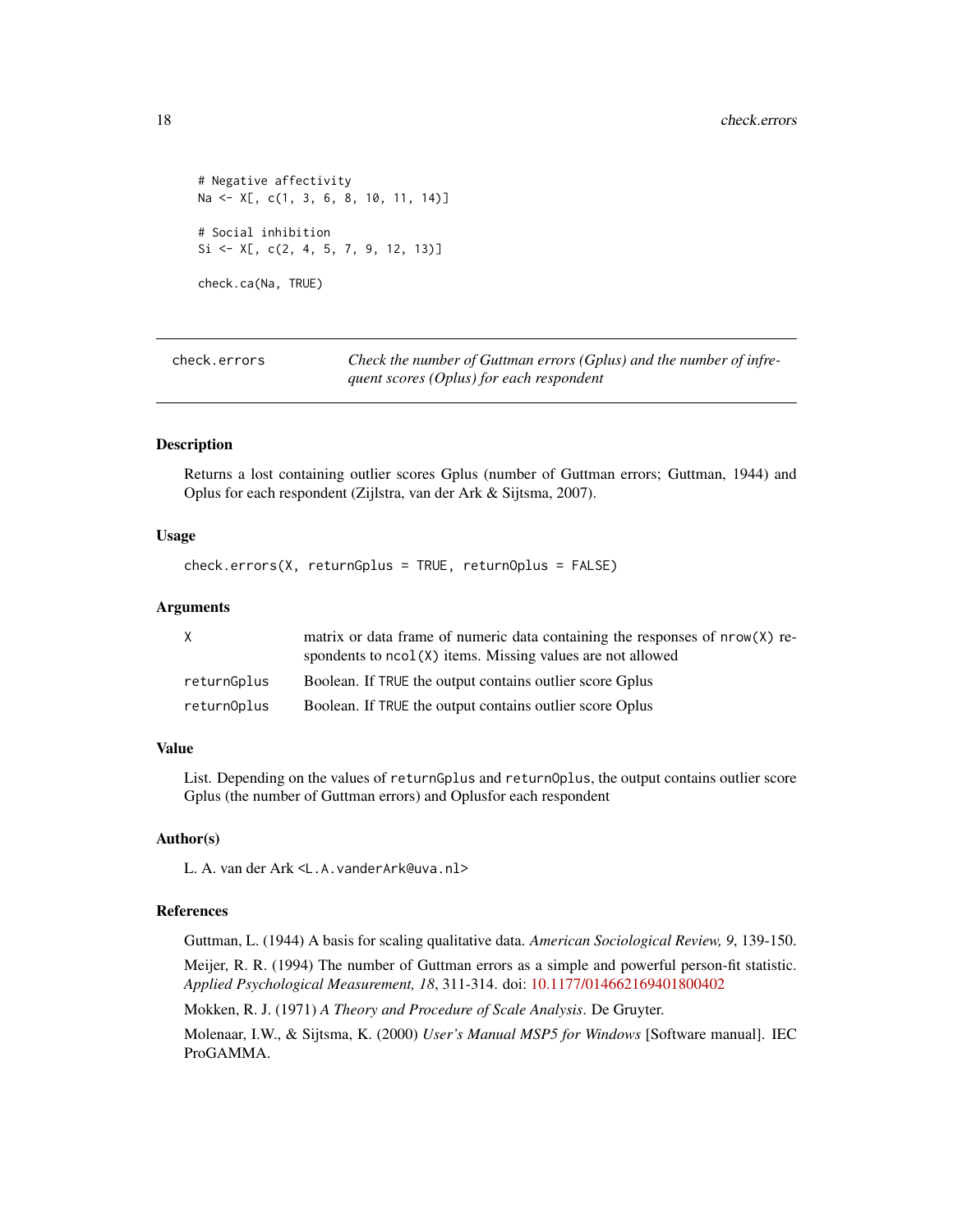```
# Negative affectivity
Na <- X[, c(1, 3, 6, 8, 10, 11, 14)]

# Social inhibition
Si <- X[, c(2, 4, 5, 7, 9, 12, 13)]

check.ca(Na, TRUE)
```

## check.errors — *Check the number of Guttman errors (Gplus) and the number of infrequent scores (Oplus) for each respondent*

### Description

Returns a lost containing outlier scores Gplus (number of Guttman errors; Guttman, 1944) and Oplus for each respondent (Zijlstra, van der Ark & Sijtsma, 2007).

### Usage

```
check.errors(X, returnGplus = TRUE, returnOplus = FALSE)
```

### Arguments

| | |
|---|---|
| `X` | matrix or data frame of numeric data containing the responses of `nrow(X)` respondents to `ncol(X)` items. Missing values are not allowed |
| `returnGplus` | Boolean. If `TRUE` the output contains outlier score Gplus |
| `returnOplus` | Boolean. If `TRUE` the output contains outlier score Oplus |

### Value

List. Depending on the values of `returnGplus` and `returnOplus`, the output contains outlier score Gplus (the number of Guttman errors) and Oplusfor each respondent

### Author(s)

L. A. van der Ark <L.A.vanderArk@uva.nl>

### References

Guttman, L. (1944) A basis for scaling qualitative data. *American Sociological Review, 9*, 139-150.

Meijer, R. R. (1994) The number of Guttman errors as a simple and powerful person-fit statistic. *Applied Psychological Measurement, 18*, 311-314. doi: 10.1177/014662169401800402

Mokken, R. J. (1971) *A Theory and Procedure of Scale Analysis*. De Gruyter.

Molenaar, I.W., & Sijtsma, K. (2000) *User's Manual MSP5 for Windows* [Software manual]. IEC ProGAMMA.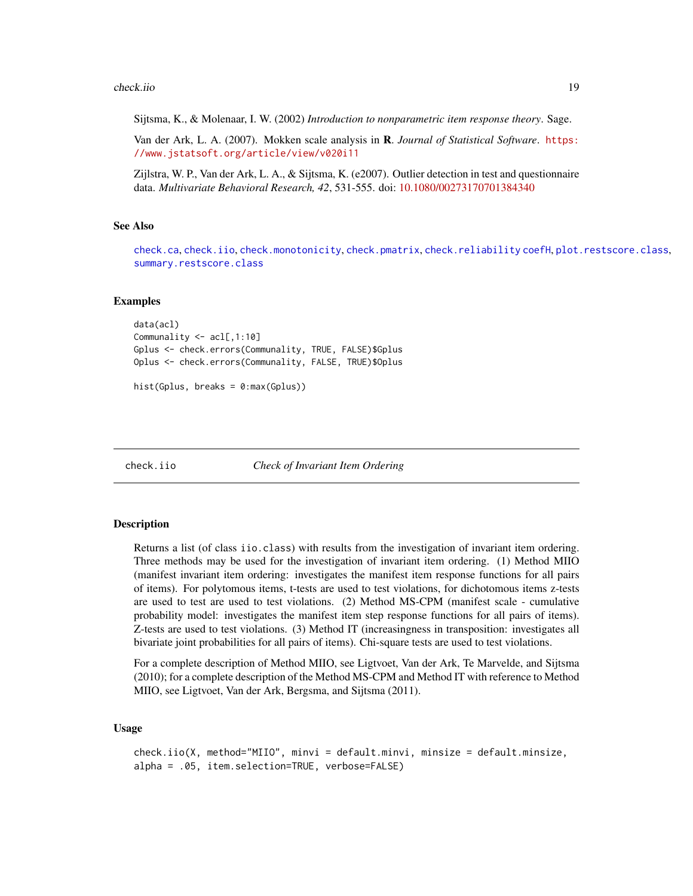Sijtsma, K., & Molenaar, I. W. (2002) *Introduction to nonparametric item response theory*. Sage.

Van der Ark, L. A. (2007). Mokken scale analysis in **R**. *Journal of Statistical Software*. https://www.jstatsoft.org/article/view/v020i11

Zijlstra, W. P., Van der Ark, L. A., & Sijtsma, K. (e2007). Outlier detection in test and questionnaire data. *Multivariate Behavioral Research, 42*, 531-555. doi: 10.1080/00273170701384340

### See Also

check.ca, check.iio, check.monotonicity, check.pmatrix, check.reliability coefH, plot.restscore.class, summary.restscore.class

### Examples

```
data(acl)
Communality <- acl[,1:10]
Gplus <- check.errors(Communality, TRUE, FALSE)$Gplus
Oplus <- check.errors(Communality, FALSE, TRUE)$Oplus

hist(Gplus, breaks = 0:max(Gplus))
```

## check.iio &nbsp;&nbsp;&nbsp;&nbsp; *Check of Invariant Item Ordering*

### Description

Returns a list (of class iio.class) with results from the investigation of invariant item ordering. Three methods may be used for the investigation of invariant item ordering. (1) Method MIIO (manifest invariant item ordering: investigates the manifest item response functions for all pairs of items). For polytomous items, t-tests are used to test violations, for dichotomous items z-tests are used to test are used to test violations. (2) Method MS-CPM (manifest scale - cumulative probability model: investigates the manifest item step response functions for all pairs of items). Z-tests are used to test violations. (3) Method IT (increasingness in transposition: investigates all bivariate joint probabilities for all pairs of items). Chi-square tests are used to test violations.

For a complete description of Method MIIO, see Ligtvoet, Van der Ark, Te Marvelde, and Sijtsma (2010); for a complete description of the Method MS-CPM and Method IT with reference to Method MIIO, see Ligtvoet, Van der Ark, Bergsma, and Sijtsma (2011).

### Usage

```
check.iio(X, method="MIIO", minvi = default.minvi, minsize = default.minsize,
alpha = .05, item.selection=TRUE, verbose=FALSE)
```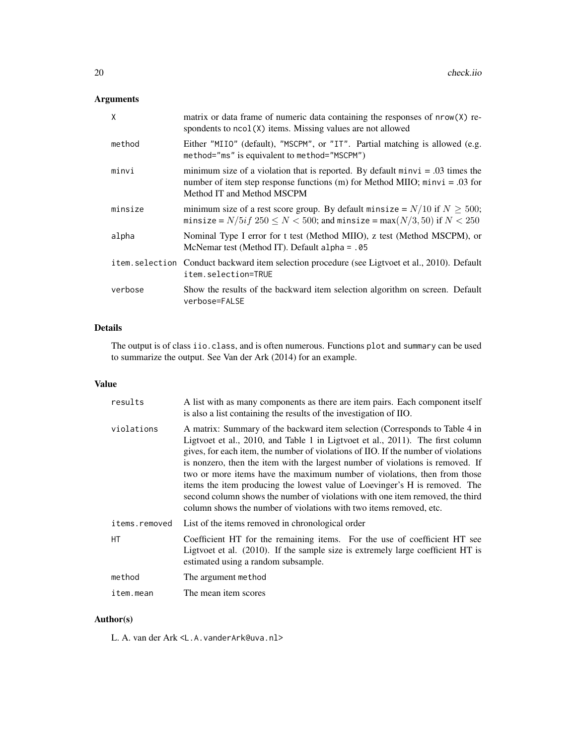## Arguments

| | |
|---|---|
| `X` | matrix or data frame of numeric data containing the responses of `nrow(X)` respondents to `ncol(X)` items. Missing values are not allowed |
| `method` | Either `"MIIO"` (default), `"MSCPM"`, or `"IT"`. Partial matching is allowed (e.g. `method="ms"` is equivalent to `method="MSCPM"`) |
| `minvi` | minimum size of a violation that is reported. By default `minvi` = .03 times the number of item step response functions (m) for Method MIIO; `minvi` = .03 for Method IT and Method MSCPM |
| `minsize` | minimum size of a rest score group. By default `minsize` = $N/10$ if $N \geq 500$; `minsize` = $N/5 if\ 250 \leq N < 500$; and `minsize` = $\max(N/3, 50)$ if $N < 250$ |
| `alpha` | Nominal Type I error for t test (Method MIIO), z test (Method MSCPM), or McNemar test (Method IT). Default `alpha = .05` |
| `item.selection` | Conduct backward item selection procedure (see Ligtvoet et al., 2010). Default `item.selection=TRUE` |
| `verbose` | Show the results of the backward item selection algorithm on screen. Default `verbose=FALSE` |

## Details

The output is of class `iio.class`, and is often numerous. Functions `plot` and `summary` can be used to summarize the output. See Van der Ark (2014) for an example.

## Value

| | |
|---|---|
| `results` | A list with as many components as there are item pairs. Each component itself is also a list containing the results of the investigation of IIO. |
| `violations` | A matrix: Summary of the backward item selection (Corresponds to Table 4 in Ligtvoet et al., 2010, and Table 1 in Ligtvoet et al., 2011). The first column gives, for each item, the number of violations of IIO. If the number of violations is nonzero, then the item with the largest number of violations is removed. If two or more items have the maximum number of violations, then from those items the item producing the lowest value of Loevinger's H is removed. The second column shows the number of violations with one item removed, the third column shows the number of violations with two items removed, etc. |
| `items.removed` | List of the items removed in chronological order |
| `HT` | Coefficient HT for the remaining items. For the use of coefficient HT see Ligtvoet et al. (2010). If the sample size is extremely large coefficient HT is estimated using a random subsample. |
| `method` | The argument `method` |
| `item.mean` | The mean item scores |

## Author(s)

L. A. van der Ark <L.A.vanderArk@uva.nl>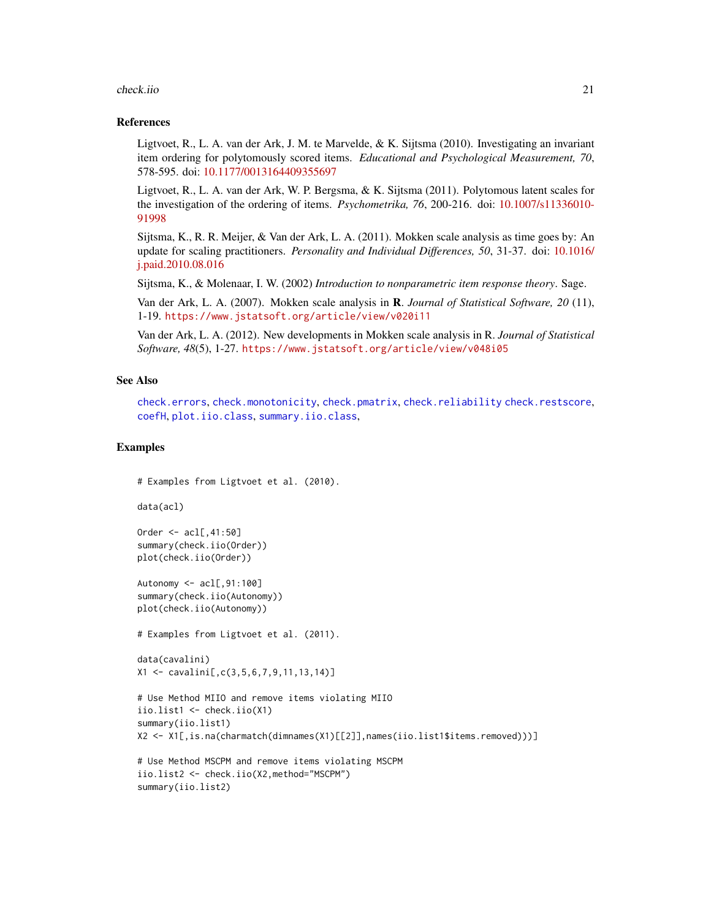## References

Ligtvoet, R., L. A. van der Ark, J. M. te Marvelde, & K. Sijtsma (2010). Investigating an invariant item ordering for polytomously scored items. *Educational and Psychological Measurement, 70*, 578-595. doi: 10.1177/0013164409355697

Ligtvoet, R., L. A. van der Ark, W. P. Bergsma, & K. Sijtsma (2011). Polytomous latent scales for the investigation of the ordering of items. *Psychometrika, 76*, 200-216. doi: 10.1007/s11336010-91998

Sijtsma, K., R. R. Meijer, & Van der Ark, L. A. (2011). Mokken scale analysis as time goes by: An update for scaling practitioners. *Personality and Individual Differences, 50*, 31-37. doi: 10.1016/j.paid.2010.08.016

Sijtsma, K., & Molenaar, I. W. (2002) *Introduction to nonparametric item response theory*. Sage.

Van der Ark, L. A. (2007). Mokken scale analysis in **R**. *Journal of Statistical Software, 20* (11), 1-19. https://www.jstatsoft.org/article/view/v020i11

Van der Ark, L. A. (2012). New developments in Mokken scale analysis in R. *Journal of Statistical Software, 48*(5), 1-27. https://www.jstatsoft.org/article/view/v048i05

## See Also

check.errors, check.monotonicity, check.pmatrix, check.reliability check.restscore, coefH, plot.iio.class, summary.iio.class,

## Examples

```
# Examples from Ligtvoet et al. (2010).

data(acl)

Order <- acl[,41:50]
summary(check.iio(Order))
plot(check.iio(Order))

Autonomy <- acl[,91:100]
summary(check.iio(Autonomy))
plot(check.iio(Autonomy))

# Examples from Ligtvoet et al. (2011).

data(cavalini)
X1 <- cavalini[,c(3,5,6,7,9,11,13,14)]

# Use Method MIIO and remove items violating MIIO
iio.list1 <- check.iio(X1)
summary(iio.list1)
X2 <- X1[,is.na(charmatch(dimnames(X1)[[2]],names(iio.list1$items.removed)))]

# Use Method MSCPM and remove items violating MSCPM
iio.list2 <- check.iio(X2,method="MSCPM")
summary(iio.list2)
```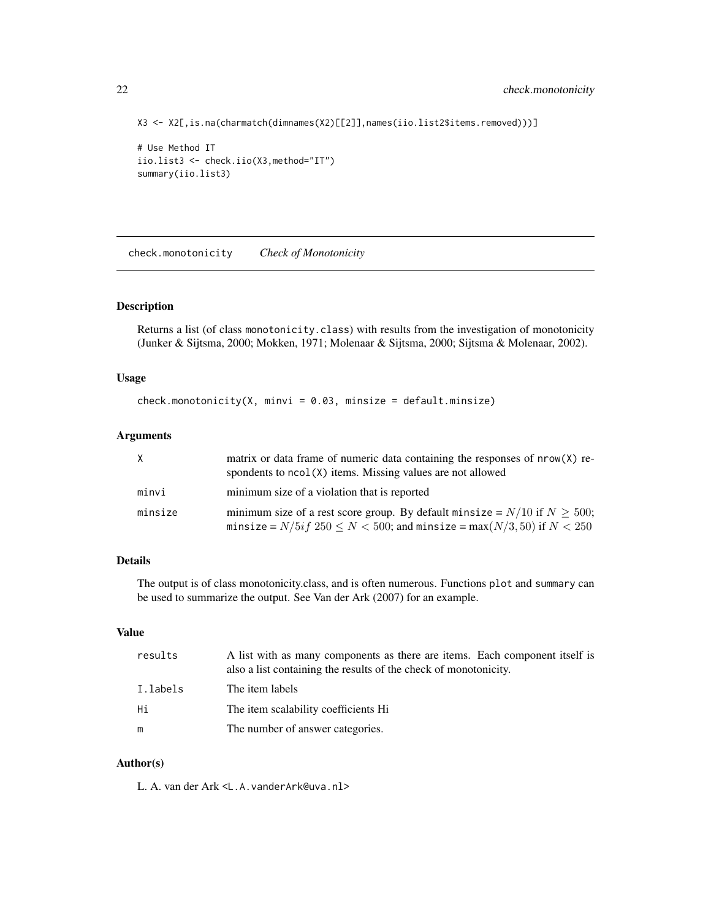```
X3 <- X2[,is.na(charmatch(dimnames(X2)[[2]],names(iio.list2$items.removed)))]

# Use Method IT
iio.list3 <- check.iio(X3,method="IT")
summary(iio.list3)
```

## check.monotonicity *Check of Monotonicity*

### Description

Returns a list (of class monotonicity.class) with results from the investigation of monotonicity (Junker & Sijtsma, 2000; Mokken, 1971; Molenaar & Sijtsma, 2000; Sijtsma & Molenaar, 2002).

### Usage

```
check.monotonicity(X, minvi = 0.03, minsize = default.minsize)
```

### Arguments

| | |
|---|---|
| X | matrix or data frame of numeric data containing the responses of nrow(X) respondents to ncol(X) items. Missing values are not allowed |
| minvi | minimum size of a violation that is reported |
| minsize | minimum size of a rest score group. By default minsize = $N/10$ if $N \geq 500$; minsize = $N/5if\ 250 \leq N < 500$; and minsize = $\max(N/3, 50)$ if $N < 250$ |

### Details

The output is of class monotonicity.class, and is often numerous. Functions plot and summary can be used to summarize the output. See Van der Ark (2007) for an example.

### Value

| | |
|---|---|
| results | A list with as many components as there are items. Each component itself is also a list containing the results of the check of monotonicity. |
| I.labels | The item labels |
| Hi | The item scalability coefficients Hi |
| m | The number of answer categories. |

### Author(s)

L. A. van der Ark <L.A.vanderArk@uva.nl>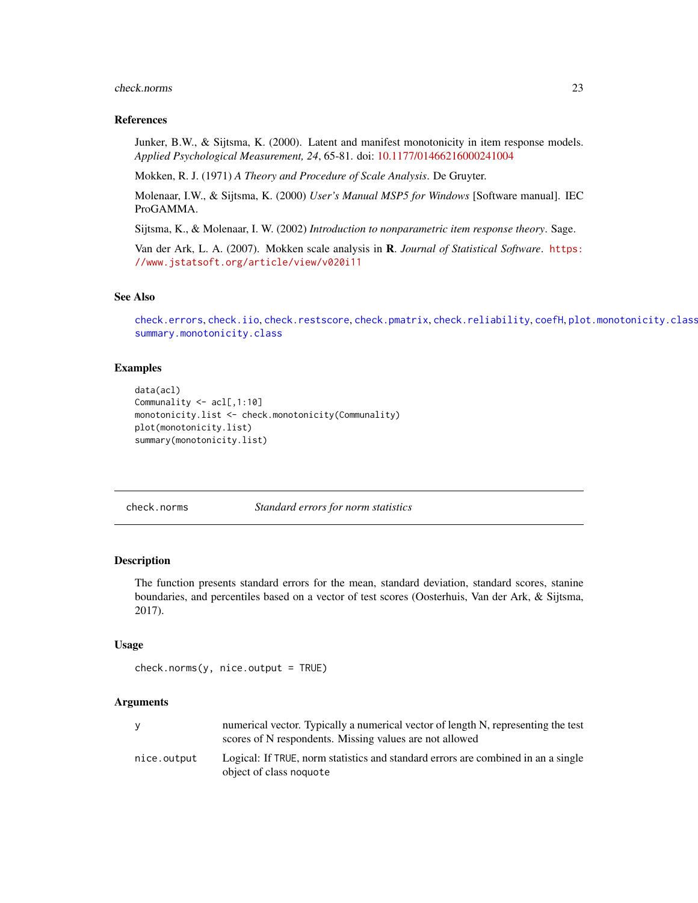### References

Junker, B.W., & Sijtsma, K. (2000). Latent and manifest monotonicity in item response models. *Applied Psychological Measurement, 24*, 65-81. doi: 10.1177/01466216000241004

Mokken, R. J. (1971) *A Theory and Procedure of Scale Analysis*. De Gruyter.

Molenaar, I.W., & Sijtsma, K. (2000) *User's Manual MSP5 for Windows* [Software manual]. IEC ProGAMMA.

Sijtsma, K., & Molenaar, I. W. (2002) *Introduction to nonparametric item response theory*. Sage.

Van der Ark, L. A. (2007). Mokken scale analysis in **R**. *Journal of Statistical Software*. https://www.jstatsoft.org/article/view/v020i11

### See Also

check.errors, check.iio, check.restscore, check.pmatrix, check.reliability, coefH, plot.monotonicity.class, summary.monotonicity.class

### Examples

```
data(acl)
Communality <- acl[,1:10]
monotonicity.list <- check.monotonicity(Communality)
plot(monotonicity.list)
summary(monotonicity.list)
```

---

## check.norms — *Standard errors for norm statistics*

### Description

The function presents standard errors for the mean, standard deviation, standard scores, stanine boundaries, and percentiles based on a vector of test scores (Oosterhuis, Van der Ark, & Sijtsma, 2017).

### Usage

```
check.norms(y, nice.output = TRUE)
```

### Arguments

| | |
|---|---|
| y | numerical vector. Typically a numerical vector of length N, representing the test scores of N respondents. Missing values are not allowed |
| nice.output | Logical: If TRUE, norm statistics and standard errors are combined in an a single object of class noquote |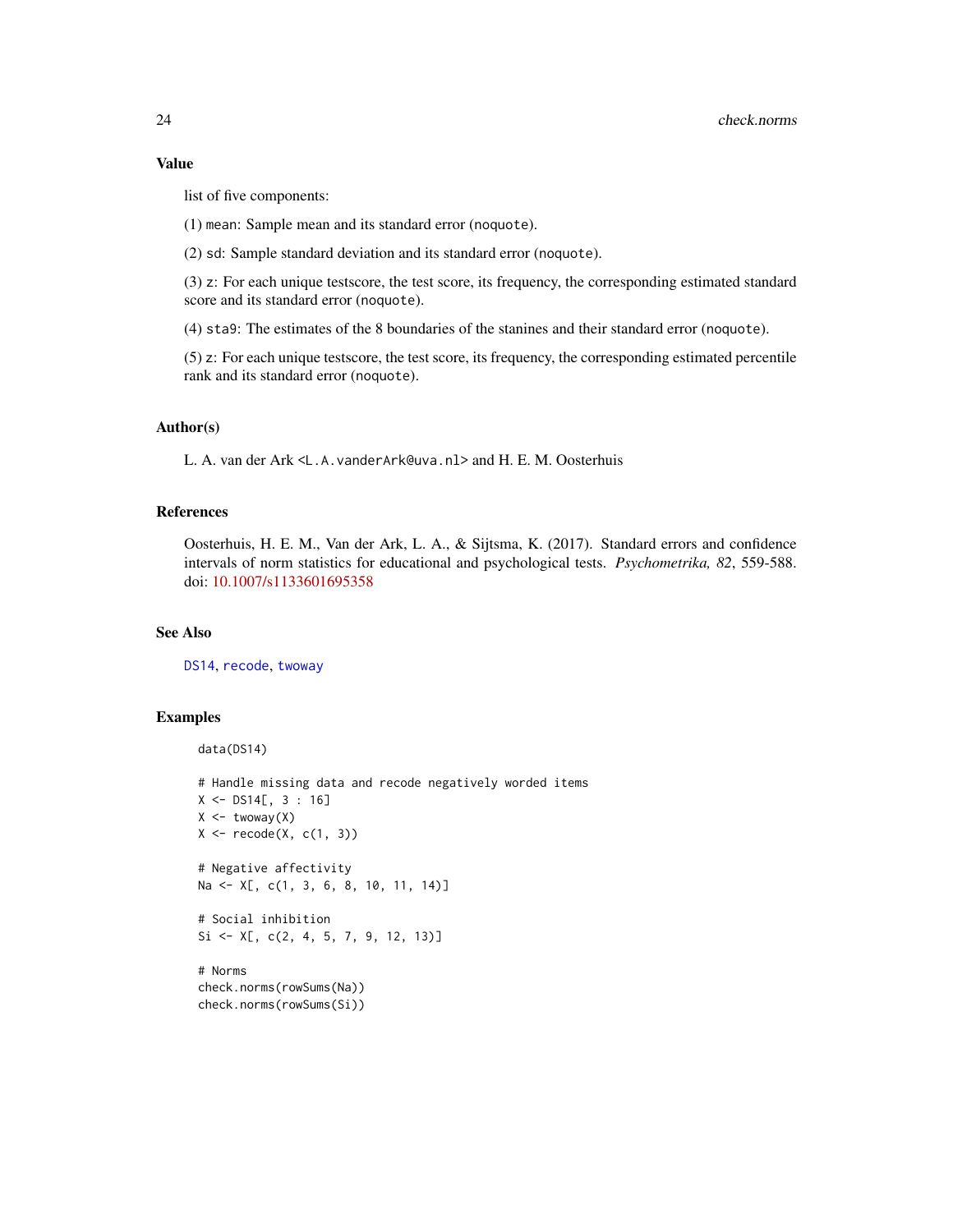### Value

list of five components:

(1) `mean`: Sample mean and its standard error (`noquote`).

(2) `sd`: Sample standard deviation and its standard error (`noquote`).

(3) `z`: For each unique testscore, the test score, its frequency, the corresponding estimated standard score and its standard error (`noquote`).

(4) `sta9`: The estimates of the 8 boundaries of the stanines and their standard error (`noquote`).

(5) `z`: For each unique testscore, the test score, its frequency, the corresponding estimated percentile rank and its standard error (`noquote`).

### Author(s)

L. A. van der Ark <`L.A.vanderArk@uva.nl`> and H. E. M. Oosterhuis

### References

Oosterhuis, H. E. M., Van der Ark, L. A., & Sijtsma, K. (2017). Standard errors and confidence intervals of norm statistics for educational and psychological tests. *Psychometrika, 82*, 559-588. doi: 10.1007/s1133601695358

### See Also

`DS14`, `recode`, `twoway`

### Examples

```
data(DS14)

# Handle missing data and recode negatively worded items
X <- DS14[, 3 : 16]
X <- twoway(X)
X <- recode(X, c(1, 3))

# Negative affectivity
Na <- X[, c(1, 3, 6, 8, 10, 11, 14)]

# Social inhibition
Si <- X[, c(2, 4, 5, 7, 9, 12, 13)]

# Norms
check.norms(rowSums(Na))
check.norms(rowSums(Si))
```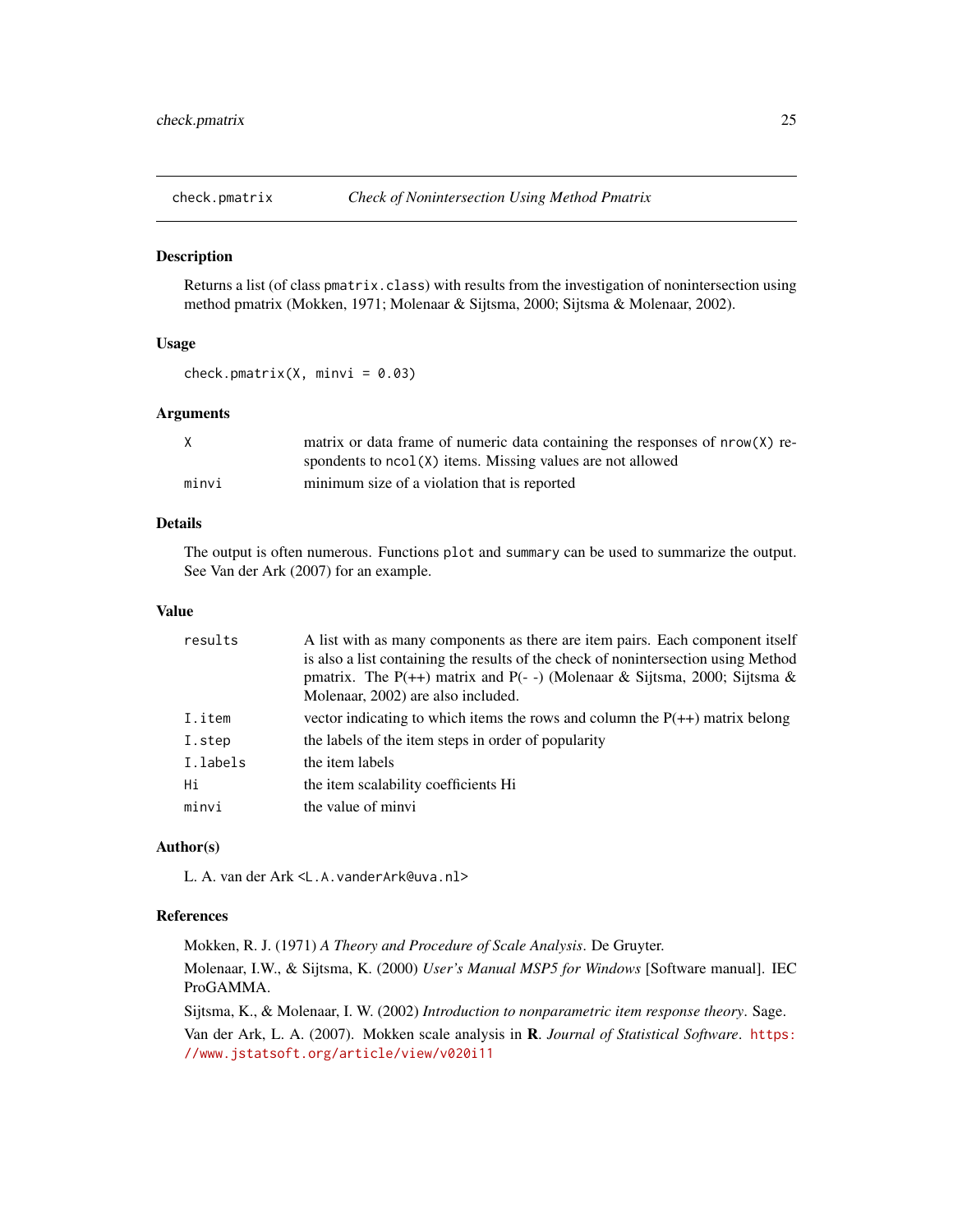## check.pmatrix — *Check of Nonintersection Using Method Pmatrix*

### Description

Returns a list (of class `pmatrix.class`) with results from the investigation of nonintersection using method pmatrix (Mokken, 1971; Molenaar & Sijtsma, 2000; Sijtsma & Molenaar, 2002).

### Usage

```
check.pmatrix(X, minvi = 0.03)
```

### Arguments

| | |
|---|---|
| `X` | matrix or data frame of numeric data containing the responses of `nrow(X)` respondents to `ncol(X)` items. Missing values are not allowed |
| `minvi` | minimum size of a violation that is reported |

### Details

The output is often numerous. Functions `plot` and `summary` can be used to summarize the output. See Van der Ark (2007) for an example.

### Value

| | |
|---|---|
| `results` | A list with as many components as there are item pairs. Each component itself is also a list containing the results of the check of nonintersection using Method pmatrix. The P(++) matrix and P(- -) (Molenaar & Sijtsma, 2000; Sijtsma & Molenaar, 2002) are also included. |
| `I.item` | vector indicating to which items the rows and column the P(++) matrix belong |
| `I.step` | the labels of the item steps in order of popularity |
| `I.labels` | the item labels |
| `Hi` | the item scalability coefficients Hi |
| `minvi` | the value of minvi |

### Author(s)

L. A. van der Ark <`L.A.vanderArk@uva.nl`>

### References

Mokken, R. J. (1971) *A Theory and Procedure of Scale Analysis*. De Gruyter.

Molenaar, I.W., & Sijtsma, K. (2000) *User's Manual MSP5 for Windows* [Software manual]. IEC ProGAMMA.

Sijtsma, K., & Molenaar, I. W. (2002) *Introduction to nonparametric item response theory*. Sage.

Van der Ark, L. A. (2007). Mokken scale analysis in **R**. *Journal of Statistical Software*. https://www.jstatsoft.org/article/view/v020i11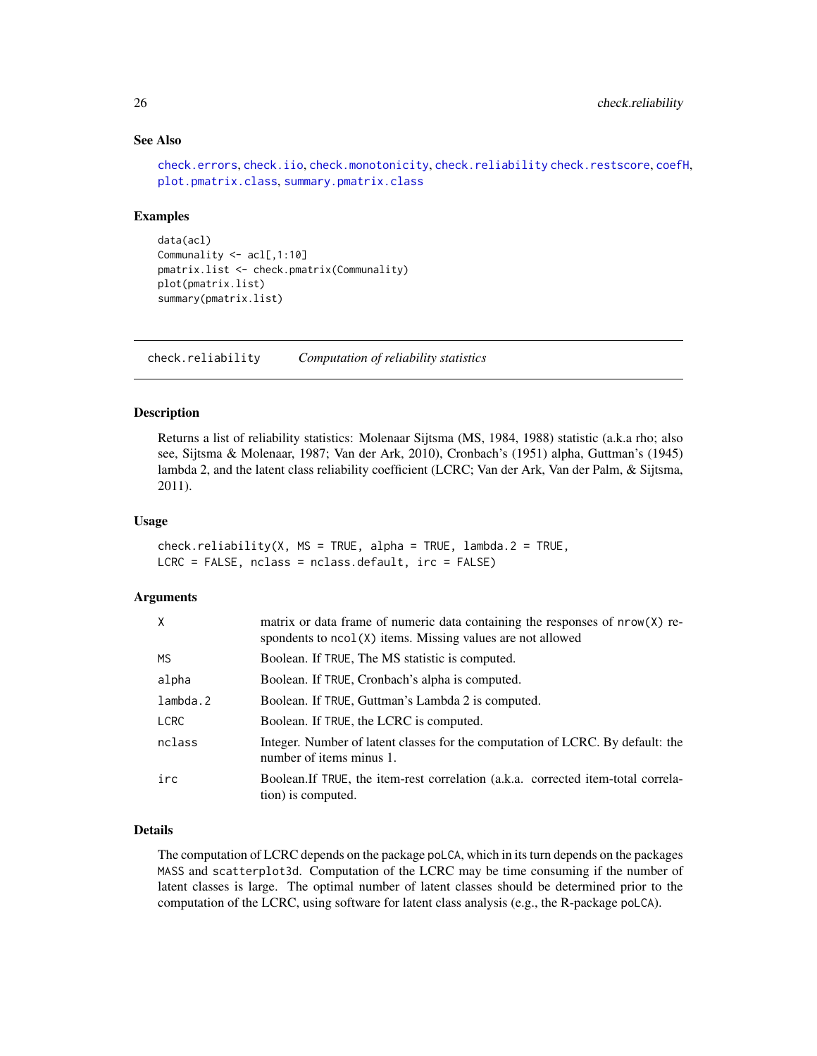## See Also

check.errors, check.iio, check.monotonicity, check.reliability check.restscore, coefH, plot.pmatrix.class, summary.pmatrix.class

## Examples

```
data(acl)
Communality <- acl[,1:10]
pmatrix.list <- check.pmatrix(Communality)
plot(pmatrix.list)
summary(pmatrix.list)
```

---

# check.reliability *Computation of reliability statistics*

## Description

Returns a list of reliability statistics: Molenaar Sijtsma (MS, 1984, 1988) statistic (a.k.a rho; also see, Sijtsma & Molenaar, 1987; Van der Ark, 2010), Cronbach's (1951) alpha, Guttman's (1945) lambda 2, and the latent class reliability coefficient (LCRC; Van der Ark, Van der Palm, & Sijtsma, 2011).

## Usage

```
check.reliability(X, MS = TRUE, alpha = TRUE, lambda.2 = TRUE,
LCRC = FALSE, nclass = nclass.default, irc = FALSE)
```

## Arguments

| | |
|---|---|
| X | matrix or data frame of numeric data containing the responses of `nrow(X)` respondents to `ncol(X)` items. Missing values are not allowed |
| MS | Boolean. If `TRUE`, The MS statistic is computed. |
| alpha | Boolean. If `TRUE`, Cronbach's alpha is computed. |
| lambda.2 | Boolean. If `TRUE`, Guttman's Lambda 2 is computed. |
| LCRC | Boolean. If `TRUE`, the LCRC is computed. |
| nclass | Integer. Number of latent classes for the computation of LCRC. By default: the number of items minus 1. |
| irc | Boolean.If `TRUE`, the item-rest correlation (a.k.a. corrected item-total correlation) is computed. |

## Details

The computation of LCRC depends on the package `poLCA`, which in its turn depends on the packages `MASS` and `scatterplot3d`. Computation of the LCRC may be time consuming if the number of latent classes is large. The optimal number of latent classes should be determined prior to the computation of the LCRC, using software for latent class analysis (e.g., the R-package `poLCA`).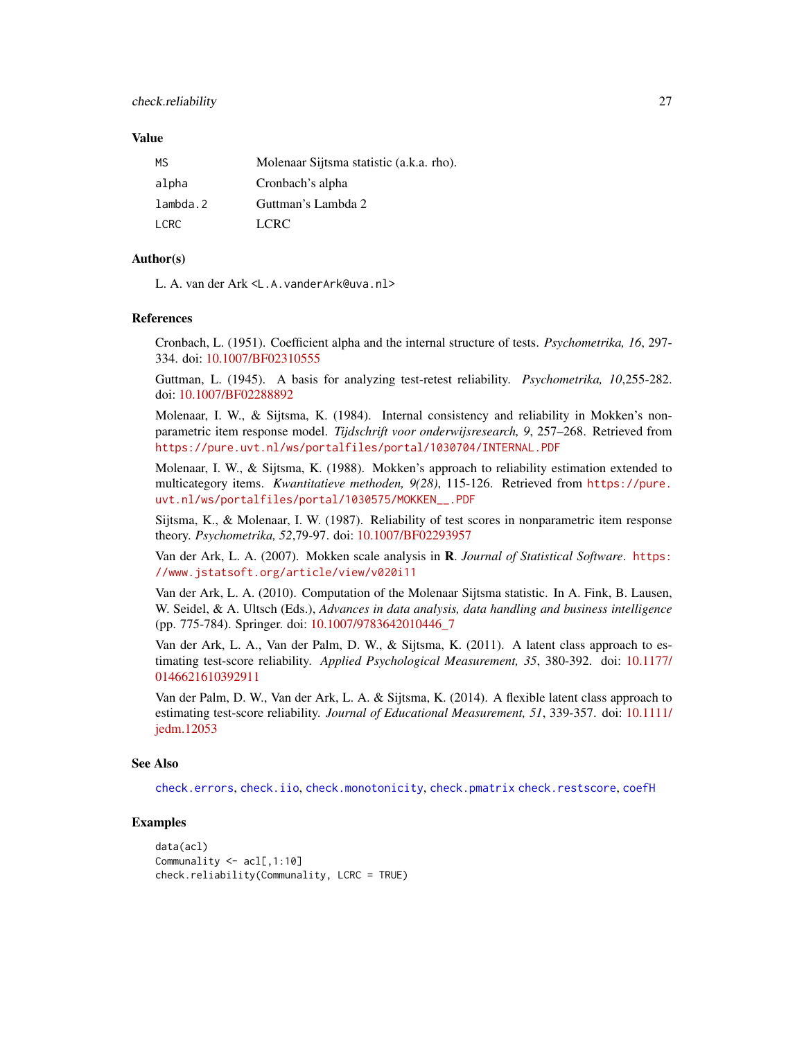## Value

| | |
|---|---|
| MS | Molenaar Sijtsma statistic (a.k.a. rho). |
| alpha | Cronbach's alpha |
| lambda.2 | Guttman's Lambda 2 |
| LCRC | LCRC |

## Author(s)

L. A. van der Ark <L.A.vanderArk@uva.nl>

## References

Cronbach, L. (1951). Coefficient alpha and the internal structure of tests. *Psychometrika, 16*, 297-334. doi: 10.1007/BF02310555

Guttman, L. (1945). A basis for analyzing test-retest reliability. *Psychometrika, 10*,255-282. doi: 10.1007/BF02288892

Molenaar, I. W., & Sijtsma, K. (1984). Internal consistency and reliability in Mokken's non-parametric item response model. *Tijdschrift voor onderwijsresearch, 9*, 257–268. Retrieved from https://pure.uvt.nl/ws/portalfiles/portal/1030704/INTERNAL.PDF

Molenaar, I. W., & Sijtsma, K. (1988). Mokken's approach to reliability estimation extended to multicategory items. *Kwantitatieve methoden, 9(28)*, 115-126. Retrieved from https://pure.uvt.nl/ws/portalfiles/portal/1030575/MOKKEN__.PDF

Sijtsma, K., & Molenaar, I. W. (1987). Reliability of test scores in nonparametric item response theory. *Psychometrika, 52*,79-97. doi: 10.1007/BF02293957

Van der Ark, L. A. (2007). Mokken scale analysis in **R**. *Journal of Statistical Software*. https://www.jstatsoft.org/article/view/v020i11

Van der Ark, L. A. (2010). Computation of the Molenaar Sijtsma statistic. In A. Fink, B. Lausen, W. Seidel, & A. Ultsch (Eds.), *Advances in data analysis, data handling and business intelligence* (pp. 775-784). Springer. doi: 10.1007/9783642010446_7

Van der Ark, L. A., Van der Palm, D. W., & Sijtsma, K. (2011). A latent class approach to estimating test-score reliability. *Applied Psychological Measurement, 35*, 380-392. doi: 10.1177/0146621610392911

Van der Palm, D. W., Van der Ark, L. A. & Sijtsma, K. (2014). A flexible latent class approach to estimating test-score reliability. *Journal of Educational Measurement, 51*, 339-357. doi: 10.1111/jedm.12053

## See Also

check.errors, check.iio, check.monotonicity, check.pmatrix check.restscore, coefH

## Examples

```
data(acl)
Communality <- acl[,1:10]
check.reliability(Communality, LCRC = TRUE)
```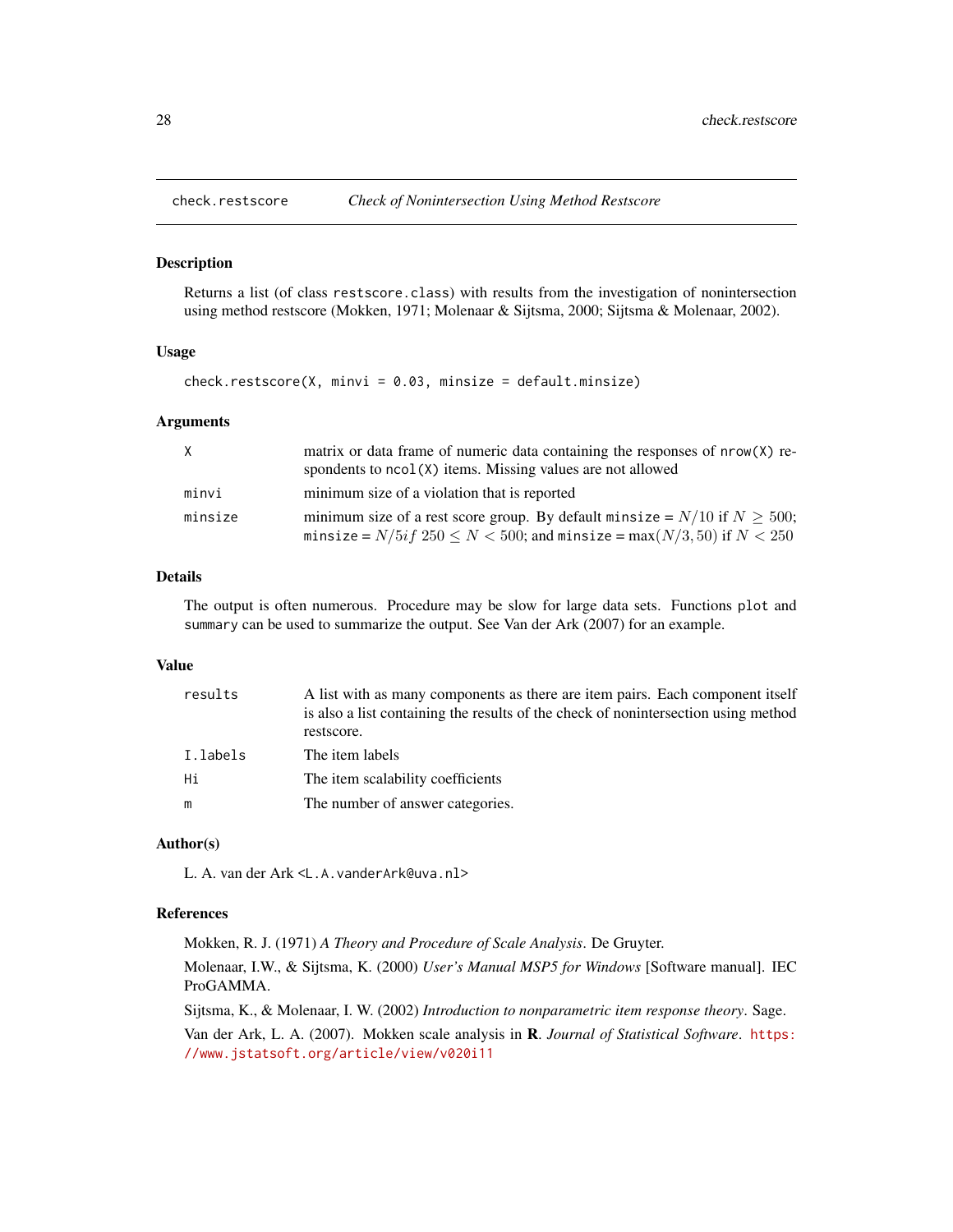## check.restscore — *Check of Nonintersection Using Method Restscore*

### Description

Returns a list (of class `restscore.class`) with results from the investigation of nonintersection using method restscore (Mokken, 1971; Molenaar & Sijtsma, 2000; Sijtsma & Molenaar, 2002).

### Usage

```
check.restscore(X, minvi = 0.03, minsize = default.minsize)
```

### Arguments

| | |
|---|---|
| `X` | matrix or data frame of numeric data containing the responses of `nrow(X)` respondents to `ncol(X)` items. Missing values are not allowed |
| `minvi` | minimum size of a violation that is reported |
| `minsize` | minimum size of a rest score group. By default `minsize` = $N/10$ if $N \geq 500$; `minsize` = $N/5if$ $250 \leq N < 500$; and `minsize` = $\max(N/3, 50)$ if $N < 250$ |

### Details

The output is often numerous. Procedure may be slow for large data sets. Functions `plot` and `summary` can be used to summarize the output. See Van der Ark (2007) for an example.

### Value

| | |
|---|---|
| `results` | A list with as many components as there are item pairs. Each component itself is also a list containing the results of the check of nonintersection using method restscore. |
| `I.labels` | The item labels |
| `Hi` | The item scalability coefficients |
| `m` | The number of answer categories. |

### Author(s)

L. A. van der Ark <L.A.vanderArk@uva.nl>

### References

Mokken, R. J. (1971) *A Theory and Procedure of Scale Analysis*. De Gruyter.

Molenaar, I.W., & Sijtsma, K. (2000) *User's Manual MSP5 for Windows* [Software manual]. IEC ProGAMMA.

Sijtsma, K., & Molenaar, I. W. (2002) *Introduction to nonparametric item response theory*. Sage.

Van der Ark, L. A. (2007). Mokken scale analysis in **R**. *Journal of Statistical Software*. https://www.jstatsoft.org/article/view/v020i11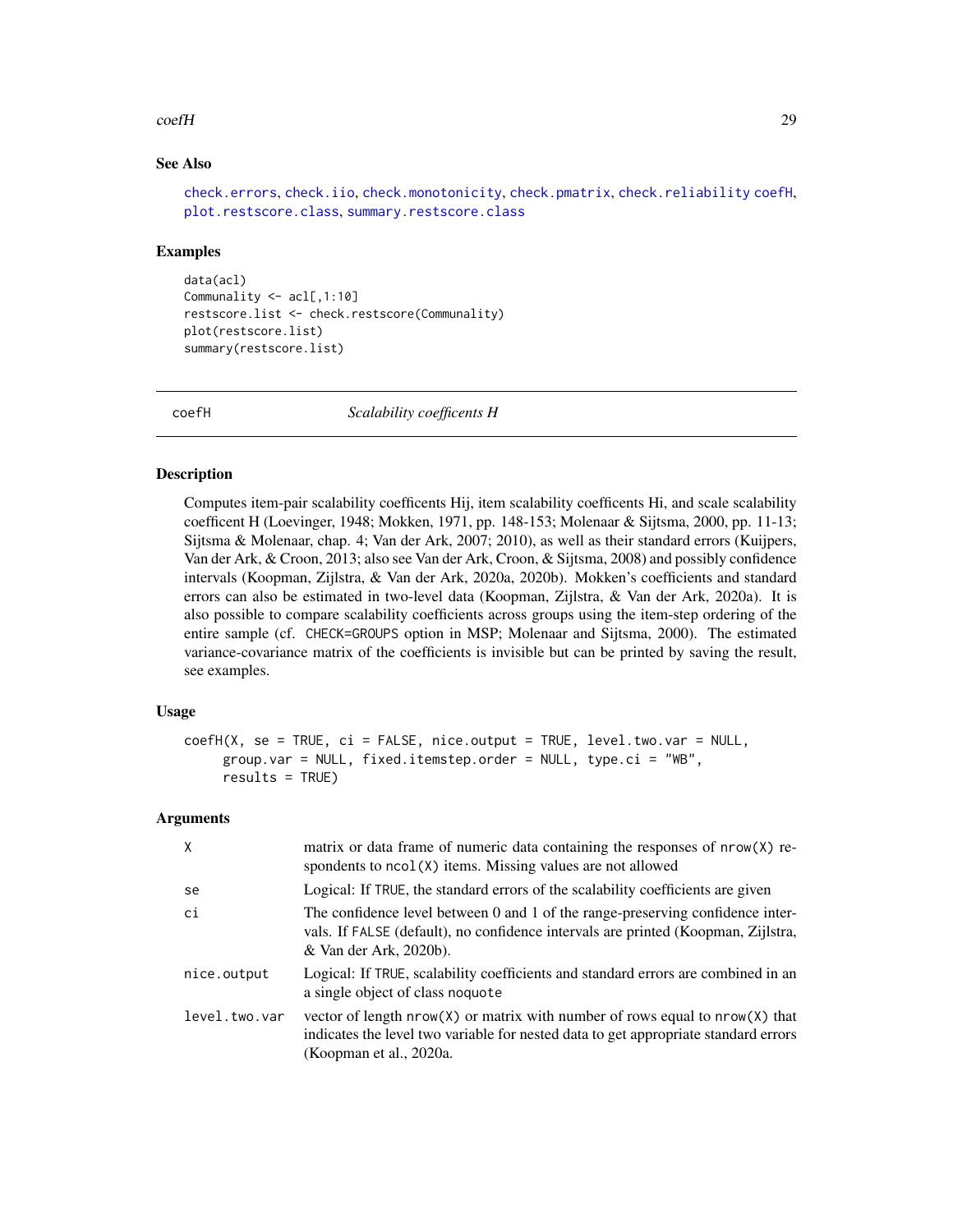## See Also

check.errors, check.iio, check.monotonicity, check.pmatrix, check.reliability coefH, plot.restscore.class, summary.restscore.class

## Examples

```
data(acl)
Communality <- acl[,1:10]
restscore.list <- check.restscore(Communality)
plot(restscore.list)
summary(restscore.list)
```

---

# coefH — *Scalability coefficents H*

## Description

Computes item-pair scalability coefficents Hij, item scalability coefficents Hi, and scale scalability coefficent H (Loevinger, 1948; Mokken, 1971, pp. 148-153; Molenaar & Sijtsma, 2000, pp. 11-13; Sijtsma & Molenaar, chap. 4; Van der Ark, 2007; 2010), as well as their standard errors (Kuijpers, Van der Ark, & Croon, 2013; also see Van der Ark, Croon, & Sijtsma, 2008) and possibly confidence intervals (Koopman, Zijlstra, & Van der Ark, 2020a, 2020b). Mokken's coefficients and standard errors can also be estimated in two-level data (Koopman, Zijlstra, & Van der Ark, 2020a). It is also possible to compare scalability coefficients across groups using the item-step ordering of the entire sample (cf. `CHECK=GROUPS` option in MSP; Molenaar and Sijtsma, 2000). The estimated variance-covariance matrix of the coefficients is invisible but can be printed by saving the result, see examples.

## Usage

```
coefH(X, se = TRUE, ci = FALSE, nice.output = TRUE, level.two.var = NULL,
     group.var = NULL, fixed.itemstep.order = NULL, type.ci = "WB",
     results = TRUE)
```

## Arguments

| | |
|---|---|
| `X` | matrix or data frame of numeric data containing the responses of `nrow(X)` respondents to `ncol(X)` items. Missing values are not allowed |
| `se` | Logical: If `TRUE`, the standard errors of the scalability coefficients are given |
| `ci` | The confidence level between 0 and 1 of the range-preserving confidence intervals. If `FALSE` (default), no confidence intervals are printed (Koopman, Zijlstra, & Van der Ark, 2020b). |
| `nice.output` | Logical: If `TRUE`, scalability coefficients and standard errors are combined in an a single object of class `noquote` |
| `level.two.var` | vector of length `nrow(X)` or matrix with number of rows equal to `nrow(X)` that indicates the level two variable for nested data to get appropriate standard errors (Koopman et al., 2020a. |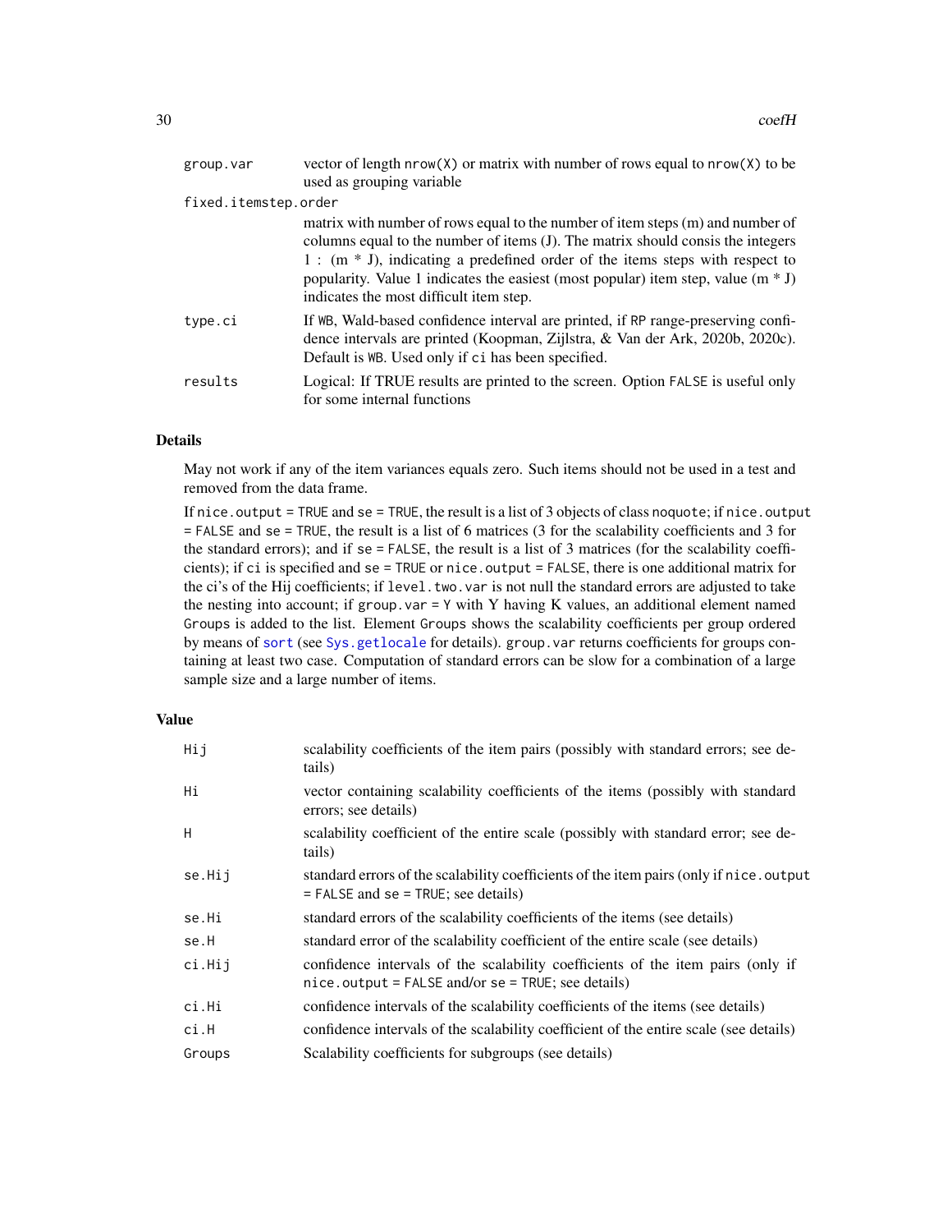| | |
|---|---|
| `group.var` | vector of length `nrow(X)` or matrix with number of rows equal to `nrow(X)` to be used as grouping variable |
| `fixed.itemstep.order` | matrix with number of rows equal to the number of item steps (m) and number of columns equal to the number of items (J). The matrix should consis the integers 1 : (m * J), indicating a predefined order of the items steps with respect to popularity. Value 1 indicates the easiest (most popular) item step, value (m * J) indicates the most difficult item step. |
| `type.ci` | If `WB`, Wald-based confidence interval are printed, if `RP` range-preserving confidence intervals are printed (Koopman, Zijlstra, & Van der Ark, 2020b, 2020c). Default is `WB`. Used only if `ci` has been specified. |
| `results` | Logical: If TRUE results are printed to the screen. Option `FALSE` is useful only for some internal functions |

## Details

May not work if any of the item variances equals zero. Such items should not be used in a test and removed from the data frame.

If `nice.output = TRUE` and `se = TRUE`, the result is a list of 3 objects of class `noquote`; if `nice.output = FALSE` and `se = TRUE`, the result is a list of 6 matrices (3 for the scalability coefficients and 3 for the standard errors); and if `se = FALSE`, the result is a list of 3 matrices (for the scalability coefficients); if `ci` is specified and `se = TRUE` or `nice.output = FALSE`, there is one additional matrix for the ci's of the Hij coefficients; if `level.two.var` is not null the standard errors are adjusted to take the nesting into account; if `group.var = Y` with Y having K values, an additional element named `Groups` is added to the list. Element `Groups` shows the scalability coefficients per group ordered by means of `sort` (see `Sys.getlocale` for details). `group.var` returns coefficients for groups containing at least two case. Computation of standard errors can be slow for a combination of a large sample size and a large number of items.

## Value

| | |
|---|---|
| `Hij` | scalability coefficients of the item pairs (possibly with standard errors; see details) |
| `Hi` | vector containing scalability coefficients of the items (possibly with standard errors; see details) |
| `H` | scalability coefficient of the entire scale (possibly with standard error; see details) |
| `se.Hij` | standard errors of the scalability coefficients of the item pairs (only if `nice.output = FALSE` and `se = TRUE`; see details) |
| `se.Hi` | standard errors of the scalability coefficients of the items (see details) |
| `se.H` | standard error of the scalability coefficient of the entire scale (see details) |
| `ci.Hij` | confidence intervals of the scalability coefficients of the item pairs (only if `nice.output = FALSE` and/or `se = TRUE`; see details) |
| `ci.Hi` | confidence intervals of the scalability coefficients of the items (see details) |
| `ci.H` | confidence intervals of the scalability coefficient of the entire scale (see details) |
| `Groups` | Scalability coefficients for subgroups (see details) |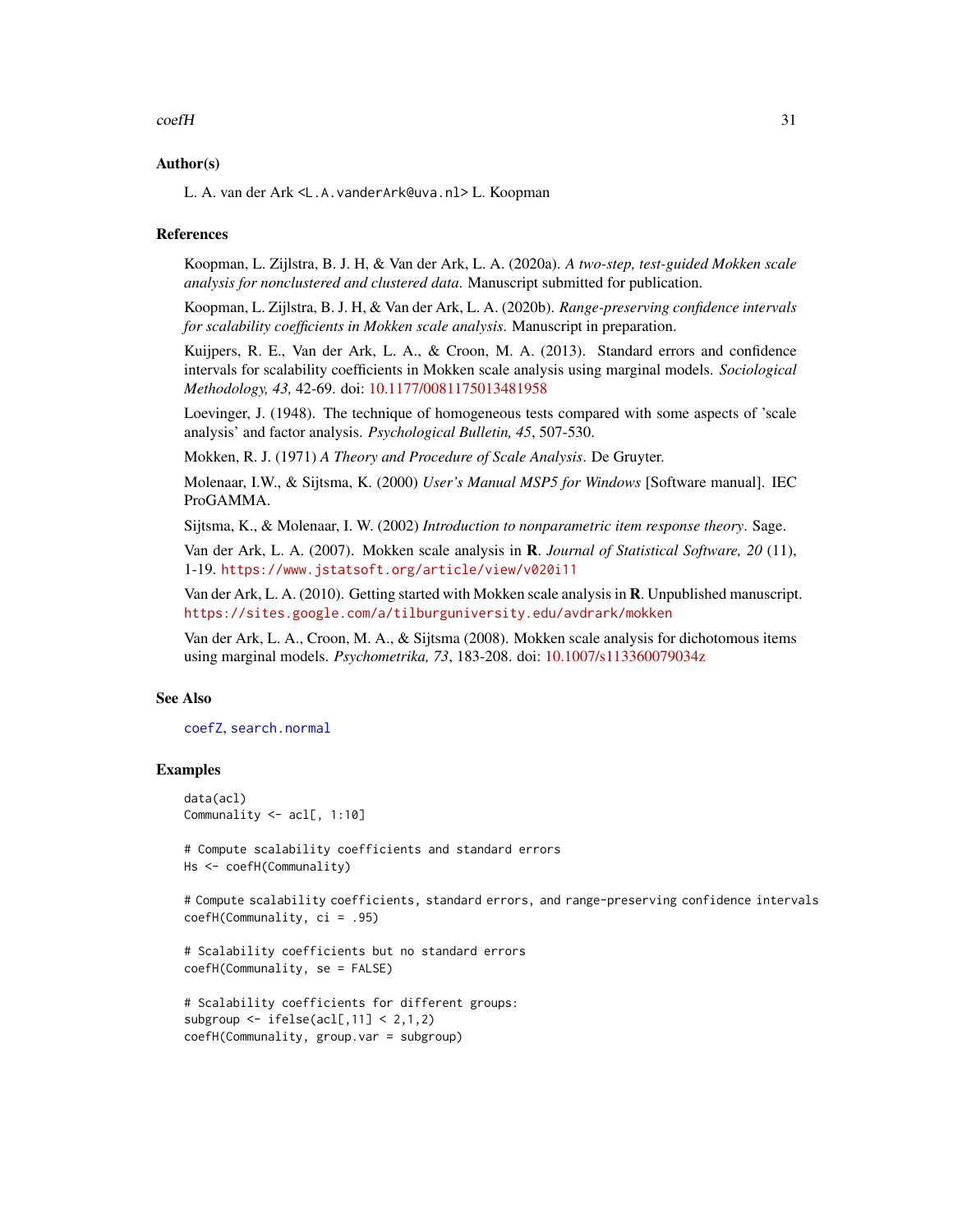## Author(s)

L. A. van der Ark <L.A.vanderArk@uva.nl> L. Koopman

## References

Koopman, L. Zijlstra, B. J. H, & Van der Ark, L. A. (2020a). *A two-step, test-guided Mokken scale analysis for nonclustered and clustered data*. Manuscript submitted for publication.

Koopman, L. Zijlstra, B. J. H, & Van der Ark, L. A. (2020b). *Range-preserving confidence intervals for scalability coefficients in Mokken scale analysis*. Manuscript in preparation.

Kuijpers, R. E., Van der Ark, L. A., & Croon, M. A. (2013). Standard errors and confidence intervals for scalability coefficients in Mokken scale analysis using marginal models. *Sociological Methodology, 43,* 42-69. doi: 10.1177/0081175013481958

Loevinger, J. (1948). The technique of homogeneous tests compared with some aspects of 'scale analysis' and factor analysis. *Psychological Bulletin, 45*, 507-530.

Mokken, R. J. (1971) *A Theory and Procedure of Scale Analysis*. De Gruyter.

Molenaar, I.W., & Sijtsma, K. (2000) *User's Manual MSP5 for Windows* [Software manual]. IEC ProGAMMA.

Sijtsma, K., & Molenaar, I. W. (2002) *Introduction to nonparametric item response theory*. Sage.

Van der Ark, L. A. (2007). Mokken scale analysis in **R**. *Journal of Statistical Software, 20* (11), 1-19. https://www.jstatsoft.org/article/view/v020i11

Van der Ark, L. A. (2010). Getting started with Mokken scale analysis in **R**. Unpublished manuscript. https://sites.google.com/a/tilburguniversity.edu/avdrark/mokken

Van der Ark, L. A., Croon, M. A., & Sijtsma (2008). Mokken scale analysis for dichotomous items using marginal models. *Psychometrika, 73*, 183-208. doi: 10.1007/s113360079034z

## See Also

coefZ, search.normal

## Examples

```
data(acl)
Communality <- acl[, 1:10]

# Compute scalability coefficients and standard errors
Hs <- coefH(Communality)

# Compute scalability coefficients, standard errors, and range-preserving confidence intervals
coefH(Communality, ci = .95)

# Scalability coefficients but no standard errors
coefH(Communality, se = FALSE)

# Scalability coefficients for different groups:
subgroup <- ifelse(acl[,11] < 2,1,2)
coefH(Communality, group.var = subgroup)
```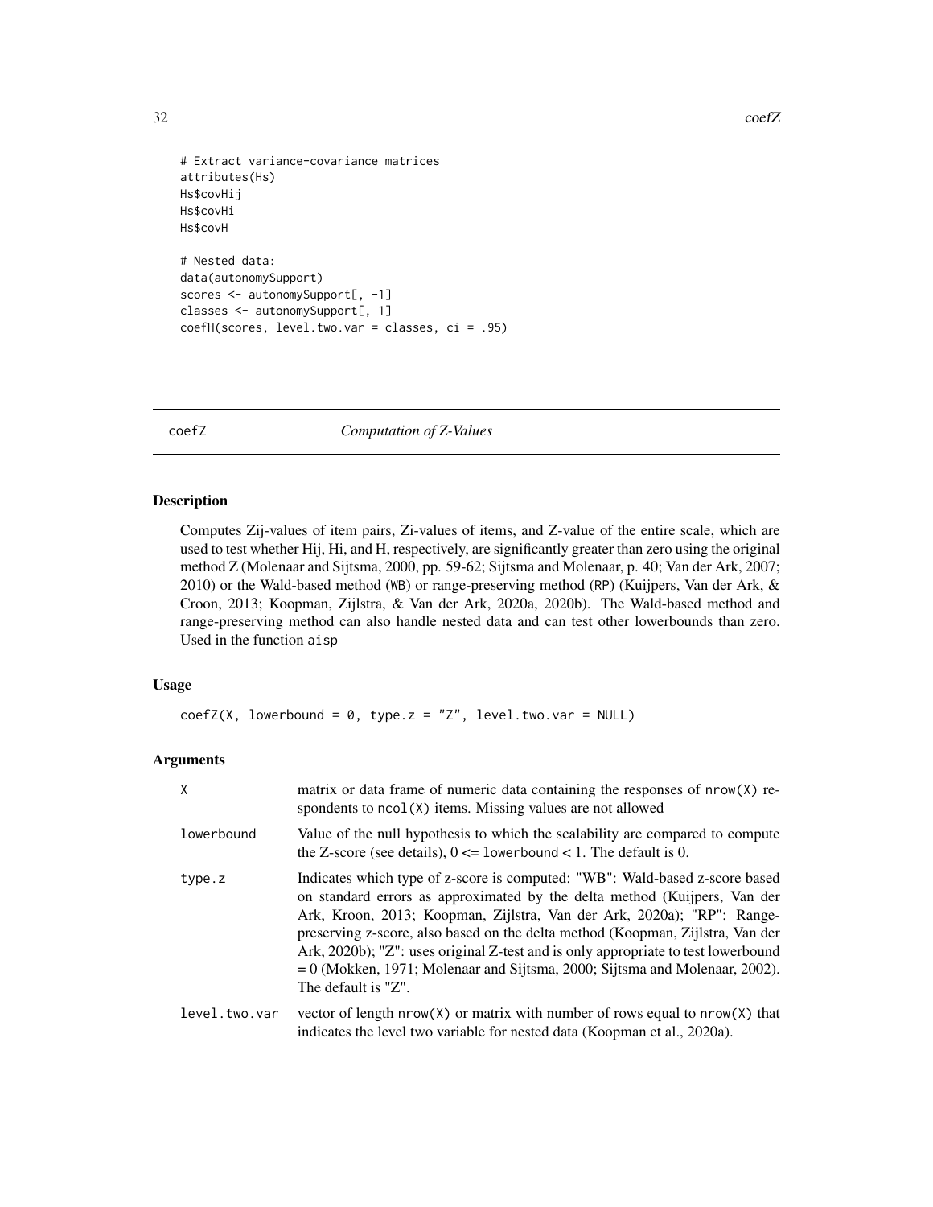```
# Extract variance-covariance matrices
attributes(Hs)
Hs$covHij
Hs$covHi
Hs$covH

# Nested data:
data(autonomySupport)
scores <- autonomySupport[, -1]
classes <- autonomySupport[, 1]
coefH(scores, level.two.var = classes, ci = .95)
```

## coefZ — *Computation of Z-Values*

### Description

Computes Zij-values of item pairs, Zi-values of items, and Z-value of the entire scale, which are used to test whether Hij, Hi, and H, respectively, are significantly greater than zero using the original method Z (Molenaar and Sijtsma, 2000, pp. 59-62; Sijtsma and Molenaar, p. 40; Van der Ark, 2007; 2010) or the Wald-based method (WB) or range-preserving method (RP) (Kuijpers, Van der Ark, & Croon, 2013; Koopman, Zijlstra, & Van der Ark, 2020a, 2020b). The Wald-based method and range-preserving method can also handle nested data and can test other lowerbounds than zero. Used in the function aisp

### Usage

```
coefZ(X, lowerbound = 0, type.z = "Z", level.two.var = NULL)
```

### Arguments

| | |
|---|---|
| X | matrix or data frame of numeric data containing the responses of nrow(X) respondents to ncol(X) items. Missing values are not allowed |
| lowerbound | Value of the null hypothesis to which the scalability are compared to compute the Z-score (see details), 0 <= lowerbound < 1. The default is 0. |
| type.z | Indicates which type of z-score is computed: "WB": Wald-based z-score based on standard errors as approximated by the delta method (Kuijpers, Van der Ark, Kroon, 2013; Koopman, Zijlstra, Van der Ark, 2020a); "RP": Range-preserving z-score, also based on the delta method (Koopman, Zijlstra, Van der Ark, 2020b); "Z": uses original Z-test and is only appropriate to test lowerbound = 0 (Mokken, 1971; Molenaar and Sijtsma, 2000; Sijtsma and Molenaar, 2002). The default is "Z". |
| level.two.var | vector of length nrow(X) or matrix with number of rows equal to nrow(X) that indicates the level two variable for nested data (Koopman et al., 2020a). |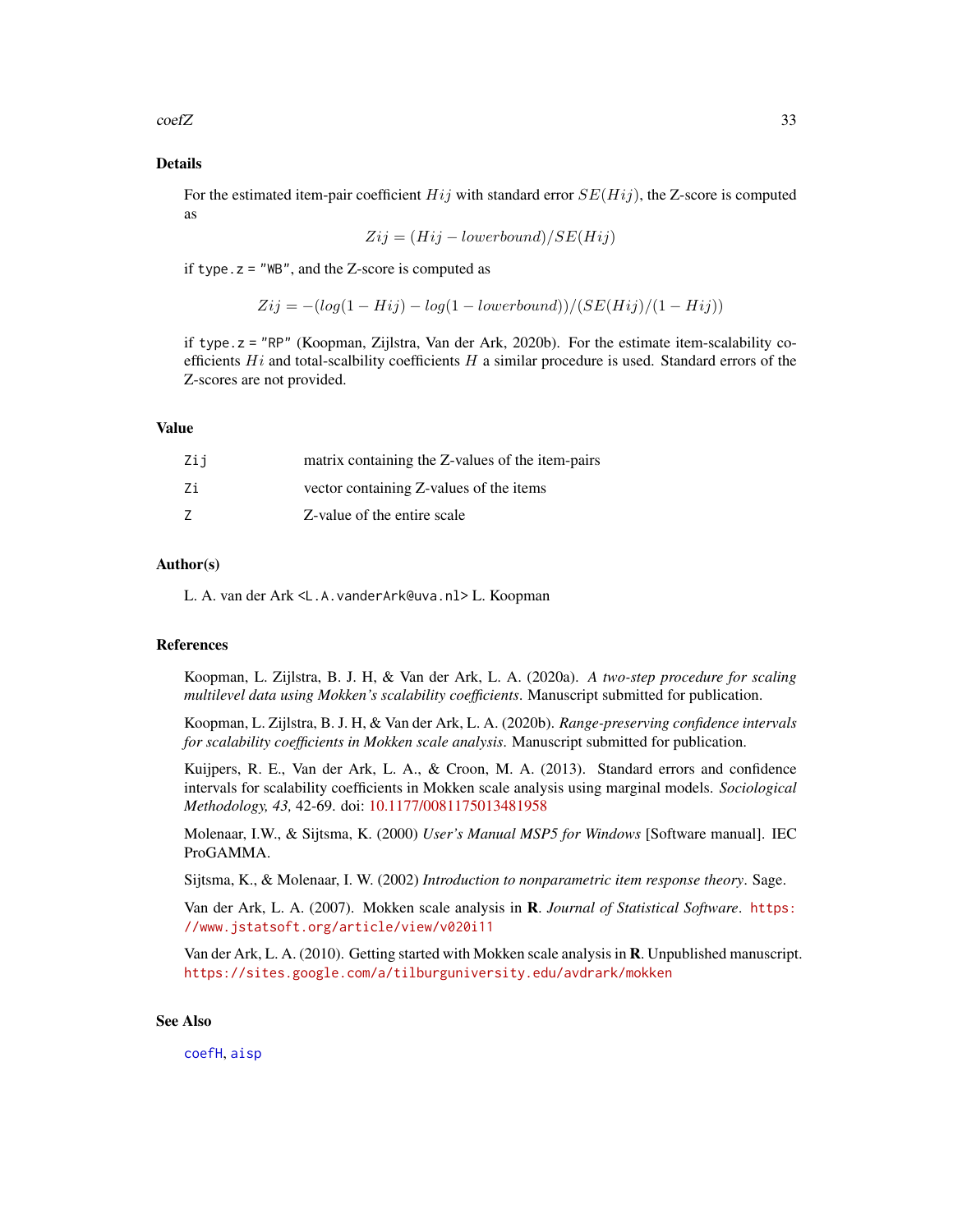## Details

For the estimated item-pair coefficient $Hij$ with standard error $SE(Hij)$, the Z-score is computed as

$$Zij = (Hij - lowerbound)/SE(Hij)$$

if `type.z = "WB"`, and the Z-score is computed as

$$Zij = -(log(1 - Hij) - log(1 - lowerbound))/(SE(Hij)/(1 - Hij))$$

if `type.z = "RP"` (Koopman, Zijlstra, Van der Ark, 2020b). For the estimate item-scalability coefficients $Hi$ and total-scalbility coefficients $H$ a similar procedure is used. Standard errors of the Z-scores are not provided.

## Value

| | |
|---|---|
| `Zij` | matrix containing the Z-values of the item-pairs |
| `Zi` | vector containing Z-values of the items |
| `Z` | Z-value of the entire scale |

## Author(s)

L. A. van der Ark <L.A.vanderArk@uva.nl> L. Koopman

## References

Koopman, L. Zijlstra, B. J. H, & Van der Ark, L. A. (2020a). *A two-step procedure for scaling multilevel data using Mokken's scalability coefficients*. Manuscript submitted for publication.

Koopman, L. Zijlstra, B. J. H, & Van der Ark, L. A. (2020b). *Range-preserving confidence intervals for scalability coefficients in Mokken scale analysis*. Manuscript submitted for publication.

Kuijpers, R. E., Van der Ark, L. A., & Croon, M. A. (2013). Standard errors and confidence intervals for scalability coefficients in Mokken scale analysis using marginal models. *Sociological Methodology, 43,* 42-69. doi: 10.1177/0081175013481958

Molenaar, I.W., & Sijtsma, K. (2000) *User's Manual MSP5 for Windows* [Software manual]. IEC ProGAMMA.

Sijtsma, K., & Molenaar, I. W. (2002) *Introduction to nonparametric item response theory*. Sage.

Van der Ark, L. A. (2007). Mokken scale analysis in **R**. *Journal of Statistical Software*. https://www.jstatsoft.org/article/view/v020i11

Van der Ark, L. A. (2010). Getting started with Mokken scale analysis in **R**. Unpublished manuscript. https://sites.google.com/a/tilburguniversity.edu/avdrark/mokken

## See Also

`coefH`, `aisp`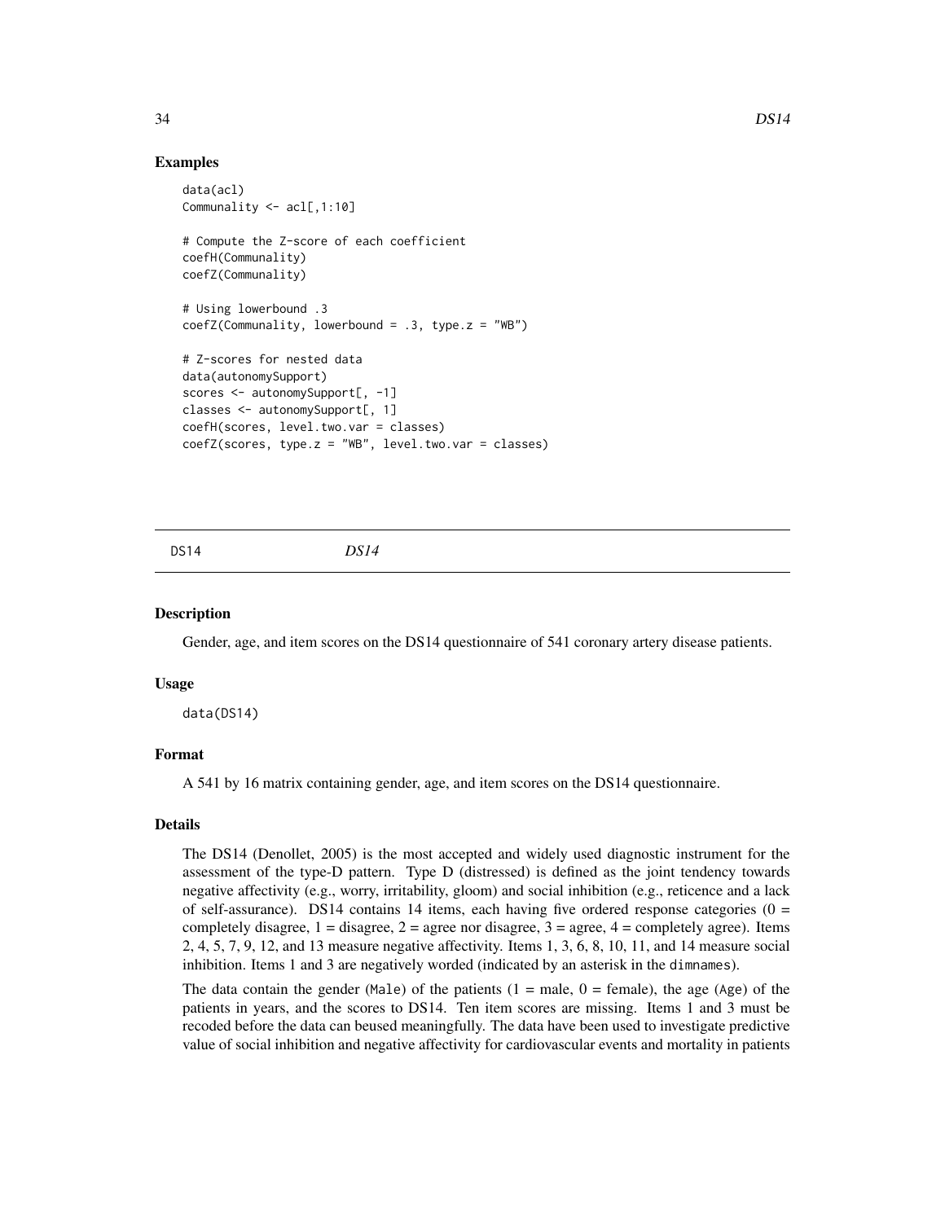## Examples

```
data(acl)
Communality <- acl[,1:10]

# Compute the Z-score of each coefficient
coefH(Communality)
coefZ(Communality)

# Using lowerbound .3
coefZ(Communality, lowerbound = .3, type.z = "WB")

# Z-scores for nested data
data(autonomySupport)
scores <- autonomySupport[, -1]
classes <- autonomySupport[, 1]
coefH(scores, level.two.var = classes)
coefZ(scores, type.z = "WB", level.two.var = classes)
```

---

# DS14 *DS14*

---

## Description

Gender, age, and item scores on the DS14 questionnaire of 541 coronary artery disease patients.

## Usage

```
data(DS14)
```

## Format

A 541 by 16 matrix containing gender, age, and item scores on the DS14 questionnaire.

## Details

The DS14 (Denollet, 2005) is the most accepted and widely used diagnostic instrument for the assessment of the type-D pattern. Type D (distressed) is defined as the joint tendency towards negative affectivity (e.g., worry, irritability, gloom) and social inhibition (e.g., reticence and a lack of self-assurance). DS14 contains 14 items, each having five ordered response categories (0 = completely disagree, 1 = disagree, 2 = agree nor disagree, 3 = agree, 4 = completely agree). Items 2, 4, 5, 7, 9, 12, and 13 measure negative affectivity. Items 1, 3, 6, 8, 10, 11, and 14 measure social inhibition. Items 1 and 3 are negatively worded (indicated by an asterisk in the `dimnames`).

The data contain the gender (`Male`) of the patients (1 = male, 0 = female), the age (`Age`) of the patients in years, and the scores to DS14. Ten item scores are missing. Items 1 and 3 must be recoded before the data can beused meaningfully. The data have been used to investigate predictive value of social inhibition and negative affectivity for cardiovascular events and mortality in patients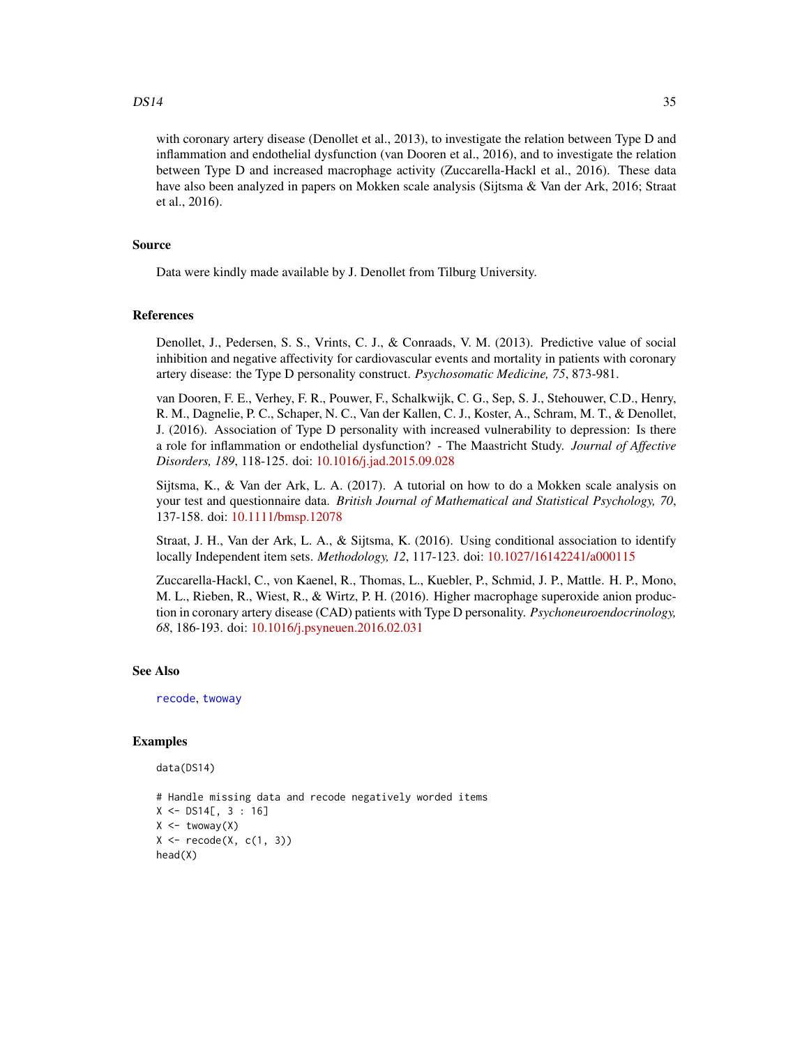with coronary artery disease (Denollet et al., 2013), to investigate the relation between Type D and inflammation and endothelial dysfunction (van Dooren et al., 2016), and to investigate the relation between Type D and increased macrophage activity (Zuccarella-Hackl et al., 2016). These data have also been analyzed in papers on Mokken scale analysis (Sijtsma & Van der Ark, 2016; Straat et al., 2016).

## Source

Data were kindly made available by J. Denollet from Tilburg University.

## References

Denollet, J., Pedersen, S. S., Vrints, C. J., & Conraads, V. M. (2013). Predictive value of social inhibition and negative affectivity for cardiovascular events and mortality in patients with coronary artery disease: the Type D personality construct. *Psychosomatic Medicine, 75*, 873-981.

van Dooren, F. E., Verhey, F. R., Pouwer, F., Schalkwijk, C. G., Sep, S. J., Stehouwer, C.D., Henry, R. M., Dagnelie, P. C., Schaper, N. C., Van der Kallen, C. J., Koster, A., Schram, M. T., & Denollet, J. (2016). Association of Type D personality with increased vulnerability to depression: Is there a role for inflammation or endothelial dysfunction? - The Maastricht Study. *Journal of Affective Disorders, 189*, 118-125. doi: 10.1016/j.jad.2015.09.028

Sijtsma, K., & Van der Ark, L. A. (2017). A tutorial on how to do a Mokken scale analysis on your test and questionnaire data. *British Journal of Mathematical and Statistical Psychology, 70*, 137-158. doi: 10.1111/bmsp.12078

Straat, J. H., Van der Ark, L. A., & Sijtsma, K. (2016). Using conditional association to identify locally Independent item sets. *Methodology, 12*, 117-123. doi: 10.1027/16142241/a000115

Zuccarella-Hackl, C., von Kaenel, R., Thomas, L., Kuebler, P., Schmid, J. P., Mattle. H. P., Mono, M. L., Rieben, R., Wiest, R., & Wirtz, P. H. (2016). Higher macrophage superoxide anion production in coronary artery disease (CAD) patients with Type D personality. *Psychoneuroendocrinology, 68*, 186-193. doi: 10.1016/j.psyneuen.2016.02.031

## See Also

recode, twoway

## Examples

```
data(DS14)

# Handle missing data and recode negatively worded items
X <- DS14[, 3 : 16]
X <- twoway(X)
X <- recode(X, c(1, 3))
head(X)
```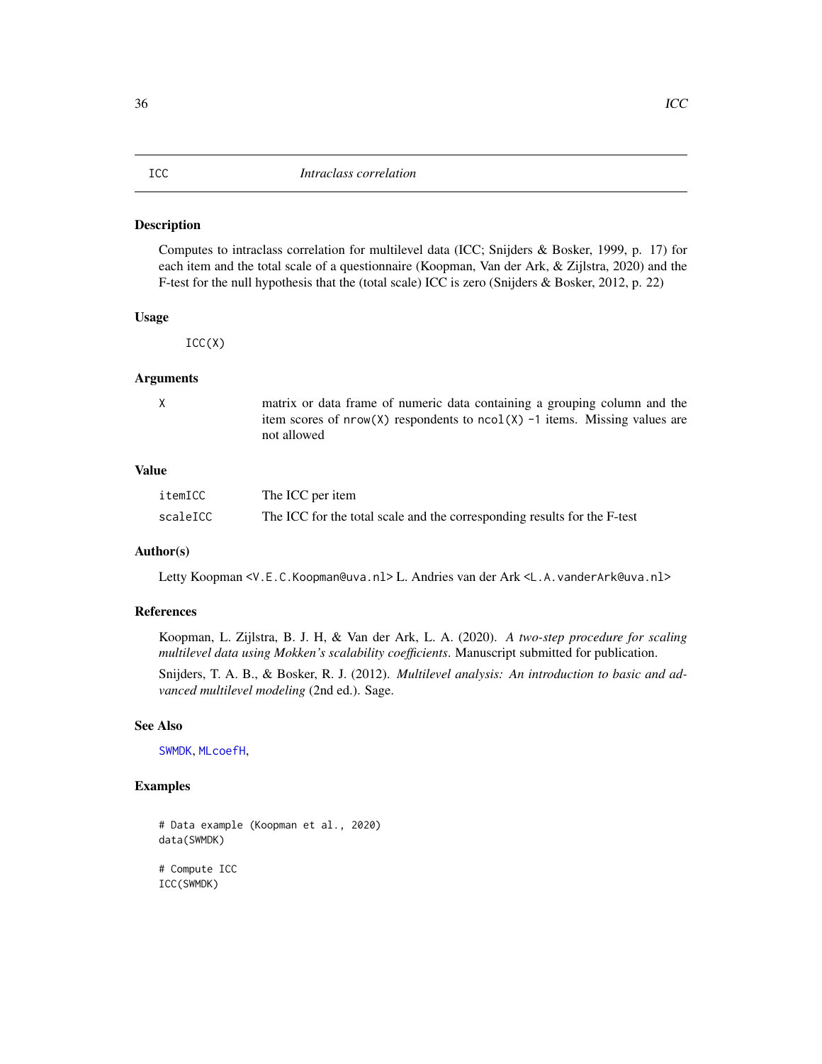# ICC — *Intraclass correlation*

## Description

Computes to intraclass correlation for multilevel data (ICC; Snijders & Bosker, 1999, p. 17) for each item and the total scale of a questionnaire (Koopman, Van der Ark, & Zijlstra, 2020) and the F-test for the null hypothesis that the (total scale) ICC is zero (Snijders & Bosker, 2012, p. 22)

## Usage

```
ICC(X)
```

## Arguments

| | |
|---|---|
| `X` | matrix or data frame of numeric data containing a grouping column and the item scores of `nrow(X)` respondents to `ncol(X) -1` items. Missing values are not allowed |

## Value

| | |
|---|---|
| `itemICC` | The ICC per item |
| `scaleICC` | The ICC for the total scale and the corresponding results for the F-test |

## Author(s)

Letty Koopman <V.E.C.Koopman@uva.nl> L. Andries van der Ark <L.A.vanderArk@uva.nl>

## References

Koopman, L. Zijlstra, B. J. H, & Van der Ark, L. A. (2020). *A two-step procedure for scaling multilevel data using Mokken's scalability coefficients*. Manuscript submitted for publication.

Snijders, T. A. B., & Bosker, R. J. (2012). *Multilevel analysis: An introduction to basic and advanced multilevel modeling* (2nd ed.). Sage.

## See Also

SWMDK, MLcoefH,

## Examples

```
# Data example (Koopman et al., 2020)
data(SWMDK)

# Compute ICC
ICC(SWMDK)
```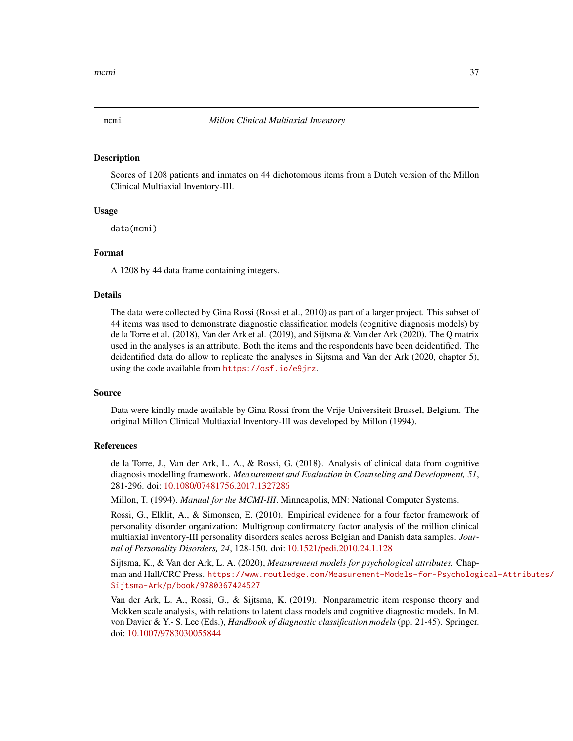## mcmi — *Millon Clinical Multiaxial Inventory*

### Description

Scores of 1208 patients and inmates on 44 dichotomous items from a Dutch version of the Millon Clinical Multiaxial Inventory-III.

### Usage

```
data(mcmi)
```

### Format

A 1208 by 44 data frame containing integers.

### Details

The data were collected by Gina Rossi (Rossi et al., 2010) as part of a larger project. This subset of 44 items was used to demonstrate diagnostic classification models (cognitive diagnosis models) by de la Torre et al. (2018), Van der Ark et al. (2019), and Sijtsma & Van der Ark (2020). The Q matrix used in the analyses is an attribute. Both the items and the respondents have been deidentified. The deidentified data do allow to replicate the analyses in Sijtsma and Van der Ark (2020, chapter 5), using the code available from `https://osf.io/e9jrz`.

### Source

Data were kindly made available by Gina Rossi from the Vrije Universiteit Brussel, Belgium. The original Millon Clinical Multiaxial Inventory-III was developed by Millon (1994).

### References

de la Torre, J., Van der Ark, L. A., & Rossi, G. (2018). Analysis of clinical data from cognitive diagnosis modelling framework. *Measurement and Evaluation in Counseling and Development, 51*, 281-296. doi: 10.1080/07481756.2017.1327286

Millon, T. (1994). *Manual for the MCMI-III*. Minneapolis, MN: National Computer Systems.

Rossi, G., Elklit, A., & Simonsen, E. (2010). Empirical evidence for a four factor framework of personality disorder organization: Multigroup confirmatory factor analysis of the million clinical multiaxial inventory-III personality disorders scales across Belgian and Danish data samples. *Journal of Personality Disorders, 24*, 128-150. doi: 10.1521/pedi.2010.24.1.128

Sijtsma, K., & Van der Ark, L. A. (2020), *Measurement models for psychological attributes.* Chapman and Hall/CRC Press. `https://www.routledge.com/Measurement-Models-for-Psychological-Attributes/Sijtsma-Ark/p/book/9780367424527`

Van der Ark, L. A., Rossi, G., & Sijtsma, K. (2019). Nonparametric item response theory and Mokken scale analysis, with relations to latent class models and cognitive diagnostic models. In M. von Davier & Y.- S. Lee (Eds.), *Handbook of diagnostic classification models* (pp. 21-45). Springer. doi: 10.1007/9783030055844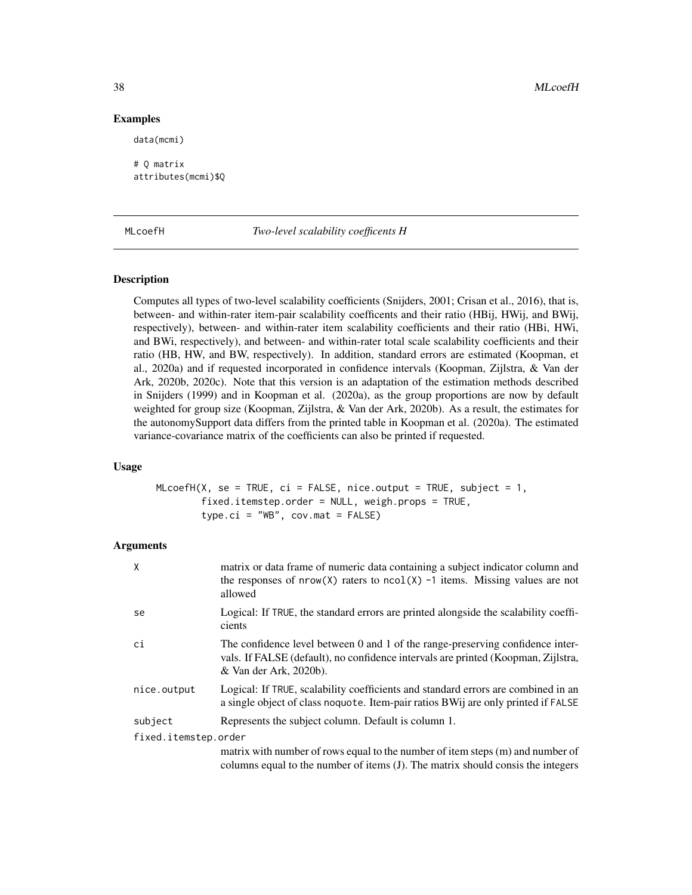## Examples

```
data(mcmi)

# Q matrix
attributes(mcmi)$Q
```

---

## MLcoefH — *Two-level scalability coefficents H*

### Description

Computes all types of two-level scalability coefficients (Snijders, 2001; Crisan et al., 2016), that is, between- and within-rater item-pair scalability coefficents and their ratio (HBij, HWij, and BWij, respectively), between- and within-rater item scalability coefficients and their ratio (HBi, HWi, and BWi, respectively), and between- and within-rater total scale scalability coefficients and their ratio (HB, HW, and BW, respectively). In addition, standard errors are estimated (Koopman, et al., 2020a) and if requested incorporated in confidence intervals (Koopman, Zijlstra, & Van der Ark, 2020b, 2020c). Note that this version is an adaptation of the estimation methods described in Snijders (1999) and in Koopman et al. (2020a), as the group proportions are now by default weighted for group size (Koopman, Zijlstra, & Van der Ark, 2020b). As a result, the estimates for the autonomySupport data differs from the printed table in Koopman et al. (2020a). The estimated variance-covariance matrix of the coefficients can also be printed if requested.

### Usage

```
MLcoefH(X, se = TRUE, ci = FALSE, nice.output = TRUE, subject = 1,
        fixed.itemstep.order = NULL, weigh.props = TRUE,
        type.ci = "WB", cov.mat = FALSE)
```

### Arguments

| | |
|---|---|
| `X` | matrix or data frame of numeric data containing a subject indicator column and the responses of `nrow(X)` raters to `ncol(X) -1` items. Missing values are not allowed |
| `se` | Logical: If `TRUE`, the standard errors are printed alongside the scalability coefficients |
| `ci` | The confidence level between 0 and 1 of the range-preserving confidence intervals. If FALSE (default), no confidence intervals are printed (Koopman, Zijlstra, & Van der Ark, 2020b). |
| `nice.output` | Logical: If `TRUE`, scalability coefficients and standard errors are combined in an a single object of class `noquote`. Item-pair ratios BWij are only printed if `FALSE` |
| `subject` | Represents the subject column. Default is column 1. |
| `fixed.itemstep.order` | matrix with number of rows equal to the number of item steps (m) and number of columns equal to the number of items (J). The matrix should consis the integers |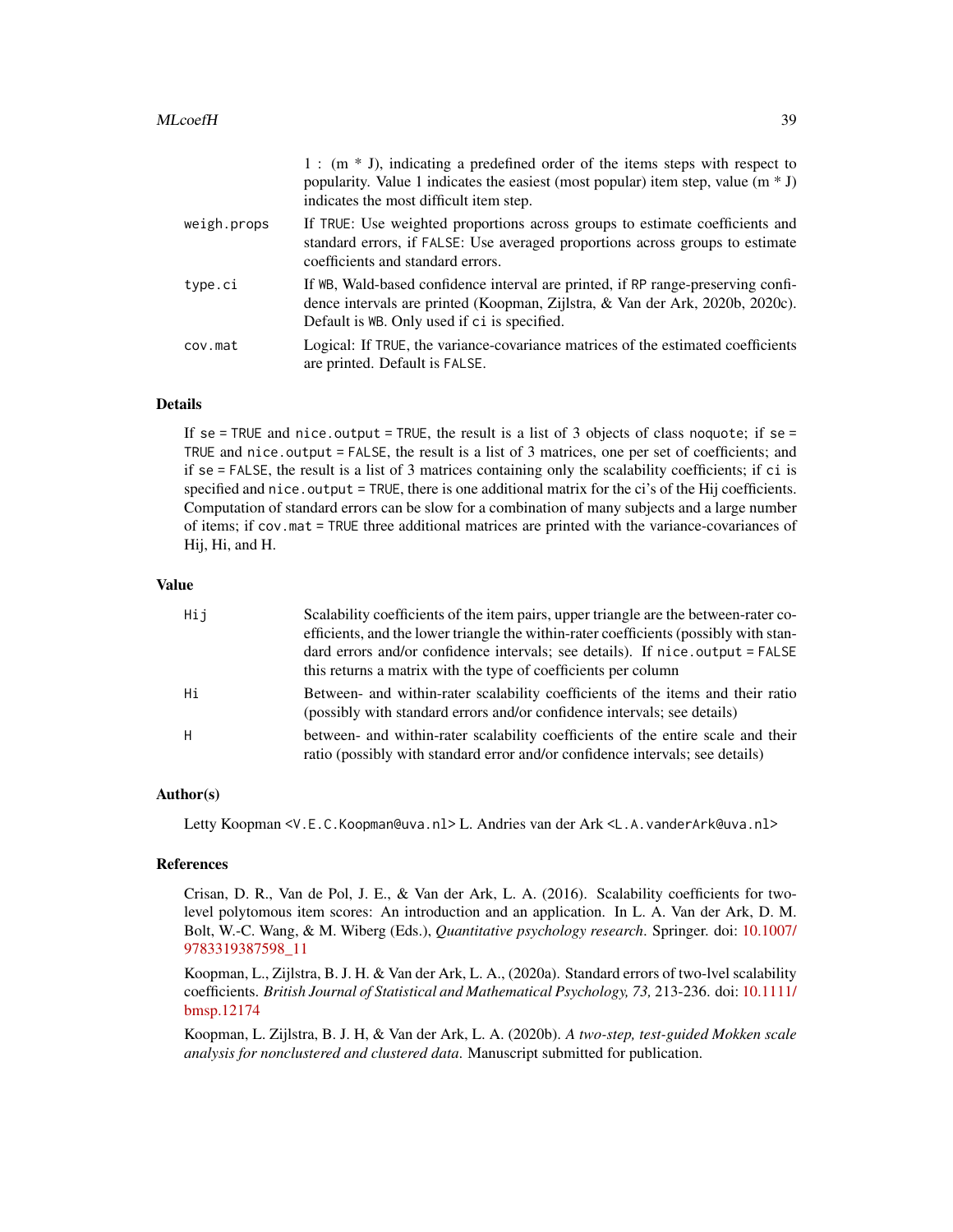1 : (m * J), indicating a predefined order of the items steps with respect to popularity. Value 1 indicates the easiest (most popular) item step, value (m * J) indicates the most difficult item step.

| | |
|---|---|
| `weigh.props` | If `TRUE`: Use weighted proportions across groups to estimate coefficients and standard errors, if `FALSE`: Use averaged proportions across groups to estimate coefficients and standard errors. |
| `type.ci` | If `WB`, Wald-based confidence interval are printed, if `RP` range-preserving confidence intervals are printed (Koopman, Zijlstra, & Van der Ark, 2020b, 2020c). Default is `WB`. Only used if `ci` is specified. |
| `cov.mat` | Logical: If `TRUE`, the variance-covariance matrices of the estimated coefficients are printed. Default is `FALSE`. |

## Details

If `se = TRUE` and `nice.output = TRUE`, the result is a list of 3 objects of class `noquote`; if `se = TRUE` and `nice.output = FALSE`, the result is a list of 3 matrices, one per set of coefficients; and if `se = FALSE`, the result is a list of 3 matrices containing only the scalability coefficients; if `ci` is specified and `nice.output = TRUE`, there is one additional matrix for the ci's of the Hij coefficients. Computation of standard errors can be slow for a combination of many subjects and a large number of items; if `cov.mat = TRUE` three additional matrices are printed with the variance-covariances of Hij, Hi, and H.

## Value

| | |
|---|---|
| `Hij` | Scalability coefficients of the item pairs, upper triangle are the between-rater coefficients, and the lower triangle the within-rater coefficients (possibly with standard errors and/or confidence intervals; see details). If `nice.output = FALSE` this returns a matrix with the type of coefficients per column |
| `Hi` | Between- and within-rater scalability coefficients of the items and their ratio (possibly with standard errors and/or confidence intervals; see details) |
| `H` | between- and within-rater scalability coefficients of the entire scale and their ratio (possibly with standard error and/or confidence intervals; see details) |

## Author(s)

Letty Koopman <V.E.C.Koopman@uva.nl> L. Andries van der Ark <L.A.vanderArk@uva.nl>

## References

Crisan, D. R., Van de Pol, J. E., & Van der Ark, L. A. (2016). Scalability coefficients for two-level polytomous item scores: An introduction and an application. In L. A. Van der Ark, D. M. Bolt, W.-C. Wang, & M. Wiberg (Eds.), *Quantitative psychology research*. Springer. doi: 10.1007/9783319387598_11

Koopman, L., Zijlstra, B. J. H. & Van der Ark, L. A., (2020a). Standard errors of two-lvel scalability coefficients. *British Journal of Statistical and Mathematical Psychology, 73,* 213-236. doi: 10.1111/bmsp.12174

Koopman, L. Zijlstra, B. J. H, & Van der Ark, L. A. (2020b). *A two-step, test-guided Mokken scale analysis for nonclustered and clustered data.* Manuscript submitted for publication.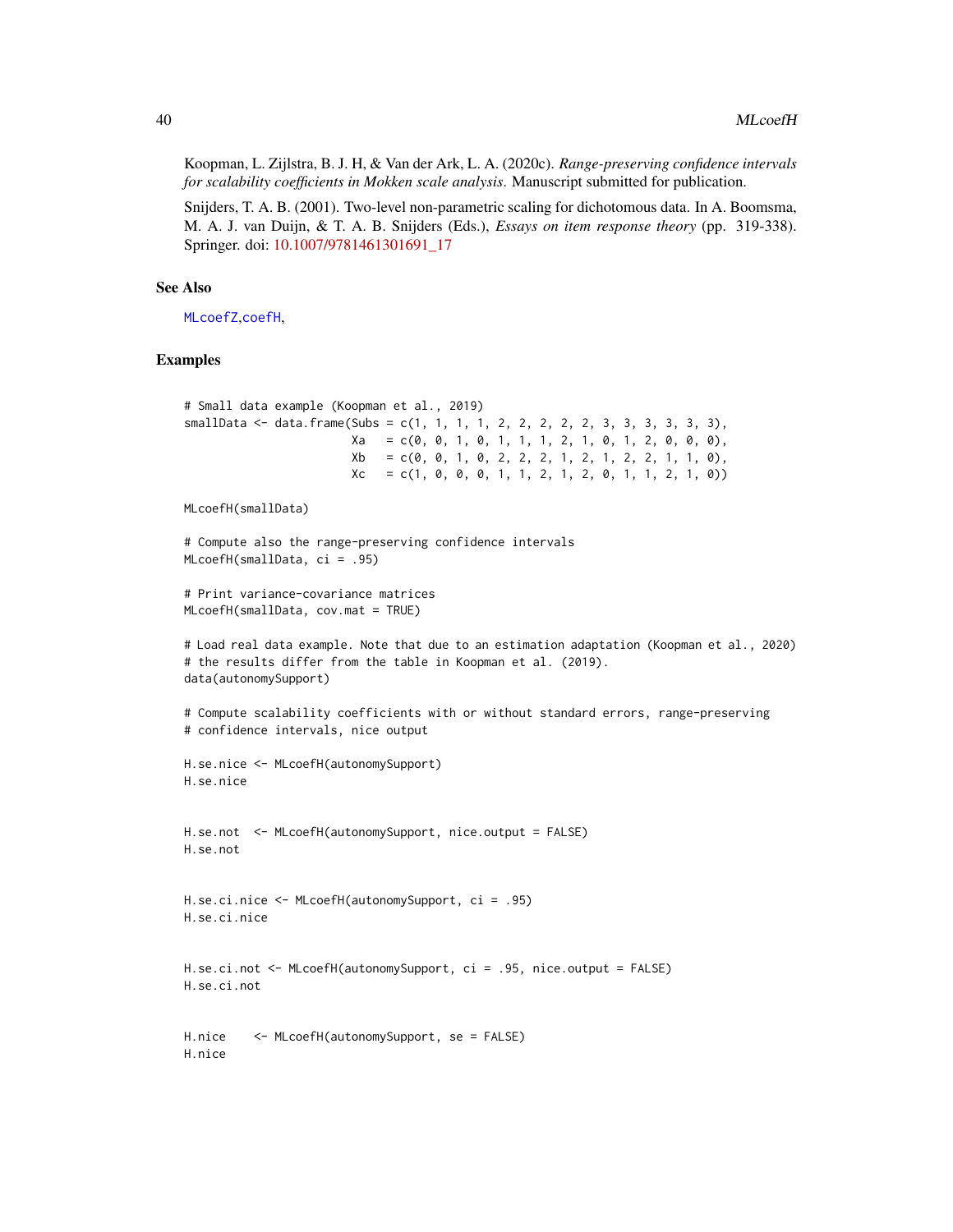Koopman, L. Zijlstra, B. J. H, & Van der Ark, L. A. (2020c). *Range-preserving confidence intervals for scalability coefficients in Mokken scale analysis*. Manuscript submitted for publication.

Snijders, T. A. B. (2001). Two-level non-parametric scaling for dichotomous data. In A. Boomsma, M. A. J. van Duijn, & T. A. B. Snijders (Eds.), *Essays on item response theory* (pp. 319-338). Springer. doi: 10.1007/9781461301691_17

## See Also

MLcoefZ,coefH,

## Examples

```
# Small data example (Koopman et al., 2019)
smallData <- data.frame(Subs = c(1, 1, 1, 1, 2, 2, 2, 2, 2, 3, 3, 3, 3, 3, 3),
                        Xa   = c(0, 0, 1, 0, 1, 1, 1, 2, 1, 0, 1, 2, 0, 0, 0),
                        Xb   = c(0, 0, 1, 0, 2, 2, 2, 1, 2, 1, 2, 2, 1, 1, 0),
                        Xc   = c(1, 0, 0, 0, 1, 1, 2, 1, 2, 0, 1, 1, 2, 1, 0))

MLcoefH(smallData)

# Compute also the range-preserving confidence intervals
MLcoefH(smallData, ci = .95)

# Print variance-covariance matrices
MLcoefH(smallData, cov.mat = TRUE)

# Load real data example. Note that due to an estimation adaptation (Koopman et al., 2020)
# the results differ from the table in Koopman et al. (2019).
data(autonomySupport)

# Compute scalability coefficients with or without standard errors, range-preserving
# confidence intervals, nice output

H.se.nice <- MLcoefH(autonomySupport)
H.se.nice


H.se.not  <- MLcoefH(autonomySupport, nice.output = FALSE)
H.se.not


H.se.ci.nice <- MLcoefH(autonomySupport, ci = .95)
H.se.ci.nice


H.se.ci.not <- MLcoefH(autonomySupport, ci = .95, nice.output = FALSE)
H.se.ci.not


H.nice    <- MLcoefH(autonomySupport, se = FALSE)
H.nice
```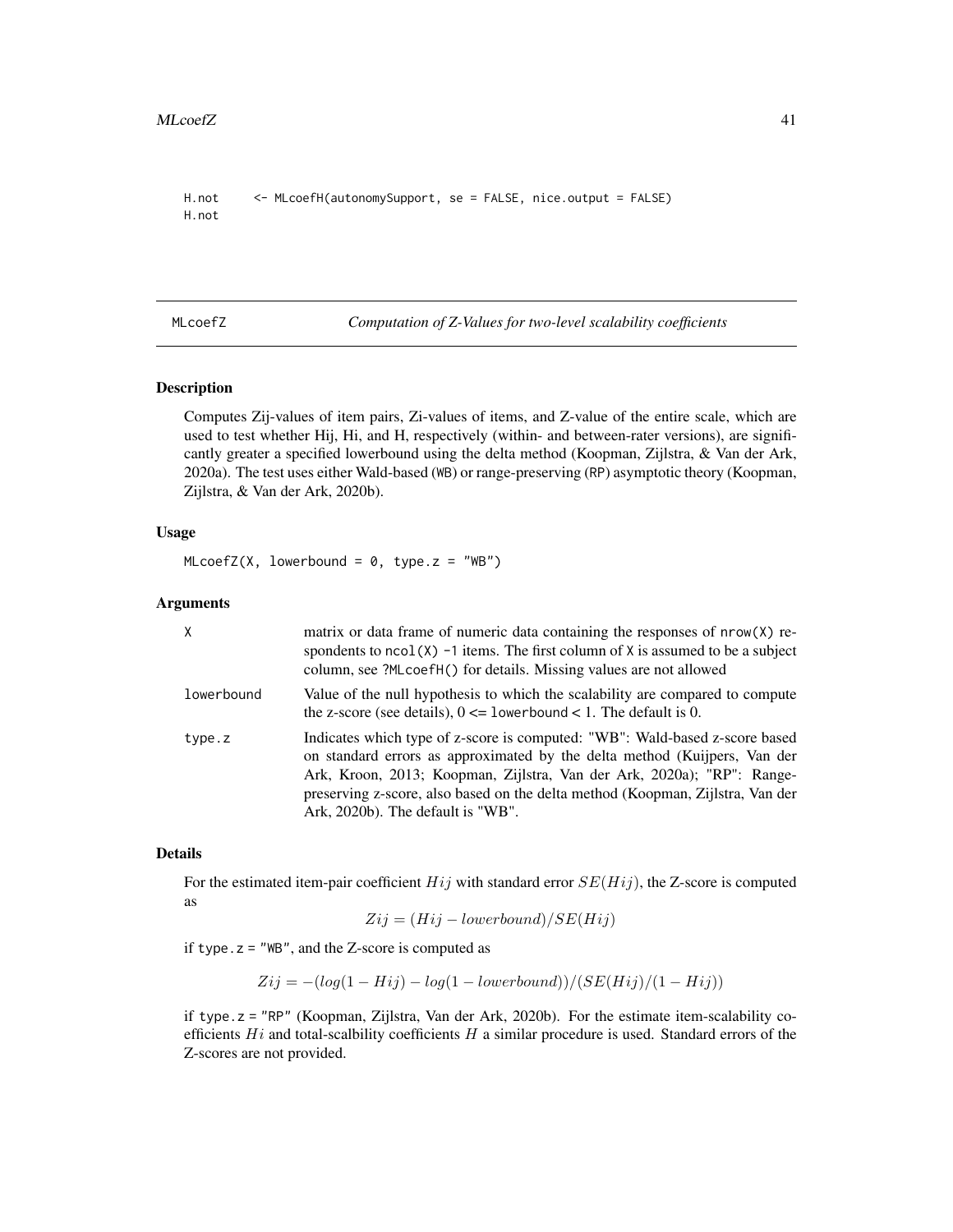```
H.not      <- MLcoefH(autonomySupport, se = FALSE, nice.output = FALSE)
H.not
```

## MLcoefZ *Computation of Z-Values for two-level scalability coefficients*

### Description

Computes Zij-values of item pairs, Zi-values of items, and Z-value of the entire scale, which are used to test whether Hij, Hi, and H, respectively (within- and between-rater versions), are significantly greater a specified lowerbound using the delta method (Koopman, Zijlstra, & Van der Ark, 2020a). The test uses either Wald-based (WB) or range-preserving (RP) asymptotic theory (Koopman, Zijlstra, & Van der Ark, 2020b).

### Usage

```
MLcoefZ(X, lowerbound = 0, type.z = "WB")
```

### Arguments

| | |
|---|---|
| X | matrix or data frame of numeric data containing the responses of `nrow(X)` respondents to `ncol(X) -1` items. The first column of X is assumed to be a subject column, see `?MLcoefH()` for details. Missing values are not allowed |
| lowerbound | Value of the null hypothesis to which the scalability are compared to compute the z-score (see details), 0 <= `lowerbound` < 1. The default is 0. |
| type.z | Indicates which type of z-score is computed: "WB": Wald-based z-score based on standard errors as approximated by the delta method (Kuijpers, Van der Ark, Kroon, 2013; Koopman, Zijlstra, Van der Ark, 2020a); "RP": Range-preserving z-score, also based on the delta method (Koopman, Zijlstra, Van der Ark, 2020b). The default is "WB". |

### Details

For the estimated item-pair coefficient $Hij$ with standard error $SE(Hij)$, the Z-score is computed as

$$Zij = (Hij - lowerbound)/SE(Hij)$$

if `type.z = "WB"`, and the Z-score is computed as

$$Zij = -(log(1 - Hij) - log(1 - lowerbound))/(SE(Hij)/(1 - Hij))$$

if `type.z = "RP"` (Koopman, Zijlstra, Van der Ark, 2020b). For the estimate item-scalability coefficients $Hi$ and total-scalbility coefficients $H$ a similar procedure is used. Standard errors of the Z-scores are not provided.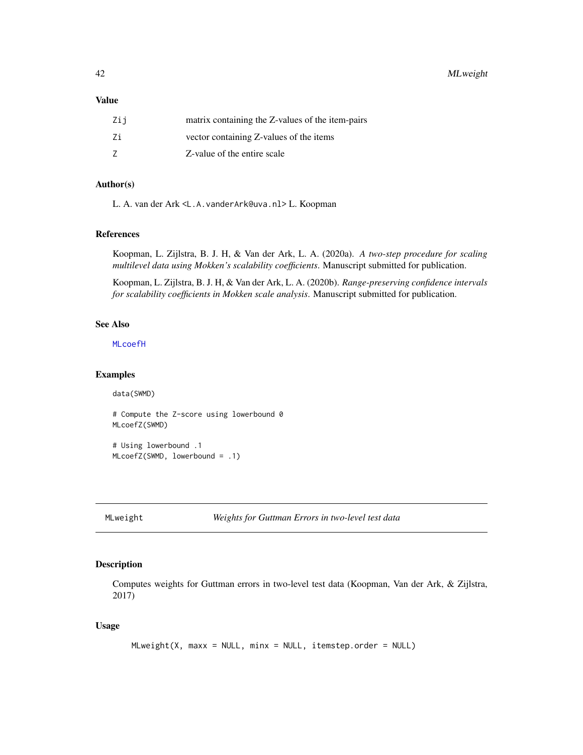## Value

| | |
|---|---|
| Zij | matrix containing the Z-values of the item-pairs |
| Zi | vector containing Z-values of the items |
| Z | Z-value of the entire scale |

## Author(s)

L. A. van der Ark <L.A.vanderArk@uva.nl> L. Koopman

## References

Koopman, L. Zijlstra, B. J. H, & Van der Ark, L. A. (2020a). *A two-step procedure for scaling multilevel data using Mokken's scalability coefficients*. Manuscript submitted for publication.

Koopman, L. Zijlstra, B. J. H, & Van der Ark, L. A. (2020b). *Range-preserving confidence intervals for scalability coefficients in Mokken scale analysis*. Manuscript submitted for publication.

## See Also

MLcoefH

## Examples

```
data(SWMD)

# Compute the Z-score using lowerbound 0
MLcoefZ(SWMD)

# Using lowerbound .1
MLcoefZ(SWMD, lowerbound = .1)
```

---

# MLweight — *Weights for Guttman Errors in two-level test data*

## Description

Computes weights for Guttman errors in two-level test data (Koopman, Van der Ark, & Zijlstra, 2017)

## Usage

```
MLweight(X, maxx = NULL, minx = NULL, itemstep.order = NULL)
```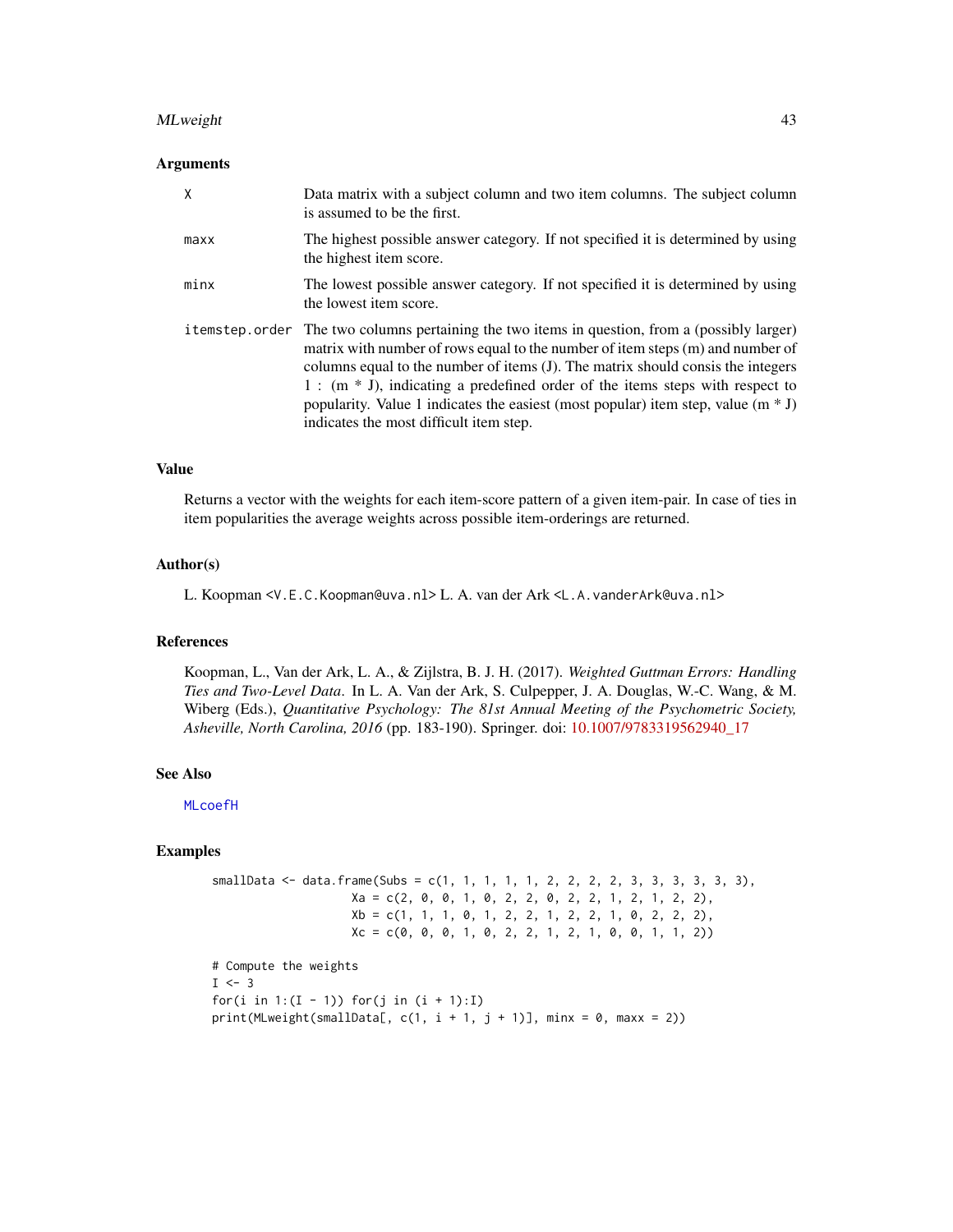## Arguments

| | |
|---|---|
| X | Data matrix with a subject column and two item columns. The subject column is assumed to be the first. |
| maxx | The highest possible answer category. If not specified it is determined by using the highest item score. |
| minx | The lowest possible answer category. If not specified it is determined by using the lowest item score. |
| itemstep.order | The two columns pertaining the two items in question, from a (possibly larger) matrix with number of rows equal to the number of item steps (m) and number of columns equal to the number of items (J). The matrix should consis the integers 1 : (m * J), indicating a predefined order of the items steps with respect to popularity. Value 1 indicates the easiest (most popular) item step, value (m * J) indicates the most difficult item step. |

## Value

Returns a vector with the weights for each item-score pattern of a given item-pair. In case of ties in item popularities the average weights across possible item-orderings are returned.

## Author(s)

L. Koopman <V.E.C.Koopman@uva.nl> L. A. van der Ark <L.A.vanderArk@uva.nl>

## References

Koopman, L., Van der Ark, L. A., & Zijlstra, B. J. H. (2017). *Weighted Guttman Errors: Handling Ties and Two-Level Data*. In L. A. Van der Ark, S. Culpepper, J. A. Douglas, W.-C. Wang, & M. Wiberg (Eds.), *Quantitative Psychology: The 81st Annual Meeting of the Psychometric Society, Asheville, North Carolina, 2016* (pp. 183-190). Springer. doi: 10.1007/9783319562940_17

## See Also

MLcoefH

## Examples

```
smallData <- data.frame(Subs = c(1, 1, 1, 1, 1, 2, 2, 2, 2, 3, 3, 3, 3, 3, 3),
                  Xa = c(2, 0, 0, 1, 0, 2, 2, 0, 2, 2, 1, 2, 1, 2, 2),
                  Xb = c(1, 1, 1, 0, 1, 2, 2, 1, 2, 2, 1, 0, 2, 2, 2),
                  Xc = c(0, 0, 0, 1, 0, 2, 2, 1, 2, 1, 0, 0, 1, 1, 2))

# Compute the weights
I <- 3
for(i in 1:(I - 1)) for(j in (i + 1):I)
print(MLweight(smallData[, c(1, i + 1, j + 1)], minx = 0, maxx = 2))
```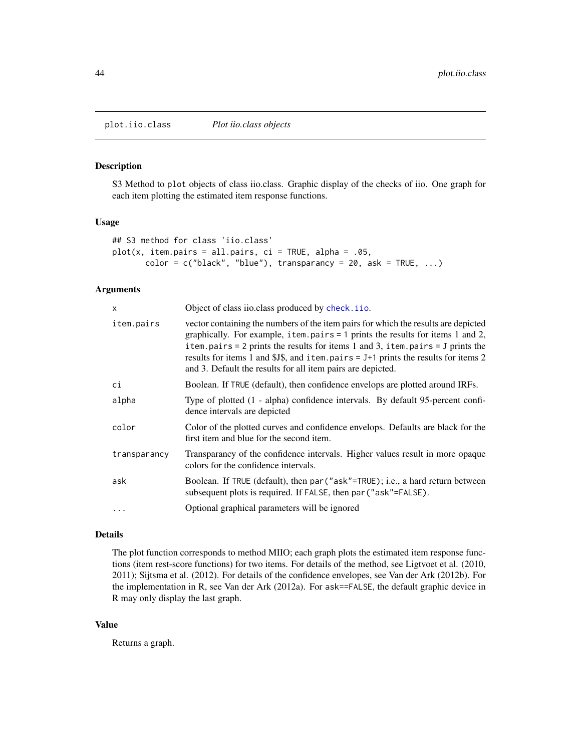## plot.iio.class *Plot iio.class objects*

### Description

S3 Method to `plot` objects of class iio.class. Graphic display of the checks of iio. One graph for each item plotting the estimated item response functions.

### Usage

```
## S3 method for class 'iio.class'
plot(x, item.pairs = all.pairs, ci = TRUE, alpha = .05,
       color = c("black", "blue"), transparancy = 20, ask = TRUE, ...)
```

### Arguments

| | |
|---|---|
| `x` | Object of class iio.class produced by `check.iio`. |
| `item.pairs` | vector containing the numbers of the item pairs for which the results are depicted graphically. For example, `item.pairs = 1` prints the results for items 1 and 2, `item.pairs = 2` prints the results for items 1 and 3, `item.pairs = J` prints the results for items 1 and $J$, and `item.pairs = J+1` prints the results for items 2 and 3. Default the results for all item pairs are depicted. |
| `ci` | Boolean. If `TRUE` (default), then confidence envelops are plotted around IRFs. |
| `alpha` | Type of plotted (1 - alpha) confidence intervals. By default 95-percent confidence intervals are depicted |
| `color` | Color of the plotted curves and confidence envelops. Defaults are black for the first item and blue for the second item. |
| `transparancy` | Transparancy of the confidence intervals. Higher values result in more opaque colors for the confidence intervals. |
| `ask` | Boolean. If `TRUE` (default), then `par("ask"=TRUE)`; i.e., a hard return between subsequent plots is required. If `FALSE`, then `par("ask"=FALSE)`. |
| `...` | Optional graphical parameters will be ignored |

### Details

The plot function corresponds to method MIIO; each graph plots the estimated item response functions (item rest-score functions) for two items. For details of the method, see Ligtvoet et al. (2010, 2011); Sijtsma et al. (2012). For details of the confidence envelopes, see Van der Ark (2012b). For the implementation in R, see Van der Ark (2012a). For `ask==FALSE`, the default graphic device in R may only display the last graph.

### Value

Returns a graph.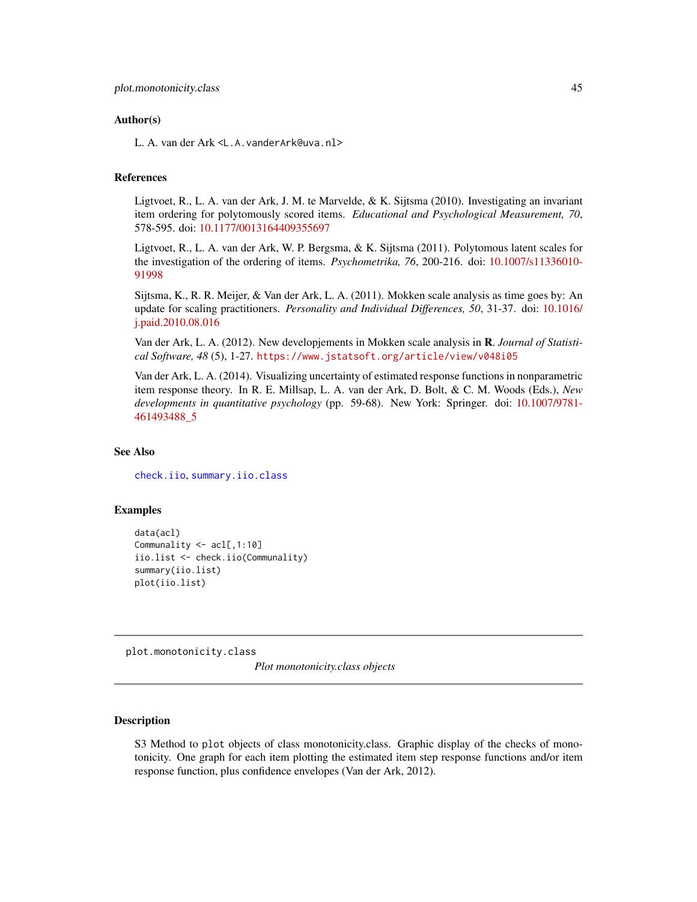### Author(s)

L. A. van der Ark <L.A.vanderArk@uva.nl>

### References

Ligtvoet, R., L. A. van der Ark, J. M. te Marvelde, & K. Sijtsma (2010). Investigating an invariant item ordering for polytomously scored items. *Educational and Psychological Measurement, 70*, 578-595. doi: 10.1177/0013164409355697

Ligtvoet, R., L. A. van der Ark, W. P. Bergsma, & K. Sijtsma (2011). Polytomous latent scales for the investigation of the ordering of items. *Psychometrika, 76*, 200-216. doi: 10.1007/s11336010-91998

Sijtsma, K., R. R. Meijer, & Van der Ark, L. A. (2011). Mokken scale analysis as time goes by: An update for scaling practitioners. *Personality and Individual Differences, 50*, 31-37. doi: 10.1016/j.paid.2010.08.016

Van der Ark, L. A. (2012). New developjements in Mokken scale analysis in **R**. *Journal of Statistical Software, 48* (5), 1-27. https://www.jstatsoft.org/article/view/v048i05

Van der Ark, L. A. (2014). Visualizing uncertainty of estimated response functions in nonparametric item response theory. In R. E. Millsap, L. A. van der Ark, D. Bolt, & C. M. Woods (Eds.), *New developments in quantitative psychology* (pp. 59-68). New York: Springer. doi: 10.1007/9781-461493488_5

### See Also

check.iio, summary.iio.class

### Examples

```
data(acl)
Communality <- acl[,1:10]
iio.list <- check.iio(Communality)
summary(iio.list)
plot(iio.list)
```

---

## plot.monotonicity.class — *Plot monotonicity.class objects*

### Description

S3 Method to plot objects of class monotonicity.class. Graphic display of the checks of monotonicity. One graph for each item plotting the estimated item step response functions and/or item response function, plus confidence envelopes (Van der Ark, 2012).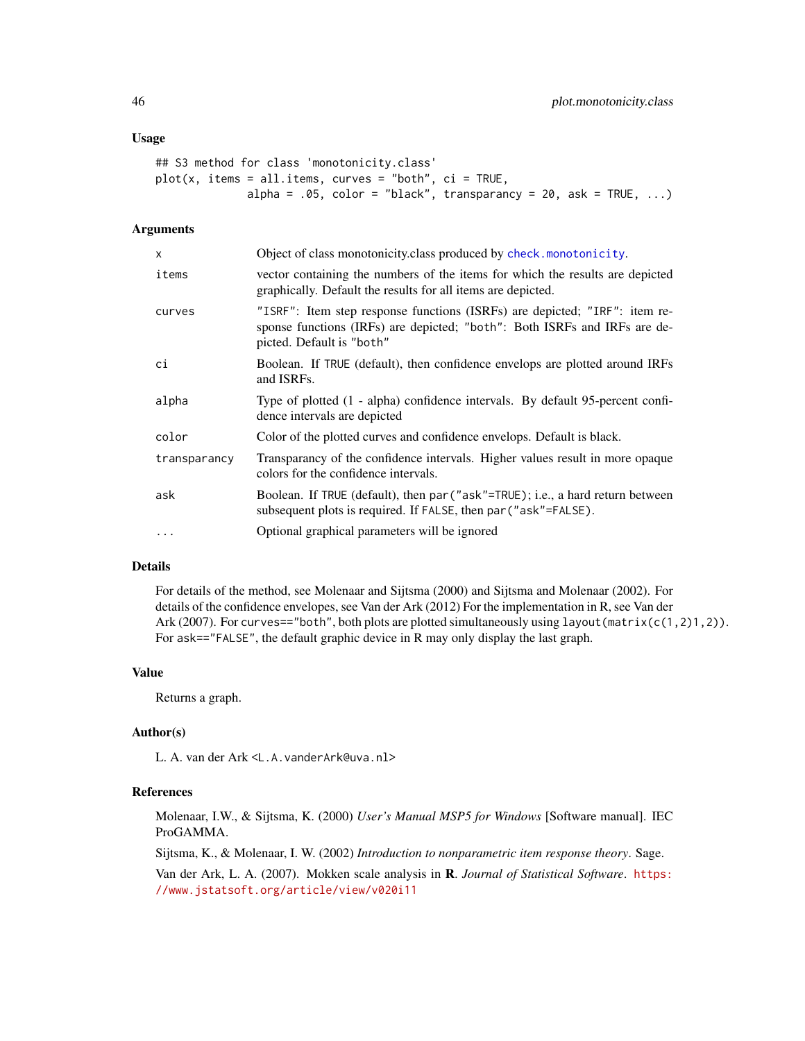### Usage

```
## S3 method for class 'monotonicity.class'
plot(x, items = all.items, curves = "both", ci = TRUE,
              alpha = .05, color = "black", transparancy = 20, ask = TRUE, ...)
```

### Arguments

| | |
|---|---|
| x | Object of class monotonicity.class produced by `check.monotonicity`. |
| items | vector containing the numbers of the items for which the results are depicted graphically. Default the results for all items are depicted. |
| curves | `"ISRF"`: Item step response functions (ISRFs) are depicted; `"IRF"`: item response functions (IRFs) are depicted; `"both"`: Both ISRFs and IRFs are depicted. Default is `"both"` |
| ci | Boolean. If `TRUE` (default), then confidence envelops are plotted around IRFs and ISRFs. |
| alpha | Type of plotted (1 - alpha) confidence intervals. By default 95-percent confidence intervals are depicted |
| color | Color of the plotted curves and confidence envelops. Default is black. |
| transparancy | Transparancy of the confidence intervals. Higher values result in more opaque colors for the confidence intervals. |
| ask | Boolean. If `TRUE` (default), then `par("ask"=TRUE)`; i.e., a hard return between subsequent plots is required. If `FALSE`, then `par("ask"=FALSE)`. |
| ... | Optional graphical parameters will be ignored |

### Details

For details of the method, see Molenaar and Sijtsma (2000) and Sijtsma and Molenaar (2002). For details of the confidence envelopes, see Van der Ark (2012) For the implementation in R, see Van der Ark (2007). For `curves=="both"`, both plots are plotted simultaneously using `layout(matrix(c(1,2)1,2))`. For `ask=="FALSE"`, the default graphic device in R may only display the last graph.

### Value

Returns a graph.

### Author(s)

L. A. van der Ark <L.A.vanderArk@uva.nl>

### References

Molenaar, I.W., & Sijtsma, K. (2000) *User's Manual MSP5 for Windows* [Software manual]. IEC ProGAMMA.

Sijtsma, K., & Molenaar, I. W. (2002) *Introduction to nonparametric item response theory*. Sage.

Van der Ark, L. A. (2007). Mokken scale analysis in **R**. *Journal of Statistical Software*. https://www.jstatsoft.org/article/view/v020i11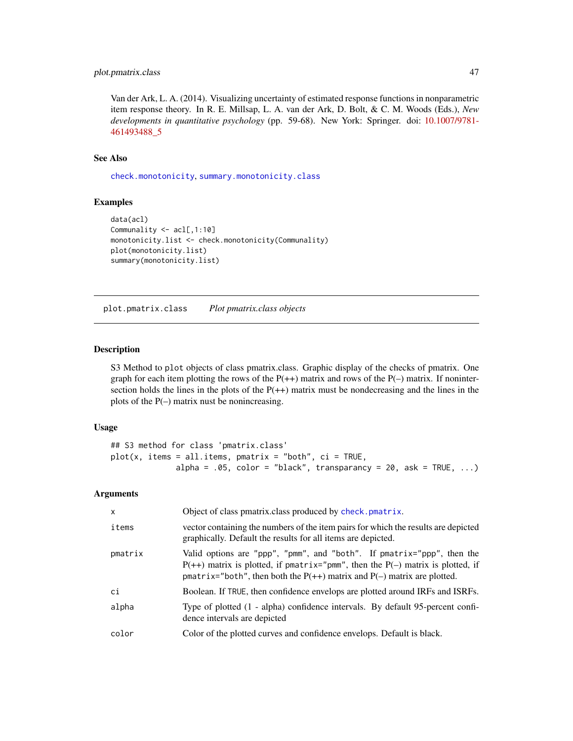Van der Ark, L. A. (2014). Visualizing uncertainty of estimated response functions in nonparametric item response theory. In R. E. Millsap, L. A. van der Ark, D. Bolt, & C. M. Woods (Eds.), *New developments in quantitative psychology* (pp. 59-68). New York: Springer. doi: 10.1007/9781-461493488_5

### See Also

check.monotonicity, summary.monotonicity.class

### Examples

```
data(acl)
Communality <- acl[,1:10]
monotonicity.list <- check.monotonicity(Communality)
plot(monotonicity.list)
summary(monotonicity.list)
```

---

## plot.pmatrix.class    *Plot pmatrix.class objects*

---

### Description

S3 Method to `plot` objects of class pmatrix.class. Graphic display of the checks of pmatrix. One graph for each item plotting the rows of the P(++) matrix and rows of the P(--) matrix. If nonintersection holds the lines in the plots of the P(++) matrix must be nondecreasing and the lines in the plots of the P(--) matrix nust be nonincreasing.

### Usage

```
## S3 method for class 'pmatrix.class'
plot(x, items = all.items, pmatrix = "both", ci = TRUE,
            alpha = .05, color = "black", transparancy = 20, ask = TRUE, ...)
```

### Arguments

| | |
|---|---|
| x | Object of class pmatrix.class produced by check.pmatrix. |
| items | vector containing the numbers of the item pairs for which the results are depicted graphically. Default the results for all items are depicted. |
| pmatrix | Valid options are "ppp", "pmm", and "both". If pmatrix="ppp", then the P(++) matrix is plotted, if pmatrix="pmm", then the P(--) matrix is plotted, if pmatrix="both", then both the P(++) matrix and P(--) matrix are plotted. |
| ci | Boolean. If TRUE, then confidence envelops are plotted around IRFs and ISRFs. |
| alpha | Type of plotted (1 - alpha) confidence intervals. By default 95-percent confidence intervals are depicted |
| color | Color of the plotted curves and confidence envelops. Default is black. |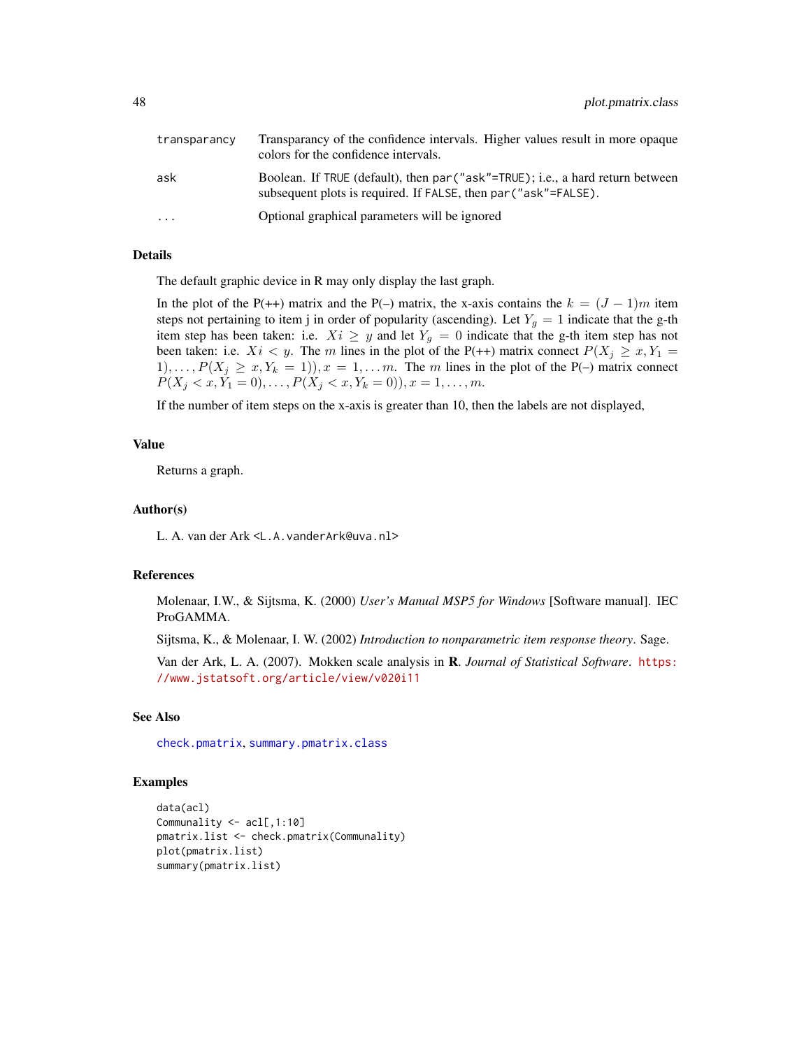| | |
|---|---|
| `transparancy` | Transparancy of the confidence intervals. Higher values result in more opaque colors for the confidence intervals. |
| `ask` | Boolean. If `TRUE` (default), then `par("ask"=TRUE)`; i.e., a hard return between subsequent plots is required. If `FALSE`, then `par("ask"=FALSE)`. |
| `...` | Optional graphical parameters will be ignored |

## Details

The default graphic device in R may only display the last graph.

In the plot of the P(++) matrix and the P(–) matrix, the x-axis contains the $k = (J-1)m$ item steps not pertaining to item j in order of popularity (ascending). Let $Y_g = 1$ indicate that the g-th item step has been taken: i.e. $Xi \geq y$ and let $Y_g = 0$ indicate that the g-th item step has not been taken: i.e. $Xi < y$. The $m$ lines in the plot of the P(++) matrix connect $P(X_j \geq x, Y_1 = 1), \ldots, P(X_j \geq x, Y_k = 1)), x = 1, \ldots m$. The $m$ lines in the plot of the P(–) matrix connect $P(X_j < x, Y_1 = 0), \ldots, P(X_j < x, Y_k = 0)), x = 1, \ldots, m$.

If the number of item steps on the x-axis is greater than 10, then the labels are not displayed,

## Value

Returns a graph.

## Author(s)

L. A. van der Ark <L.A.vanderArk@uva.nl>

## References

Molenaar, I.W., & Sijtsma, K. (2000) *User's Manual MSP5 for Windows* [Software manual]. IEC ProGAMMA.

Sijtsma, K., & Molenaar, I. W. (2002) *Introduction to nonparametric item response theory*. Sage.

Van der Ark, L. A. (2007). Mokken scale analysis in **R**. *Journal of Statistical Software*. https://www.jstatsoft.org/article/view/v020i11

## See Also

`check.pmatrix`, `summary.pmatrix.class`

## Examples

```
data(acl)
Communality <- acl[,1:10]
pmatrix.list <- check.pmatrix(Communality)
plot(pmatrix.list)
summary(pmatrix.list)
```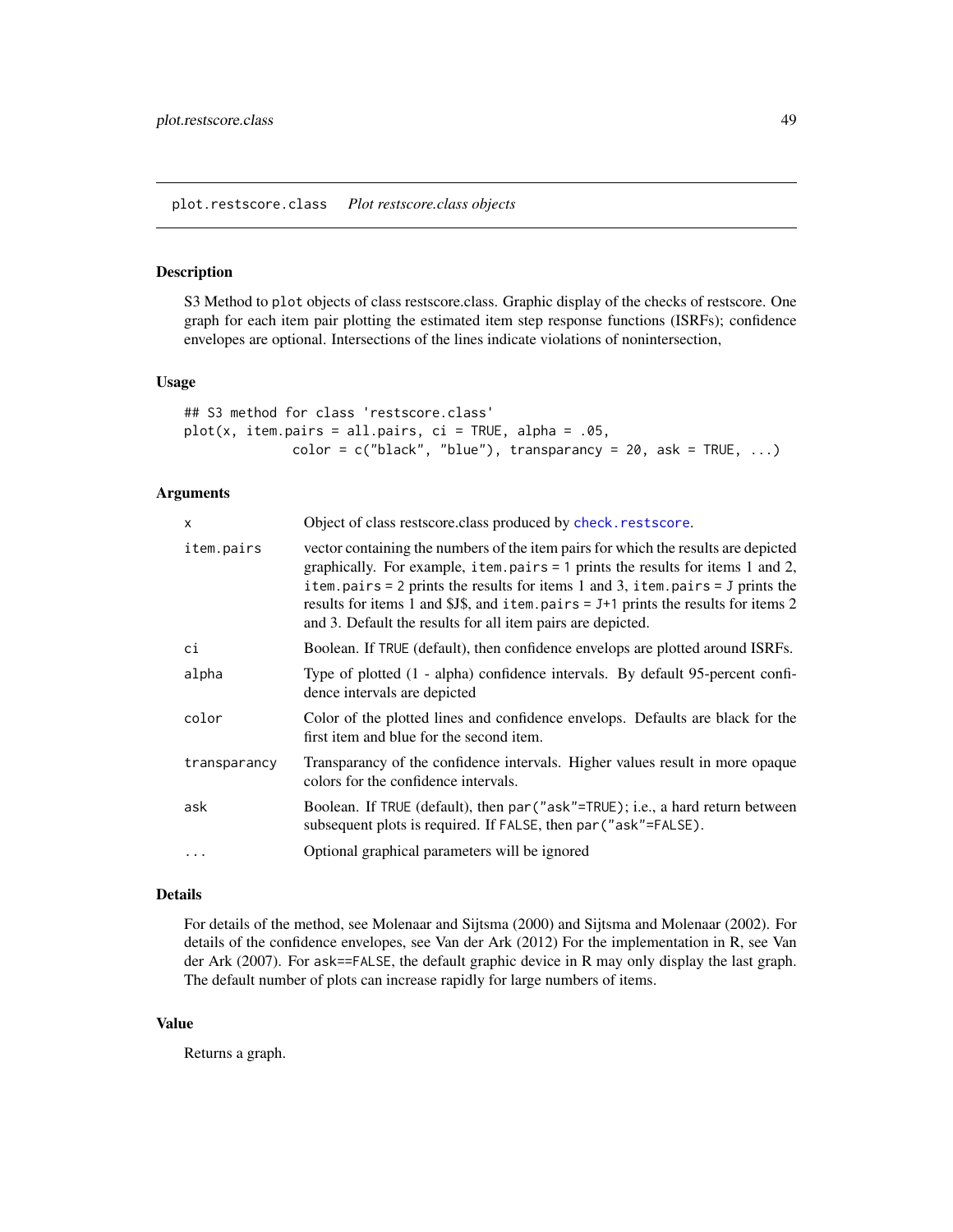plot.restscore.class *Plot restscore.class objects*

## Description

S3 Method to `plot` objects of class restscore.class. Graphic display of the checks of restscore. One graph for each item pair plotting the estimated item step response functions (ISRFs); confidence envelopes are optional. Intersections of the lines indicate violations of nonintersection,

## Usage

```
## S3 method for class 'restscore.class'
plot(x, item.pairs = all.pairs, ci = TRUE, alpha = .05,
            color = c("black", "blue"), transparancy = 20, ask = TRUE, ...)
```

## Arguments

| | |
|---|---|
| `x` | Object of class restscore.class produced by `check.restscore`. |
| `item.pairs` | vector containing the numbers of the item pairs for which the results are depicted graphically. For example, `item.pairs = 1` prints the results for items 1 and 2, `item.pairs = 2` prints the results for items 1 and 3, `item.pairs = J` prints the results for items 1 and $J$, and `item.pairs = J+1` prints the results for items 2 and 3. Default the results for all item pairs are depicted. |
| `ci` | Boolean. If `TRUE` (default), then confidence envelops are plotted around ISRFs. |
| `alpha` | Type of plotted (1 - alpha) confidence intervals. By default 95-percent confidence intervals are depicted |
| `color` | Color of the plotted lines and confidence envelops. Defaults are black for the first item and blue for the second item. |
| `transparancy` | Transparancy of the confidence intervals. Higher values result in more opaque colors for the confidence intervals. |
| `ask` | Boolean. If `TRUE` (default), then `par("ask"=TRUE)`; i.e., a hard return between subsequent plots is required. If `FALSE`, then `par("ask"=FALSE)`. |
| `...` | Optional graphical parameters will be ignored |

## Details

For details of the method, see Molenaar and Sijtsma (2000) and Sijtsma and Molenaar (2002). For details of the confidence envelopes, see Van der Ark (2012) For the implementation in R, see Van der Ark (2007). For `ask==FALSE`, the default graphic device in R may only display the last graph. The default number of plots can increase rapidly for large numbers of items.

## Value

Returns a graph.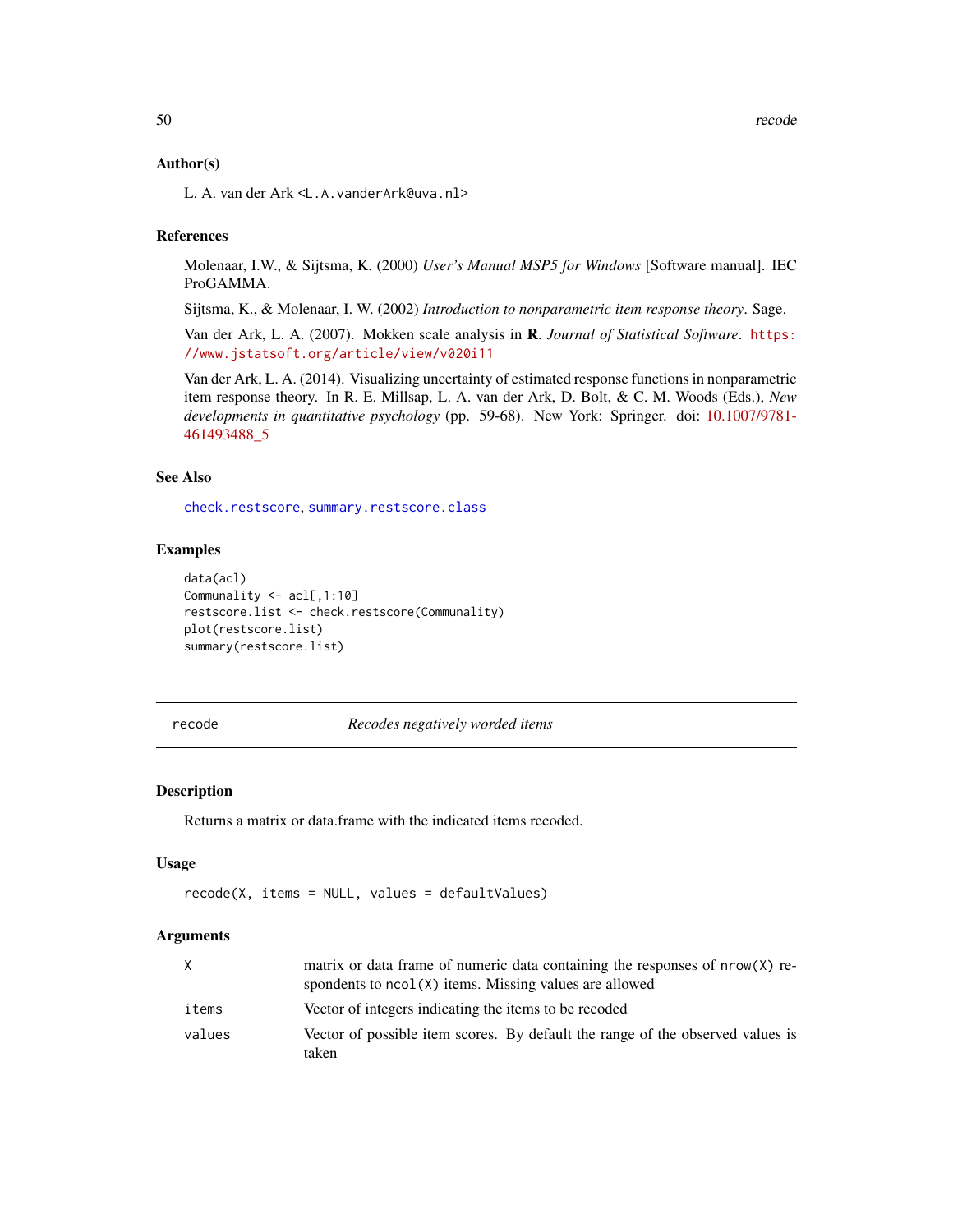### Author(s)

L. A. van der Ark <L.A.vanderArk@uva.nl>

### References

Molenaar, I.W., & Sijtsma, K. (2000) *User's Manual MSP5 for Windows* [Software manual]. IEC ProGAMMA.

Sijtsma, K., & Molenaar, I. W. (2002) *Introduction to nonparametric item response theory*. Sage.

Van der Ark, L. A. (2007). Mokken scale analysis in **R**. *Journal of Statistical Software*. https://www.jstatsoft.org/article/view/v020i11

Van der Ark, L. A. (2014). Visualizing uncertainty of estimated response functions in nonparametric item response theory. In R. E. Millsap, L. A. van der Ark, D. Bolt, & C. M. Woods (Eds.), *New developments in quantitative psychology* (pp. 59-68). New York: Springer. doi: 10.1007/9781-461493488_5

### See Also

check.restscore, summary.restscore.class

### Examples

```
data(acl)
Communality <- acl[,1:10]
restscore.list <- check.restscore(Communality)
plot(restscore.list)
summary(restscore.list)
```

---

## recode *Recodes negatively worded items*

---

### Description

Returns a matrix or data.frame with the indicated items recoded.

### Usage

```
recode(X, items = NULL, values = defaultValues)
```

### Arguments

| | |
|---|---|
| X | matrix or data frame of numeric data containing the responses of nrow(X) respondents to ncol(X) items. Missing values are allowed |
| items | Vector of integers indicating the items to be recoded |
| values | Vector of possible item scores. By default the range of the observed values is taken |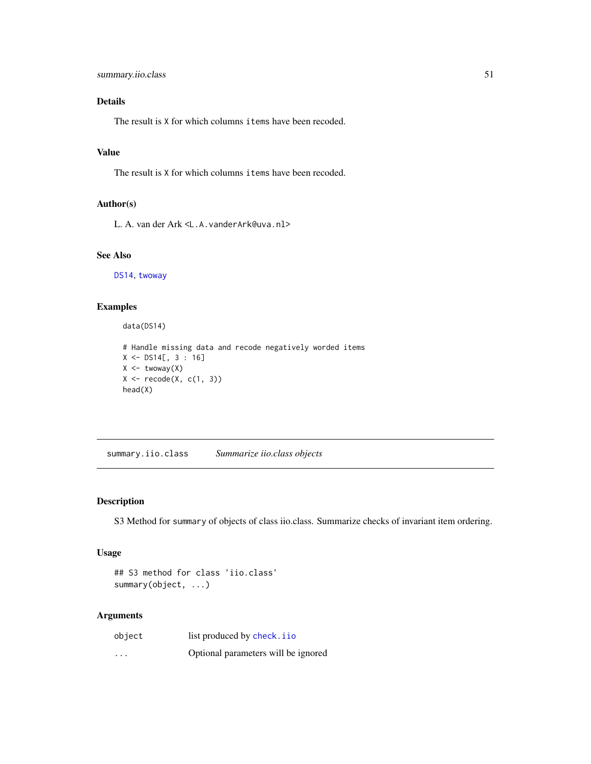## Details

The result is `X` for which columns `items` have been recoded.

## Value

The result is `X` for which columns `items` have been recoded.

## Author(s)

L. A. van der Ark <L.A.vanderArk@uva.nl>

## See Also

`DS14`, `twoway`

## Examples

```
data(DS14)

# Handle missing data and recode negatively worded items
X <- DS14[, 3 : 16]
X <- twoway(X)
X <- recode(X, c(1, 3))
head(X)
```

---

# summary.iio.class — *Summarize iio.class objects*

## Description

S3 Method for `summary` of objects of class iio.class. Summarize checks of invariant item ordering.

## Usage

```
## S3 method for class 'iio.class'
summary(object, ...)
```

## Arguments

| | |
|---|---|
| `object` | list produced by `check.iio` |
| `...` | Optional parameters will be ignored |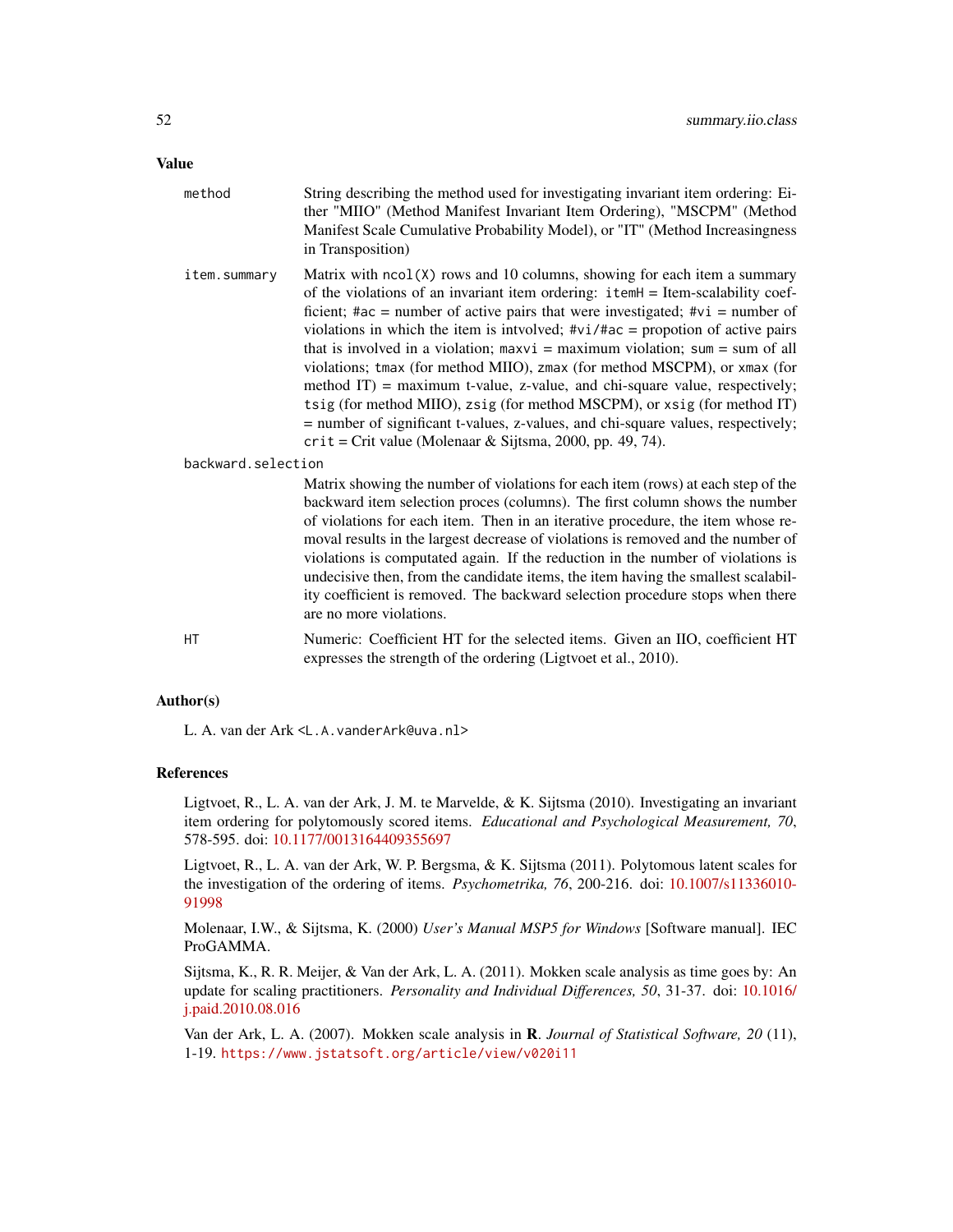## Value

**method**
String describing the method used for investigating invariant item ordering: Either "MIIO" (Method Manifest Invariant Item Ordering), "MSCPM" (Method Manifest Scale Cumulative Probability Model), or "IT" (Method Increasingness in Transposition)

**item.summary**
Matrix with `ncol(X)` rows and 10 columns, showing for each item a summary of the violations of an invariant item ordering: `itemH` = Item-scalability coefficient; `#ac` = number of active pairs that were investigated; `#vi` = number of violations in which the item is intvolved; `#vi/#ac` = propotion of active pairs that is involved in a violation; `maxvi` = maximum violation; `sum` = sum of all violations; `tmax` (for method MIIO), `zmax` (for method MSCPM), or `xmax` (for method IT) = maximum t-value, z-value, and chi-square value, respectively; `tsig` (for method MIIO), `zsig` (for method MSCPM), or `xsig` (for method IT) = number of significant t-values, z-values, and chi-square values, respectively; `crit` = Crit value (Molenaar & Sijtsma, 2000, pp. 49, 74).

**backward.selection**
Matrix showing the number of violations for each item (rows) at each step of the backward item selection proces (columns). The first column shows the number of violations for each item. Then in an iterative procedure, the item whose removal results in the largest decrease of violations is removed and the number of violations is computated again. If the reduction in the number of violations is undecisive then, from the candidate items, the item having the smallest scalability coefficient is removed. The backward selection procedure stops when there are no more violations.

**HT**
Numeric: Coefficient HT for the selected items. Given an IIO, coefficient HT expresses the strength of the ordering (Ligtvoet et al., 2010).

## Author(s)

L. A. van der Ark <L.A.vanderArk@uva.nl>

## References

Ligtvoet, R., L. A. van der Ark, J. M. te Marvelde, & K. Sijtsma (2010). Investigating an invariant item ordering for polytomously scored items. *Educational and Psychological Measurement, 70*, 578-595. doi: 10.1177/0013164409355697

Ligtvoet, R., L. A. van der Ark, W. P. Bergsma, & K. Sijtsma (2011). Polytomous latent scales for the investigation of the ordering of items. *Psychometrika, 76*, 200-216. doi: 10.1007/s11336010-91998

Molenaar, I.W., & Sijtsma, K. (2000) *User's Manual MSP5 for Windows* [Software manual]. IEC ProGAMMA.

Sijtsma, K., R. R. Meijer, & Van der Ark, L. A. (2011). Mokken scale analysis as time goes by: An update for scaling practitioners. *Personality and Individual Differences, 50*, 31-37. doi: 10.1016/j.paid.2010.08.016

Van der Ark, L. A. (2007). Mokken scale analysis in **R**. *Journal of Statistical Software, 20* (11), 1-19. https://www.jstatsoft.org/article/view/v020i11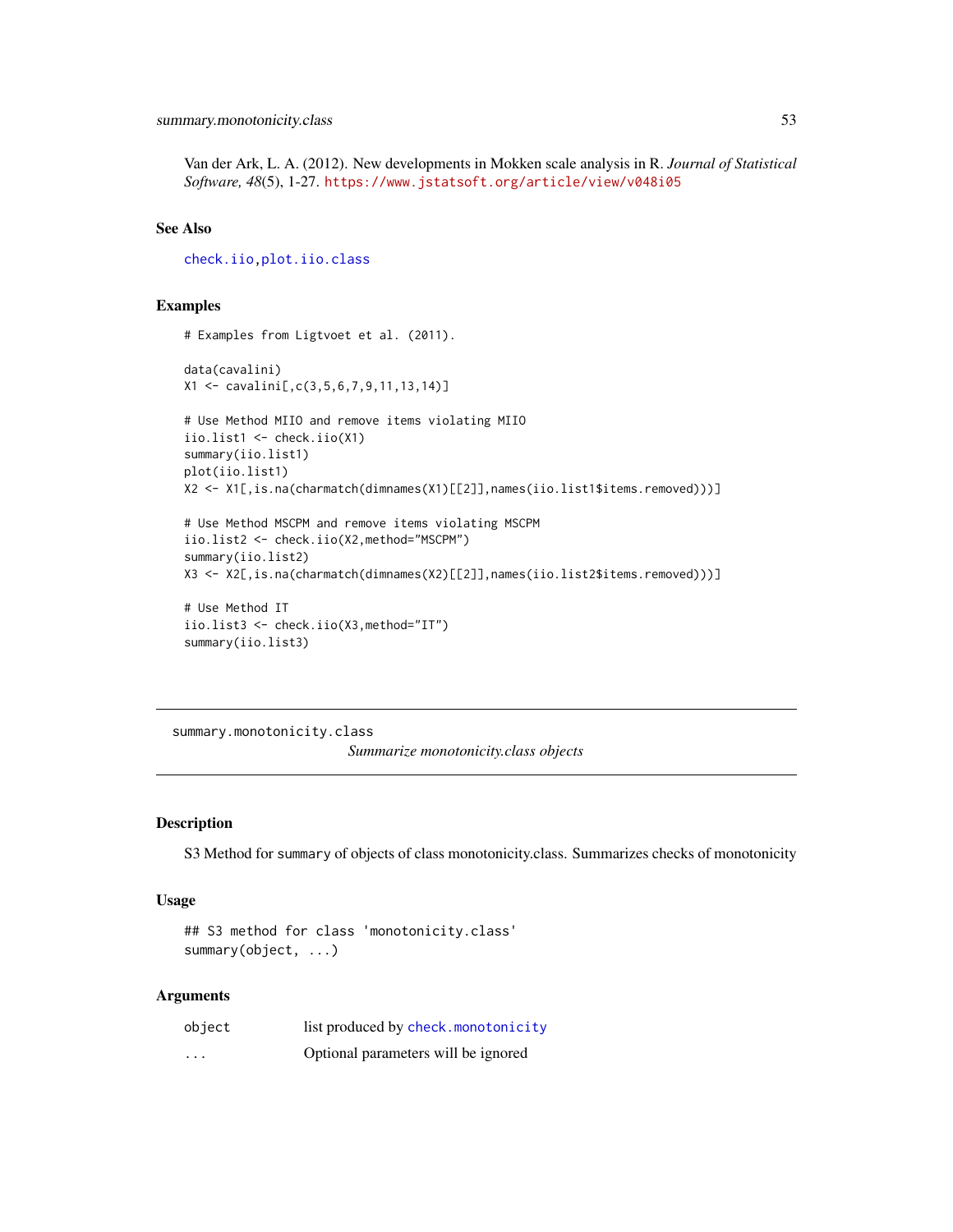Van der Ark, L. A. (2012). New developments in Mokken scale analysis in R. *Journal of Statistical Software, 48*(5), 1-27. https://www.jstatsoft.org/article/view/v048i05

### See Also

check.iio, plot.iio.class

### Examples

```
# Examples from Ligtvoet et al. (2011).

data(cavalini)
X1 <- cavalini[,c(3,5,6,7,9,11,13,14)]

# Use Method MIIO and remove items violating MIIO
iio.list1 <- check.iio(X1)
summary(iio.list1)
plot(iio.list1)
X2 <- X1[,is.na(charmatch(dimnames(X1)[[2]],names(iio.list1$items.removed)))]

# Use Method MSCPM and remove items violating MSCPM
iio.list2 <- check.iio(X2,method="MSCPM")
summary(iio.list2)
X3 <- X2[,is.na(charmatch(dimnames(X2)[[2]],names(iio.list2$items.removed)))]

# Use Method IT
iio.list3 <- check.iio(X3,method="IT")
summary(iio.list3)
```

---

## summary.monotonicity.class

*Summarize monotonicity.class objects*

### Description

S3 Method for summary of objects of class monotonicity.class. Summarizes checks of monotonicity

### Usage

```
## S3 method for class 'monotonicity.class'
summary(object, ...)
```

### Arguments

| | |
|---|---|
| object | list produced by check.monotonicity |
| ... | Optional parameters will be ignored |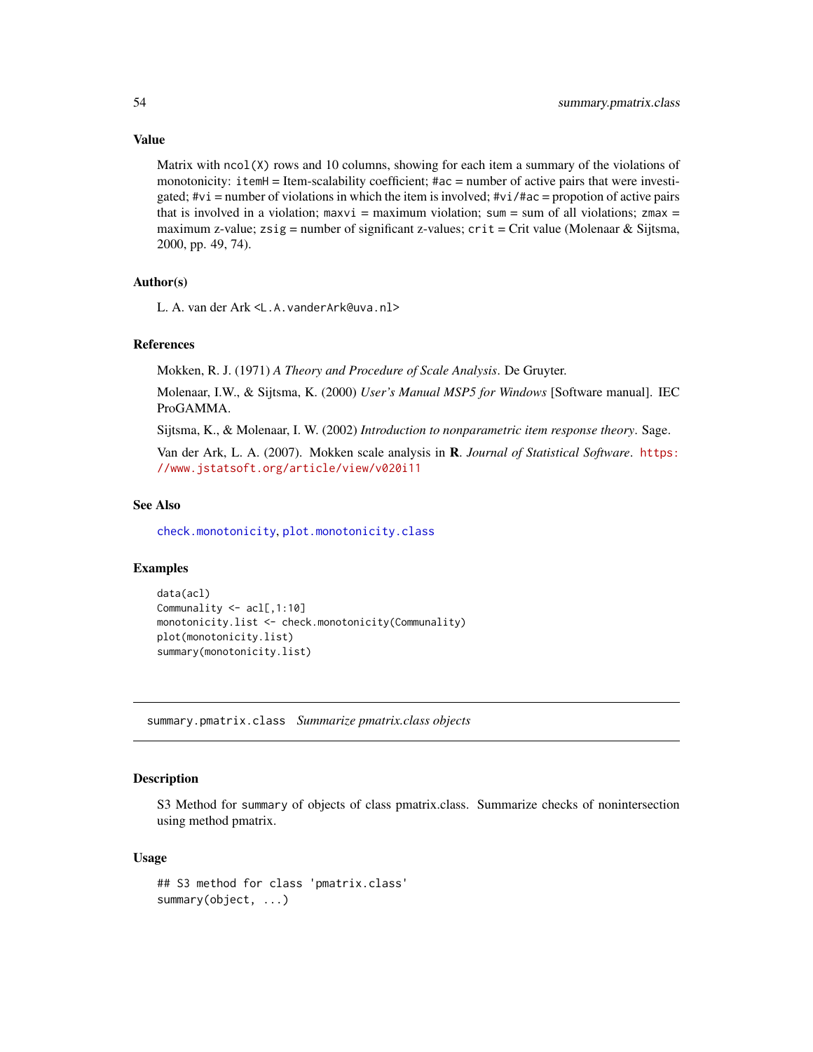### Value

Matrix with `ncol(X)` rows and 10 columns, showing for each item a summary of the violations of monotonicity: `itemH` = Item-scalability coefficient; `#ac` = number of active pairs that were investigated; `#vi` = number of violations in which the item is involved; `#vi/#ac` = propotion of active pairs that is involved in a violation; `maxvi` = maximum violation; `sum` = sum of all violations; `zmax` = maximum z-value; `zsig` = number of significant z-values; `crit` = Crit value (Molenaar & Sijtsma, 2000, pp. 49, 74).

### Author(s)

L. A. van der Ark <L.A.vanderArk@uva.nl>

### References

Mokken, R. J. (1971) *A Theory and Procedure of Scale Analysis*. De Gruyter.

Molenaar, I.W., & Sijtsma, K. (2000) *User's Manual MSP5 for Windows* [Software manual]. IEC ProGAMMA.

Sijtsma, K., & Molenaar, I. W. (2002) *Introduction to nonparametric item response theory*. Sage.

Van der Ark, L. A. (2007). Mokken scale analysis in **R**. *Journal of Statistical Software*. https://www.jstatsoft.org/article/view/v020i11

### See Also

`check.monotonicity`, `plot.monotonicity.class`

### Examples

```
data(acl)
Communality <- acl[,1:10]
monotonicity.list <- check.monotonicity(Communality)
plot(monotonicity.list)
summary(monotonicity.list)
```

---

## summary.pmatrix.class *Summarize pmatrix.class objects*

### Description

S3 Method for `summary` of objects of class pmatrix.class. Summarize checks of nonintersection using method pmatrix.

### Usage

```
## S3 method for class 'pmatrix.class'
summary(object, ...)
```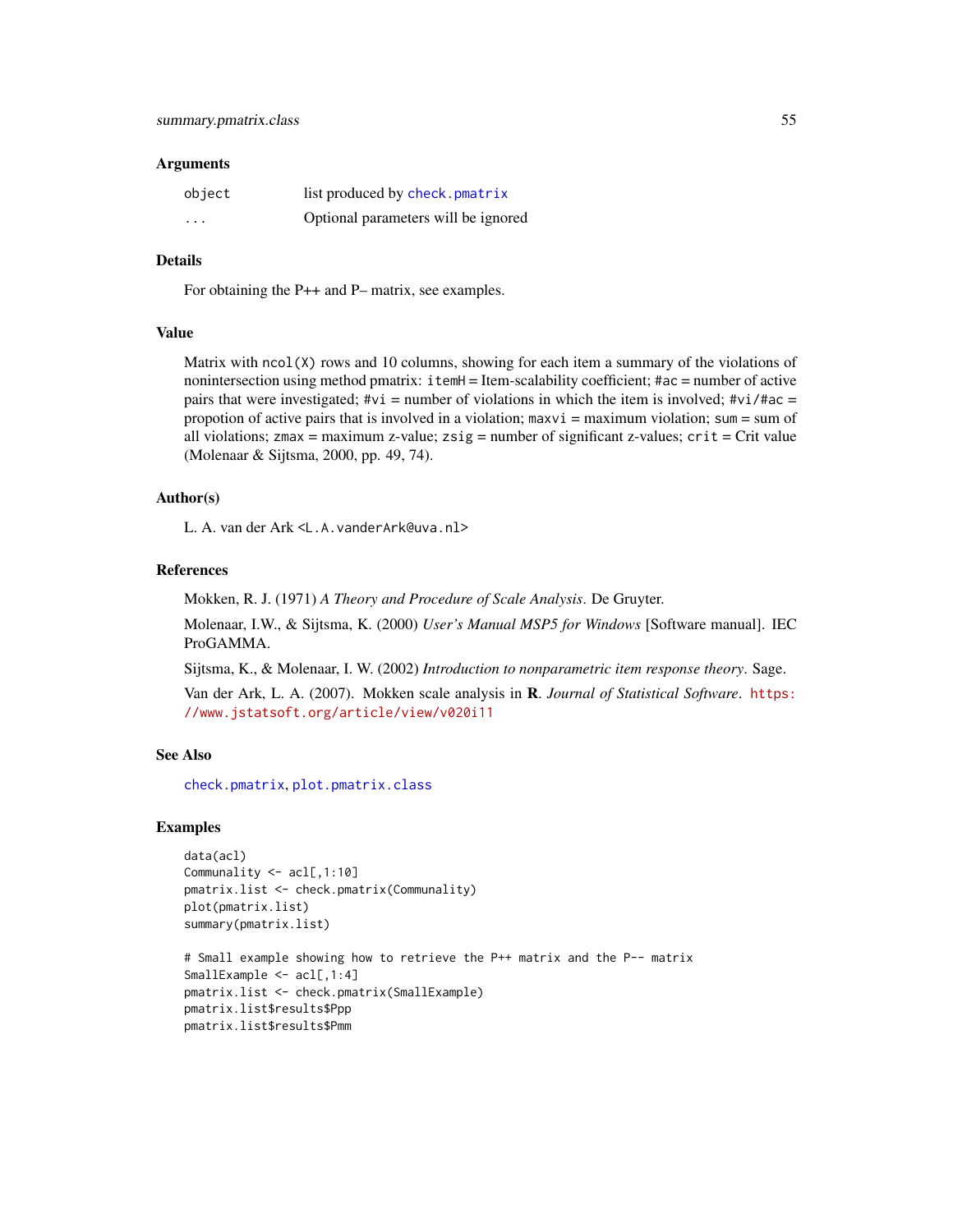### Arguments

| | |
|---|---|
| `object` | list produced by `check.pmatrix` |
| `...` | Optional parameters will be ignored |

### Details

For obtaining the P++ and P– matrix, see examples.

### Value

Matrix with `ncol(X)` rows and 10 columns, showing for each item a summary of the violations of nonintersection using method pmatrix: `itemH` = Item-scalability coefficient; `#ac` = number of active pairs that were investigated; `#vi` = number of violations in which the item is involved; `#vi/#ac` = propotion of active pairs that is involved in a violation; `maxvi` = maximum violation; `sum` = sum of all violations; `zmax` = maximum z-value; `zsig` = number of significant z-values; `crit` = Crit value (Molenaar & Sijtsma, 2000, pp. 49, 74).

### Author(s)

L. A. van der Ark <L.A.vanderArk@uva.nl>

### References

Mokken, R. J. (1971) *A Theory and Procedure of Scale Analysis*. De Gruyter.

Molenaar, I.W., & Sijtsma, K. (2000) *User's Manual MSP5 for Windows* [Software manual]. IEC ProGAMMA.

Sijtsma, K., & Molenaar, I. W. (2002) *Introduction to nonparametric item response theory*. Sage.

Van der Ark, L. A. (2007). Mokken scale analysis in **R**. *Journal of Statistical Software*. https://www.jstatsoft.org/article/view/v020i11

### See Also

`check.pmatrix`, `plot.pmatrix.class`

### Examples

```
data(acl)
Communality <- acl[,1:10]
pmatrix.list <- check.pmatrix(Communality)
plot(pmatrix.list)
summary(pmatrix.list)

# Small example showing how to retrieve the P++ matrix and the P-- matrix
SmallExample <- acl[,1:4]
pmatrix.list <- check.pmatrix(SmallExample)
pmatrix.list$results$Ppp
pmatrix.list$results$Pmm
```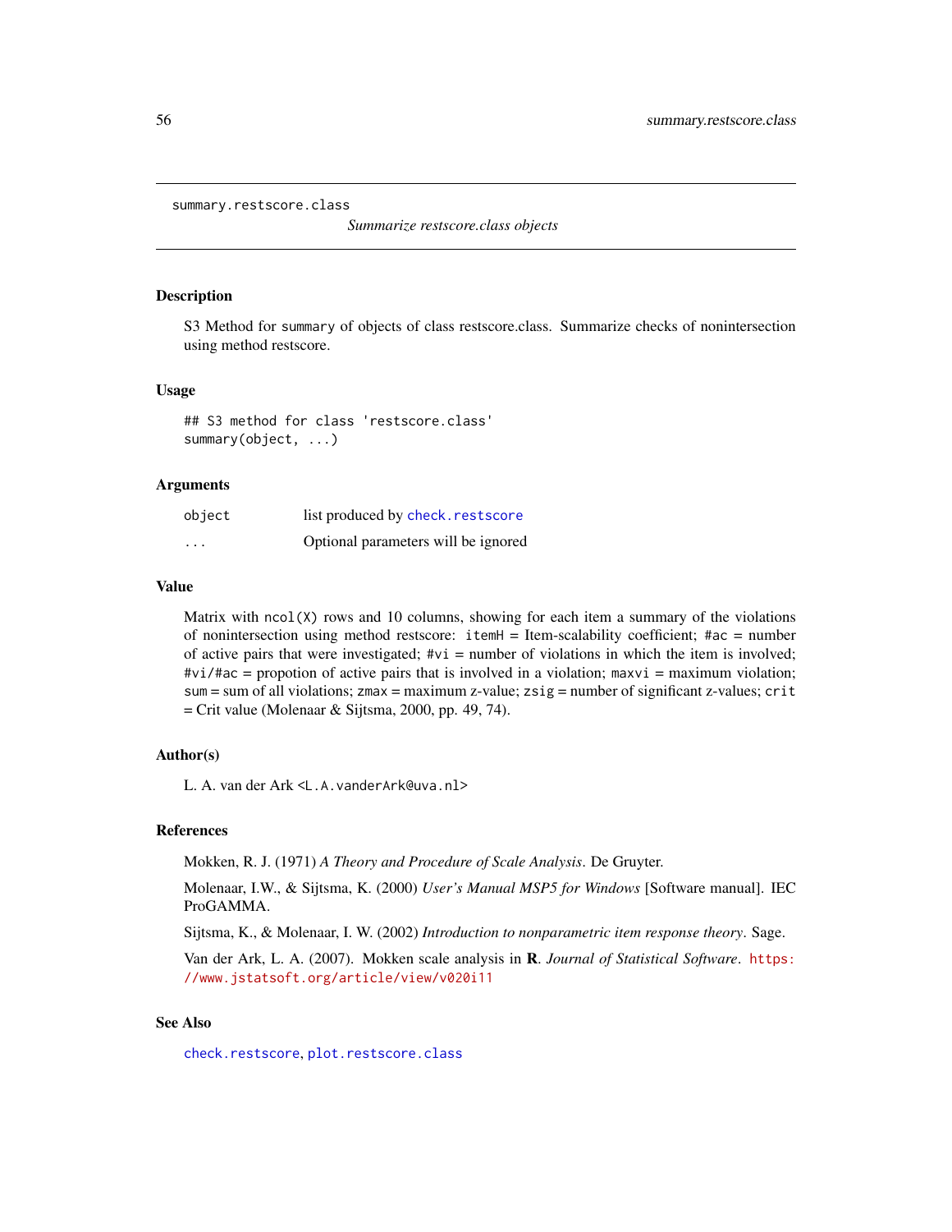# summary.restscore.class

*Summarize restscore.class objects*

## Description

S3 Method for `summary` of objects of class restscore.class. Summarize checks of nonintersection using method restscore.

## Usage

```
## S3 method for class 'restscore.class'
summary(object, ...)
```

## Arguments

| | |
|---|---|
| `object` | list produced by `check.restscore` |
| `...` | Optional parameters will be ignored |

## Value

Matrix with `ncol(X)` rows and 10 columns, showing for each item a summary of the violations of nonintersection using method restscore: `itemH` = Item-scalability coefficient; `#ac` = number of active pairs that were investigated; `#vi` = number of violations in which the item is involved; `#vi/#ac` = propotion of active pairs that is involved in a violation; `maxvi` = maximum violation; `sum` = sum of all violations; `zmax` = maximum z-value; `zsig` = number of significant z-values; `crit` = Crit value (Molenaar & Sijtsma, 2000, pp. 49, 74).

## Author(s)

L. A. van der Ark <L.A.vanderArk@uva.nl>

## References

Mokken, R. J. (1971) *A Theory and Procedure of Scale Analysis*. De Gruyter.

Molenaar, I.W., & Sijtsma, K. (2000) *User's Manual MSP5 for Windows* [Software manual]. IEC ProGAMMA.

Sijtsma, K., & Molenaar, I. W. (2002) *Introduction to nonparametric item response theory*. Sage.

Van der Ark, L. A. (2007). Mokken scale analysis in **R**. *Journal of Statistical Software*. https://www.jstatsoft.org/article/view/v020i11

## See Also

`check.restscore`, `plot.restscore.class`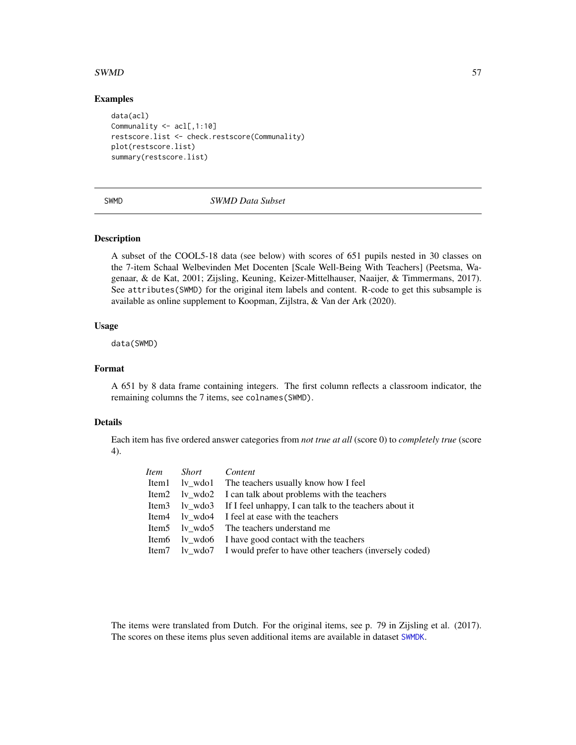## Examples

```
data(acl)
Communality <- acl[,1:10]
restscore.list <- check.restscore(Communality)
plot(restscore.list)
summary(restscore.list)
```

---

SWMD — *SWMD Data Subset*

---

### Description

A subset of the COOL5-18 data (see below) with scores of 651 pupils nested in 30 classes on the 7-item Schaal Welbevinden Met Docenten [Scale Well-Being With Teachers] (Peetsma, Wagenaar, & de Kat, 2001; Zijsling, Keuning, Keizer-Mittelhauser, Naaijer, & Timmermans, 2017). See `attributes(SWMD)` for the original item labels and content. R-code to get this subsample is available as online supplement to Koopman, Zijlstra, & Van der Ark (2020).

### Usage

```
data(SWMD)
```

### Format

A 651 by 8 data frame containing integers. The first column reflects a classroom indicator, the remaining columns the 7 items, see `colnames(SWMD)`.

### Details

Each item has five ordered answer categories from *not true at all* (score 0) to *completely true* (score 4).

| *Item* | *Short* | *Content* |
|---|---|---|
| Item1 | lv_wdo1 | The teachers usually know how I feel |
| Item2 | lv_wdo2 | I can talk about problems with the teachers |
| Item3 | lv_wdo3 | If I feel unhappy, I can talk to the teachers about it |
| Item4 | lv_wdo4 | I feel at ease with the teachers |
| Item5 | lv_wdo5 | The teachers understand me |
| Item6 | lv_wdo6 | I have good contact with the teachers |
| Item7 | lv_wdo7 | I would prefer to have other teachers (inversely coded) |

The items were translated from Dutch. For the original items, see p. 79 in Zijsling et al. (2017). The scores on these items plus seven additional items are available in dataset SWMDK.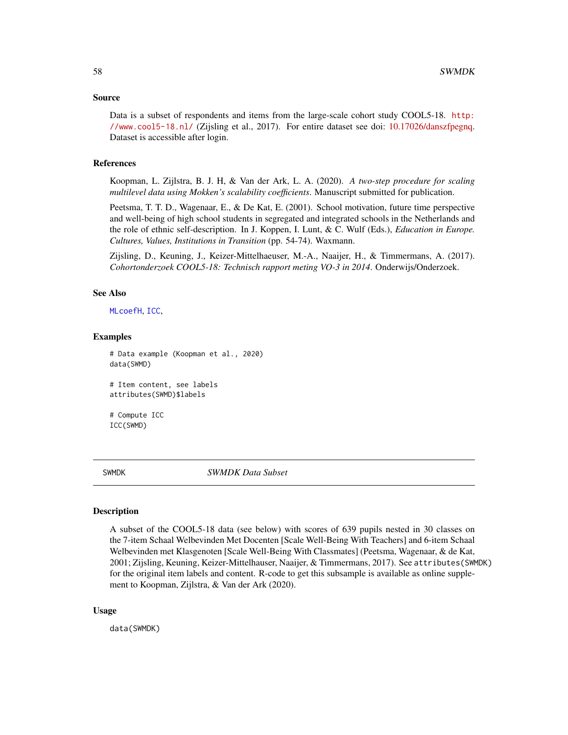### Source

Data is a subset of respondents and items from the large-scale cohort study COOL5-18. http://www.cool5-18.nl/ (Zijsling et al., 2017). For entire dataset see doi: 10.17026/danszfpegnq. Dataset is accessible after login.

### References

Koopman, L. Zijlstra, B. J. H, & Van der Ark, L. A. (2020). *A two-step procedure for scaling multilevel data using Mokken's scalability coefficients*. Manuscript submitted for publication.

Peetsma, T. T. D., Wagenaar, E., & De Kat, E. (2001). School motivation, future time perspective and well-being of high school students in segregated and integrated schools in the Netherlands and the role of ethnic self-description. In J. Koppen, I. Lunt, & C. Wulf (Eds.), *Education in Europe. Cultures, Values, Institutions in Transition* (pp. 54-74). Waxmann.

Zijsling, D., Keuning, J., Keizer-Mittelhaeuser, M.-A., Naaijer, H., & Timmermans, A. (2017). *Cohortonderzoek COOL5-18: Technisch rapport meting VO-3 in 2014*. Onderwijs/Onderzoek.

### See Also

MLcoefH, ICC,

### Examples

```
# Data example (Koopman et al., 2020)
data(SWMD)

# Item content, see labels
attributes(SWMD)$labels

# Compute ICC
ICC(SWMD)
```

---

## SWMDK — *SWMDK Data Subset*

### Description

A subset of the COOL5-18 data (see below) with scores of 639 pupils nested in 30 classes on the 7-item Schaal Welbevinden Met Docenten [Scale Well-Being With Teachers] and 6-item Schaal Welbevinden met Klasgenoten [Scale Well-Being With Classmates] (Peetsma, Wagenaar, & de Kat, 2001; Zijsling, Keuning, Keizer-Mittelhauser, Naaijer, & Timmermans, 2017). See `attributes(SWMDK)` for the original item labels and content. R-code to get this subsample is available as online supplement to Koopman, Zijlstra, & Van der Ark (2020).

### Usage

```
data(SWMDK)
```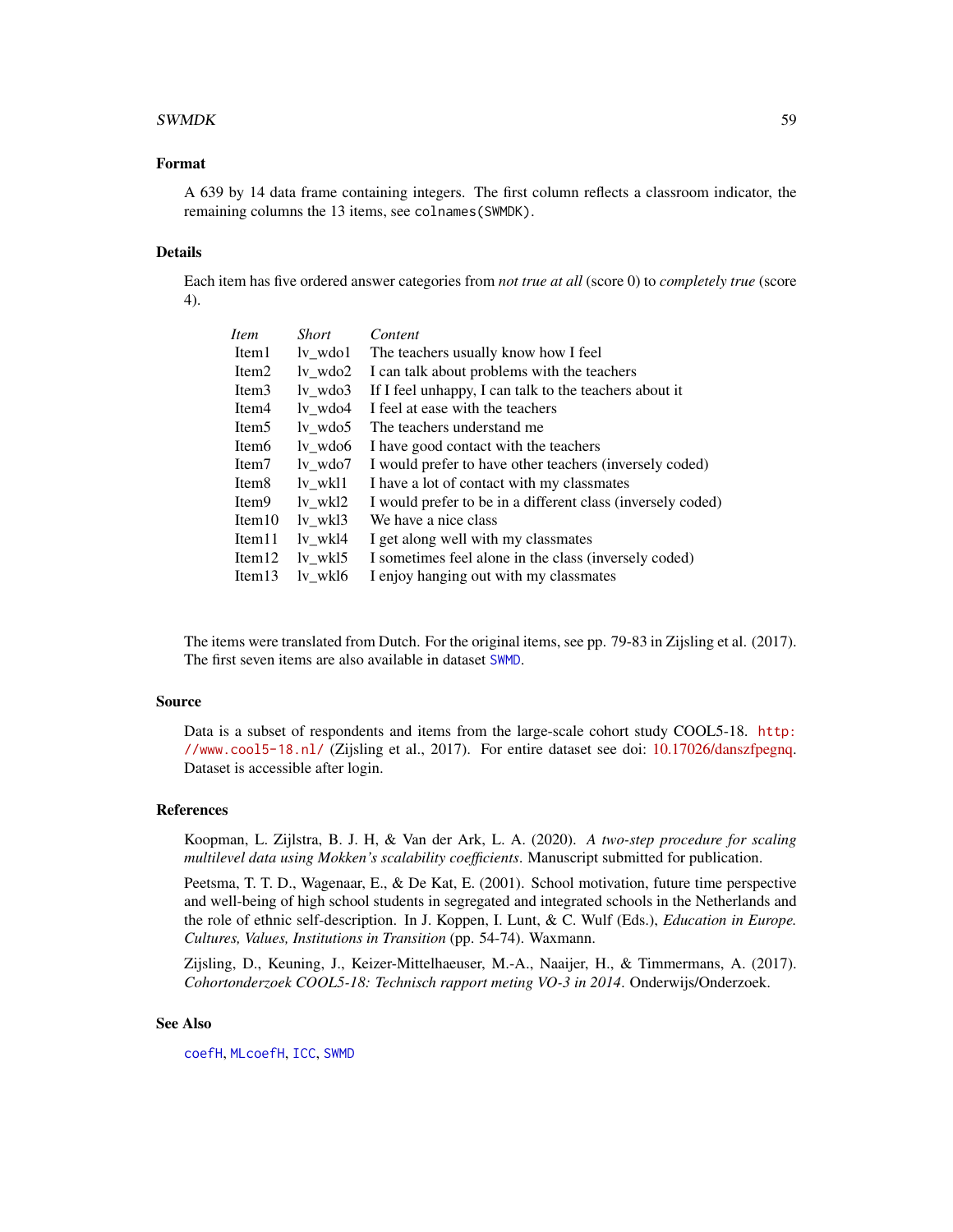## Format

A 639 by 14 data frame containing integers. The first column reflects a classroom indicator, the remaining columns the 13 items, see `colnames(SWMDK)`.

## Details

Each item has five ordered answer categories from *not true at all* (score 0) to *completely true* (score 4).

| *Item* | *Short* | *Content* |
|---|---|---|
| Item1 | lv_wdo1 | The teachers usually know how I feel |
| Item2 | lv_wdo2 | I can talk about problems with the teachers |
| Item3 | lv_wdo3 | If I feel unhappy, I can talk to the teachers about it |
| Item4 | lv_wdo4 | I feel at ease with the teachers |
| Item5 | lv_wdo5 | The teachers understand me |
| Item6 | lv_wdo6 | I have good contact with the teachers |
| Item7 | lv_wdo7 | I would prefer to have other teachers (inversely coded) |
| Item8 | lv_wkl1 | I have a lot of contact with my classmates |
| Item9 | lv_wkl2 | I would prefer to be in a different class (inversely coded) |
| Item10 | lv_wkl3 | We have a nice class |
| Item11 | lv_wkl4 | I get along well with my classmates |
| Item12 | lv_wkl5 | I sometimes feel alone in the class (inversely coded) |
| Item13 | lv_wkl6 | I enjoy hanging out with my classmates |

The items were translated from Dutch. For the original items, see pp. 79-83 in Zijsling et al. (2017). The first seven items are also available in dataset `SWMD`.

## Source

Data is a subset of respondents and items from the large-scale cohort study COOL5-18. `http://www.cool5-18.nl/` (Zijsling et al., 2017). For entire dataset see doi: 10.17026/danszfpegnq. Dataset is accessible after login.

## References

Koopman, L. Zijlstra, B. J. H, & Van der Ark, L. A. (2020). *A two-step procedure for scaling multilevel data using Mokken's scalability coefficients*. Manuscript submitted for publication.

Peetsma, T. T. D., Wagenaar, E., & De Kat, E. (2001). School motivation, future time perspective and well-being of high school students in segregated and integrated schools in the Netherlands and the role of ethnic self-description. In J. Koppen, I. Lunt, & C. Wulf (Eds.), *Education in Europe. Cultures, Values, Institutions in Transition* (pp. 54-74). Waxmann.

Zijsling, D., Keuning, J., Keizer-Mittelhaeuser, M.-A., Naaijer, H., & Timmermans, A. (2017). *Cohortonderzoek COOL5-18: Technisch rapport meting VO-3 in 2014*. Onderwijs/Onderzoek.

## See Also

`coefH`, `MLcoefH`, `ICC`, `SWMD`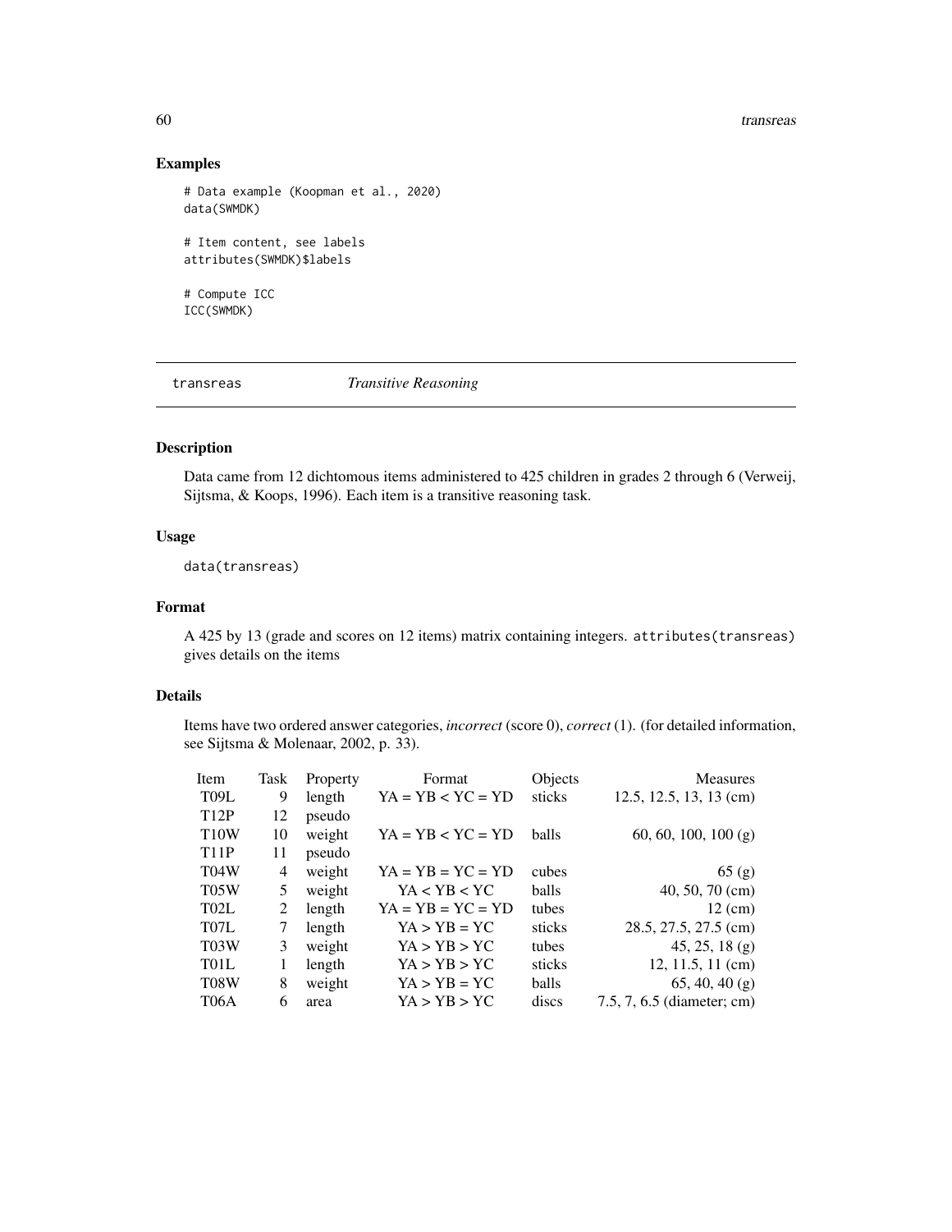## Examples

```
# Data example (Koopman et al., 2020)
data(SWMDK)

# Item content, see labels
attributes(SWMDK)$labels

# Compute ICC
ICC(SWMDK)
```

---

transsreas *Transitive Reasoning*

## Description

Data came from 12 dichtomous items administered to 425 children in grades 2 through 6 (Verweij, Sijtsma, & Koops, 1996). Each item is a transitive reasoning task.

## Usage

```
data(transreas)
```

## Format

A 425 by 13 (grade and scores on 12 items) matrix containing integers. `attributes(transreas)` gives details on the items

## Details

Items have two ordered answer categories, *incorrect* (score 0), *correct* (1). (for detailed information, see Sijtsma & Molenaar, 2002, p. 33).

| Item | Task | Property | Format | Objects | Measures |
|---|---|---|---|---|---|
| T09L | 9 | length | YA = YB < YC = YD | sticks | 12.5, 12.5, 13, 13 (cm) |
| T12P | 12 | pseudo | | | |
| T10W | 10 | weight | YA = YB < YC = YD | balls | 60, 60, 100, 100 (g) |
| T11P | 11 | pseudo | | | |
| T04W | 4 | weight | YA = YB = YC = YD | cubes | 65 (g) |
| T05W | 5 | weight | YA < YB < YC | balls | 40, 50, 70 (cm) |
| T02L | 2 | length | YA = YB = YC = YD | tubes | 12 (cm) |
| T07L | 7 | length | YA > YB = YC | sticks | 28.5, 27.5, 27.5 (cm) |
| T03W | 3 | weight | YA > YB > YC | tubes | 45, 25, 18 (g) |
| T01L | 1 | length | YA > YB > YC | sticks | 12, 11.5, 11 (cm) |
| T08W | 8 | weight | YA > YB = YC | balls | 65, 40, 40 (g) |
| T06A | 6 | area | YA > YB > YC | discs | 7.5, 7, 6.5 (diameter; cm) |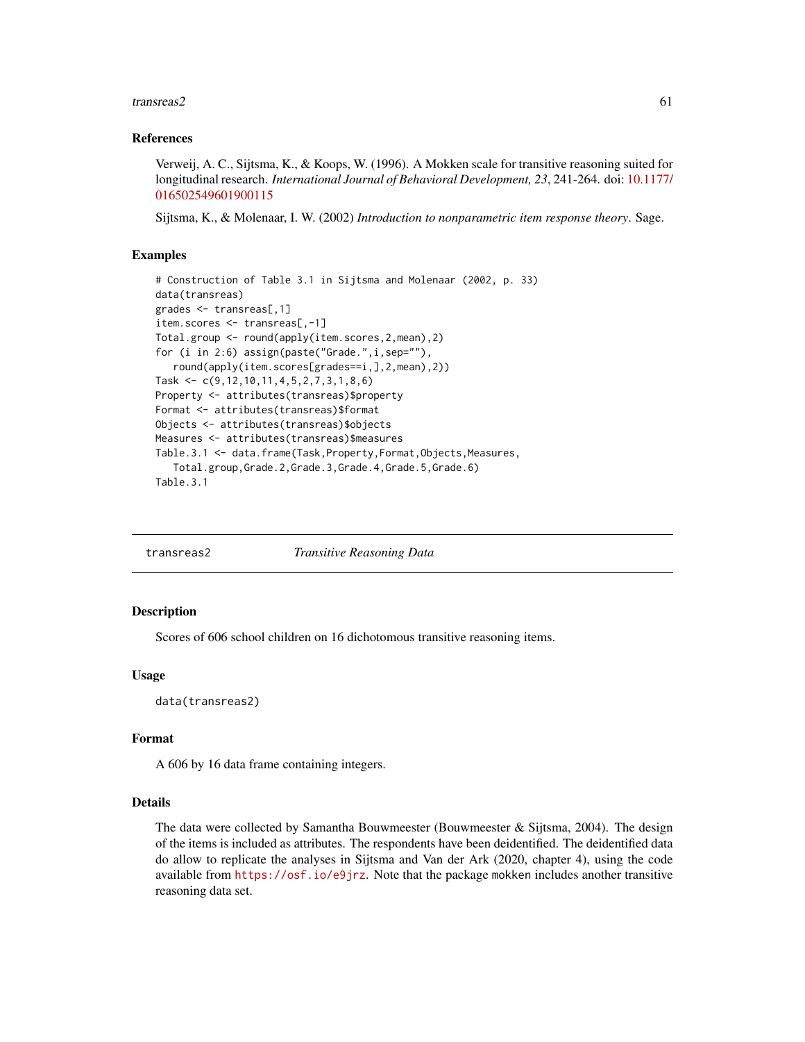### References

Verweij, A. C., Sijtsma, K., & Koops, W. (1996). A Mokken scale for transitive reasoning suited for longitudinal research. *International Journal of Behavioral Development, 23*, 241-264. doi: 10.1177/016502549601900115

Sijtsma, K., & Molenaar, I. W. (2002) *Introduction to nonparametric item response theory*. Sage.

### Examples

```
# Construction of Table 3.1 in Sijtsma and Molenaar (2002, p. 33)
data(transreas)
grades <- transreas[,1]
item.scores <- transreas[,-1]
Total.group <- round(apply(item.scores,2,mean),2)
for (i in 2:6) assign(paste("Grade.",i,sep=""),
   round(apply(item.scores[grades==i,],2,mean),2))
Task <- c(9,12,10,11,4,5,2,7,3,1,8,6)
Property <- attributes(transreas)$property
Format <- attributes(transreas)$format
Objects <- attributes(transreas)$objects
Measures <- attributes(transreas)$measures
Table.3.1 <- data.frame(Task,Property,Format,Objects,Measures,
   Total.group,Grade.2,Grade.3,Grade.4,Grade.5,Grade.6)
Table.3.1
```

---

## transreas2 *Transitive Reasoning Data*

### Description

Scores of 606 school children on 16 dichotomous transitive reasoning items.

### Usage

```
data(transreas2)
```

### Format

A 606 by 16 data frame containing integers.

### Details

The data were collected by Samantha Bouwmeester (Bouwmeester & Sijtsma, 2004). The design of the items is included as attributes. The respondents have been deidentified. The deidentified data do allow to replicate the analyses in Sijtsma and Van der Ark (2020, chapter 4), using the code available from `https://osf.io/e9jrz`. Note that the package `mokken` includes another transitive reasoning data set.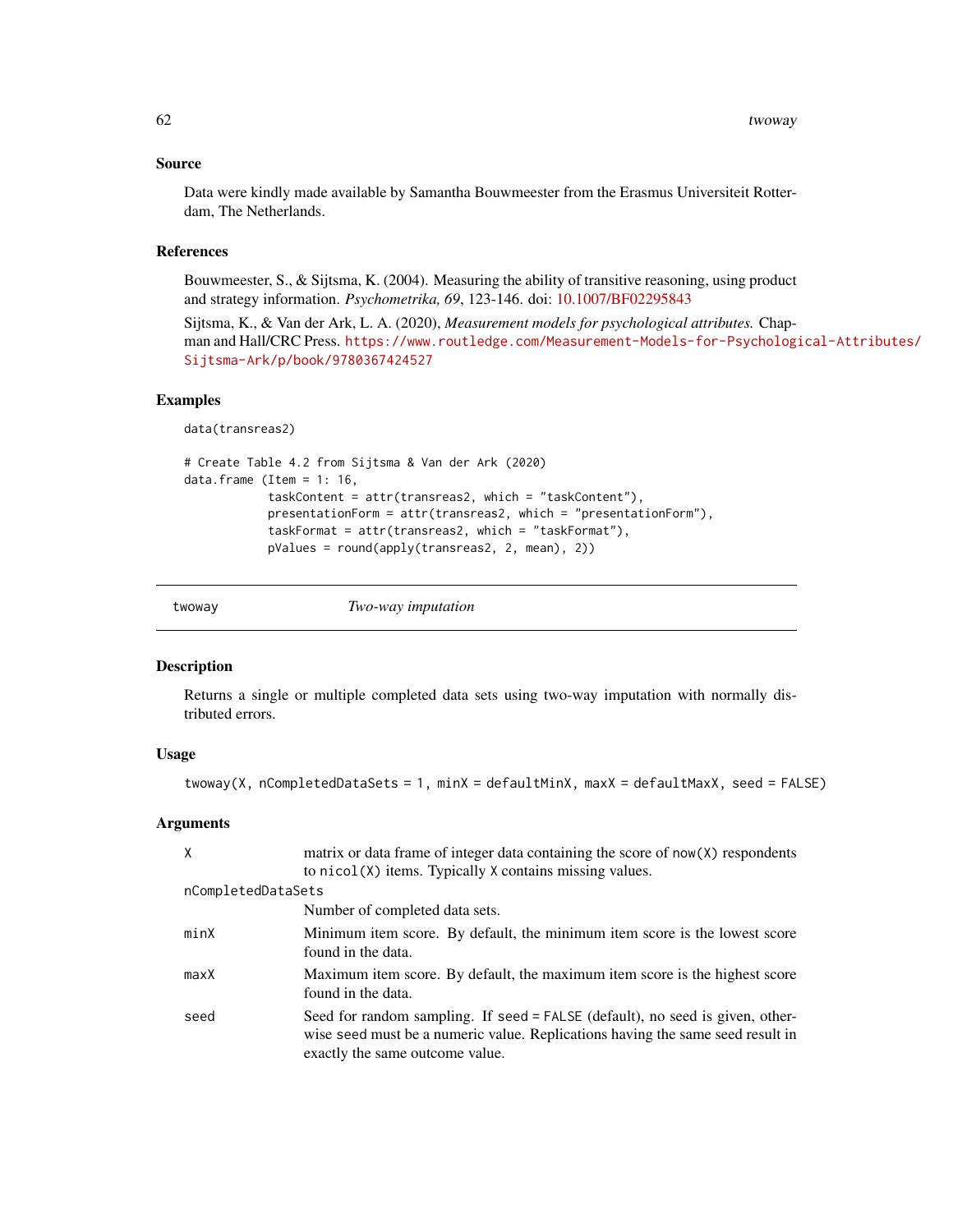### Source

Data were kindly made available by Samantha Bouwmeester from the Erasmus Universiteit Rotterdam, The Netherlands.

### References

Bouwmeester, S., & Sijtsma, K. (2004). Measuring the ability of transitive reasoning, using product and strategy information. *Psychometrika, 69*, 123-146. doi: 10.1007/BF02295843

Sijtsma, K., & Van der Ark, L. A. (2020), *Measurement models for psychological attributes.* Chapman and Hall/CRC Press. https://www.routledge.com/Measurement-Models-for-Psychological-Attributes/Sijtsma-Ark/p/book/9780367424527

### Examples

```
data(transreas2)

# Create Table 4.2 from Sijtsma & Van der Ark (2020)
data.frame (Item = 1: 16,
            taskContent = attr(transreas2, which = "taskContent"),
            presentationForm = attr(transreas2, which = "presentationForm"),
            taskFormat = attr(transreas2, which = "taskFormat"),
            pValues = round(apply(transreas2, 2, mean), 2))
```

---

## twoway — *Two-way imputation*

### Description

Returns a single or multiple completed data sets using two-way imputation with normally distributed errors.

### Usage

```
twoway(X, nCompletedDataSets = 1, minX = defaultMinX, maxX = defaultMaxX, seed = FALSE)
```

### Arguments

| | |
|---|---|
| `X` | matrix or data frame of integer data containing the score of `now(X)` respondents to `nicol(X)` items. Typically `X` contains missing values. |
| `nCompletedDataSets` | Number of completed data sets. |
| `minX` | Minimum item score. By default, the minimum item score is the lowest score found in the data. |
| `maxX` | Maximum item score. By default, the maximum item score is the highest score found in the data. |
| `seed` | Seed for random sampling. If `seed = FALSE` (default), no seed is given, otherwise seed must be a numeric value. Replications having the same seed result in exactly the same outcome value. |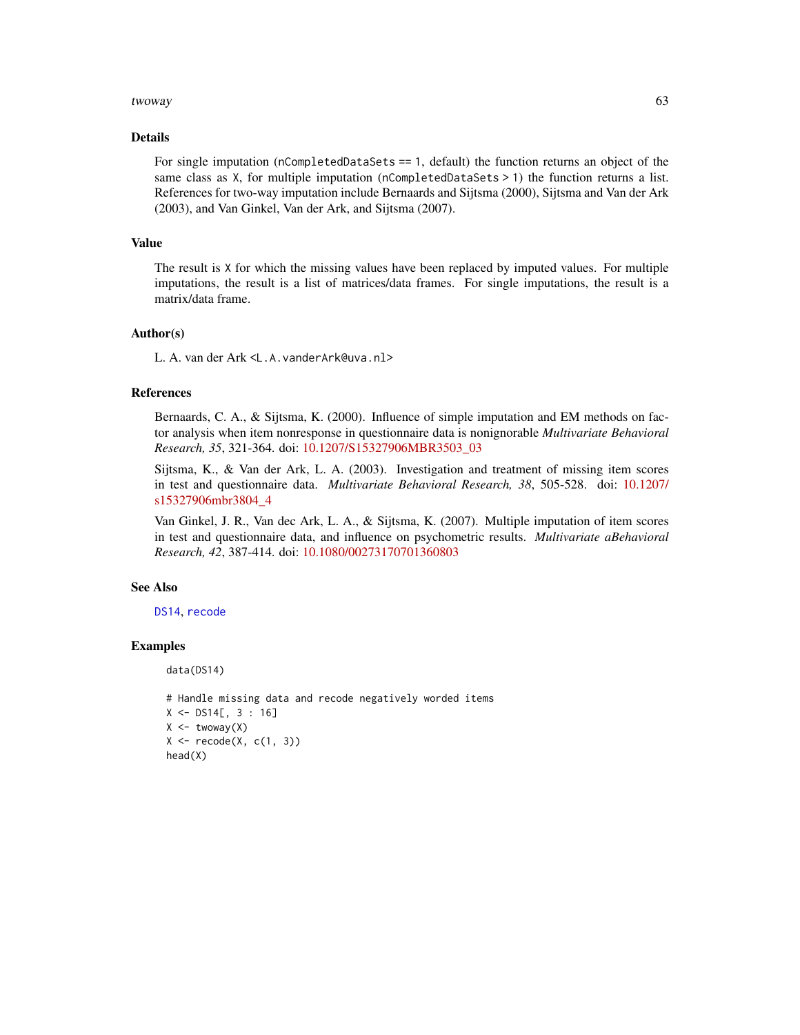## Details

For single imputation (`nCompletedDataSets == 1`, default) the function returns an object of the same class as `X`, for multiple imputation (`nCompletedDataSets > 1`) the function returns a list. References for two-way imputation include Bernaards and Sijtsma (2000), Sijtsma and Van der Ark (2003), and Van Ginkel, Van der Ark, and Sijtsma (2007).

## Value

The result is `X` for which the missing values have been replaced by imputed values. For multiple imputations, the result is a list of matrices/data frames. For single imputations, the result is a matrix/data frame.

## Author(s)

L. A. van der Ark <`L.A.vanderArk@uva.nl`>

## References

Bernaards, C. A., & Sijtsma, K. (2000). Influence of simple imputation and EM methods on factor analysis when item nonresponse in questionnaire data is nonignorable *Multivariate Behavioral Research, 35*, 321-364. doi: 10.1207/S15327906MBR3503_03

Sijtsma, K., & Van der Ark, L. A. (2003). Investigation and treatment of missing item scores in test and questionnaire data. *Multivariate Behavioral Research, 38*, 505-528. doi: 10.1207/s15327906mbr3804_4

Van Ginkel, J. R., Van dec Ark, L. A., & Sijtsma, K. (2007). Multiple imputation of item scores in test and questionnaire data, and influence on psychometric results. *Multivariate aBehavioral Research, 42*, 387-414. doi: 10.1080/00273170701360803

## See Also

`DS14`, `recode`

## Examples

```
data(DS14)

# Handle missing data and recode negatively worded items
X <- DS14[, 3 : 16]
X <- twoway(X)
X <- recode(X, c(1, 3))
head(X)
```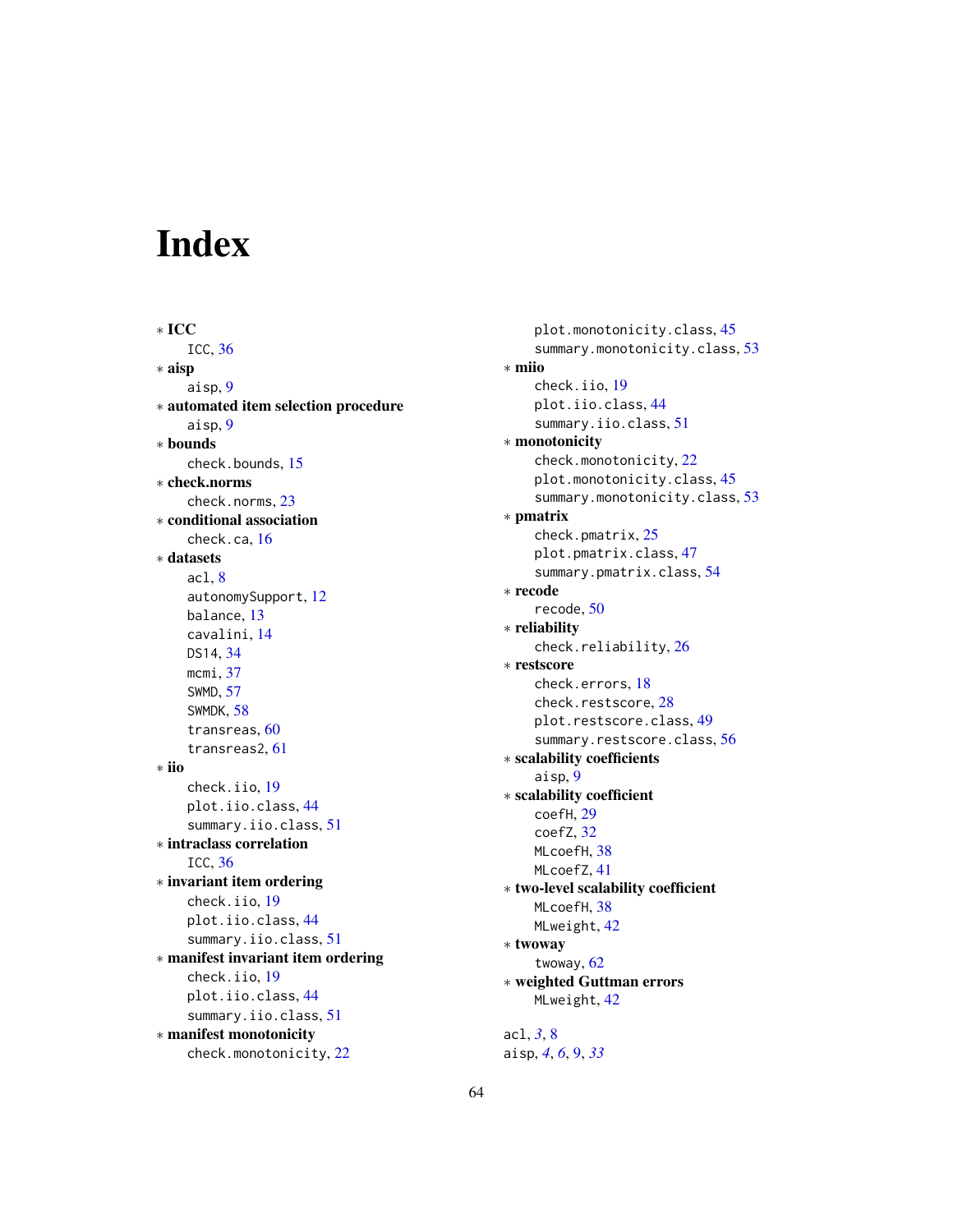# Index

∗ **ICC**
  ICC, 36
∗ **aisp**
  aisp, 9
∗ **automated item selection procedure**
  aisp, 9
∗ **bounds**
  check.bounds, 15
∗ **check.norms**
  check.norms, 23
∗ **conditional association**
  check.ca, 16
∗ **datasets**
  acl, 8
  autonomySupport, 12
  balance, 13
  cavalini, 14
  DS14, 34
  mcmi, 37
  SWMD, 57
  SWMDK, 58
  transreas, 60
  transreas2, 61
∗ **iio**
  check.iio, 19
  plot.iio.class, 44
  summary.iio.class, 51
∗ **intraclass correlation**
  ICC, 36
∗ **invariant item ordering**
  check.iio, 19
  plot.iio.class, 44
  summary.iio.class, 51
∗ **manifest invariant item ordering**
  check.iio, 19
  plot.iio.class, 44
  summary.iio.class, 51
∗ **manifest monotonicity**
  check.monotonicity, 22
  plot.monotonicity.class, 45
  summary.monotonicity.class, 53
∗ **miio**
  check.iio, 19
  plot.iio.class, 44
  summary.iio.class, 51
∗ **monotonicity**
  check.monotonicity, 22
  plot.monotonicity.class, 45
  summary.monotonicity.class, 53
∗ **pmatrix**
  check.pmatrix, 25
  plot.pmatrix.class, 47
  summary.pmatrix.class, 54
∗ **recode**
  recode, 50
∗ **reliability**
  check.reliability, 26
∗ **restscore**
  check.errors, 18
  check.restscore, 28
  plot.restscore.class, 49
  summary.restscore.class, 56
∗ **scalability coefficients**
  aisp, 9
∗ **scalability coefficient**
  coefH, 29
  coefZ, 32
  MLcoefH, 38
  MLcoefZ, 41
∗ **two-level scalability coefficient**
  MLcoefH, 38
  MLweight, 42
∗ **twoway**
  twoway, 62
∗ **weighted Guttman errors**
  MLweight, 42

acl, *3*, 8
aisp, *4*, *6*, 9, *33*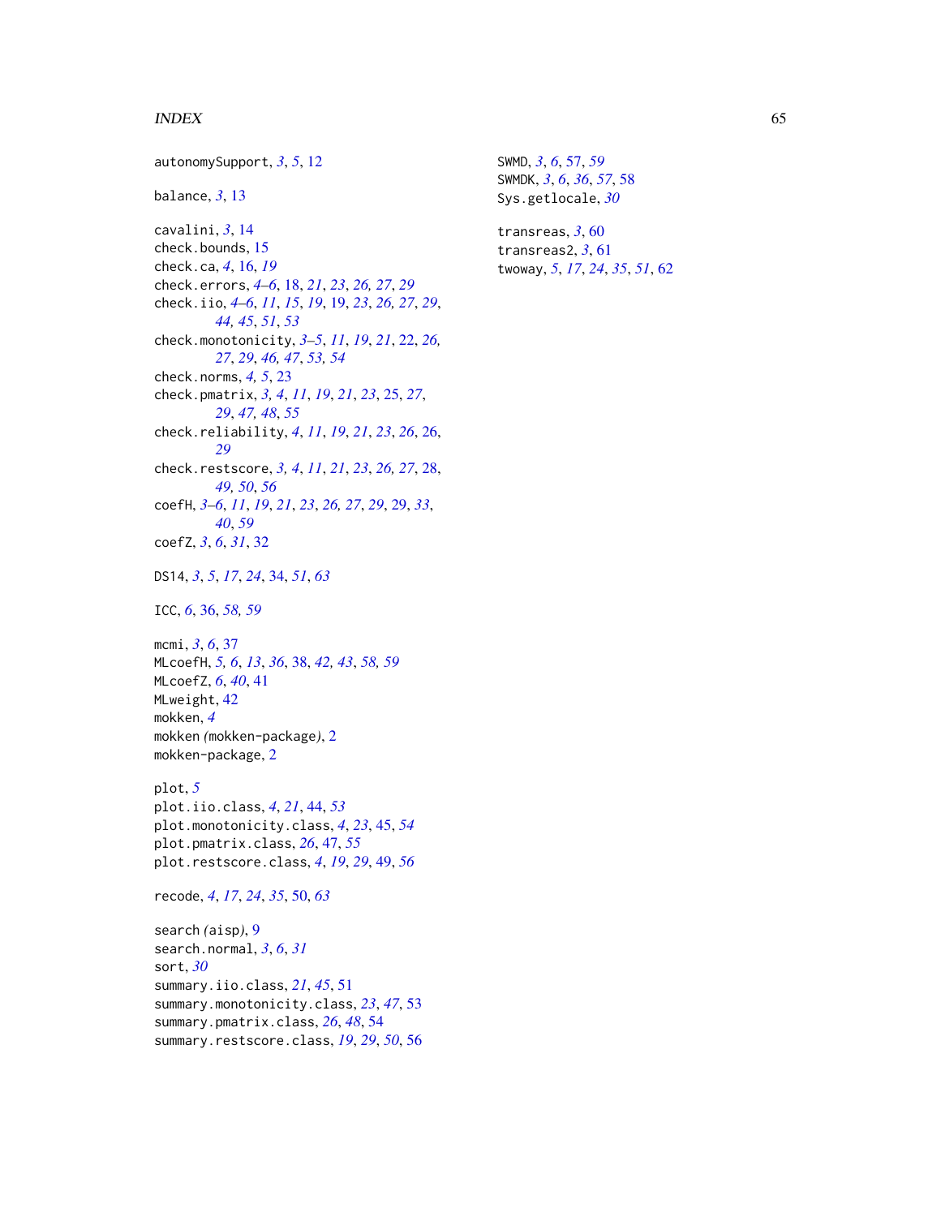autonomySupport, *3*, *5*, 12

balance, *3*, 13

cavalini, *3*, 14
check.bounds, 15
check.ca, *4*, 16, *19*
check.errors, *4–6*, 18, *21*, *23*, *26, 27*, *29*
check.iio, *4–6*, *11*, *15*, *19*, 19, *23*, *26, 27*, *29*, *44, 45*, *51*, *53*
check.monotonicity, *3–5*, *11*, *19*, *21*, 22, *26, 27*, *29*, *46, 47*, *53, 54*
check.norms, *4, 5*, 23
check.pmatrix, *3, 4*, *11*, *19*, *21*, *23*, 25, *27*, *29*, *47, 48*, *55*
check.reliability, *4*, *11*, *19*, *21*, *23*, *26*, 26, *29*
check.restscore, *3, 4*, *11*, *21*, *23*, *26, 27*, 28, *49, 50*, *56*
coefH, *3–6*, *11*, *19*, *21*, *23*, *26, 27*, *29*, 29, *33*, *40*, *59*
coefZ, *3*, *6*, *31*, 32

DS14, *3*, *5*, *17*, *24*, 34, *51*, *63*

ICC, *6*, 36, *58, 59*

mcmi, *3*, *6*, 37
MLcoefH, *5, 6*, *13*, *36*, 38, *42, 43*, *58, 59*
MLcoefZ, *6*, *40*, 41
MLweight, 42
mokken, *4*
mokken *(*mokken-package*)*, 2
mokken-package, 2

plot, *5*
plot.iio.class, *4*, *21*, 44, *53*
plot.monotonicity.class, *4*, *23*, 45, *54*
plot.pmatrix.class, *26*, 47, *55*
plot.restscore.class, *4*, *19*, *29*, 49, *56*

recode, *4*, *17*, *24*, *35*, 50, *63*

search *(*aisp*)*, 9
search.normal, *3*, *6*, *31*
sort, *30*
summary.iio.class, *21*, *45*, 51
summary.monotonicity.class, *23*, *47*, 53
summary.pmatrix.class, *26*, *48*, 54
summary.restscore.class, *19*, *29*, *50*, 56

SWMD, *3*, *6*, 57, *59*
SWMDK, *3*, *6*, *36*, *57*, 58
Sys.getlocale, *30*

transreas, *3*, 60
transreas2, *3*, 61
twoway, *5*, *17*, *24*, *35*, *51*, 62